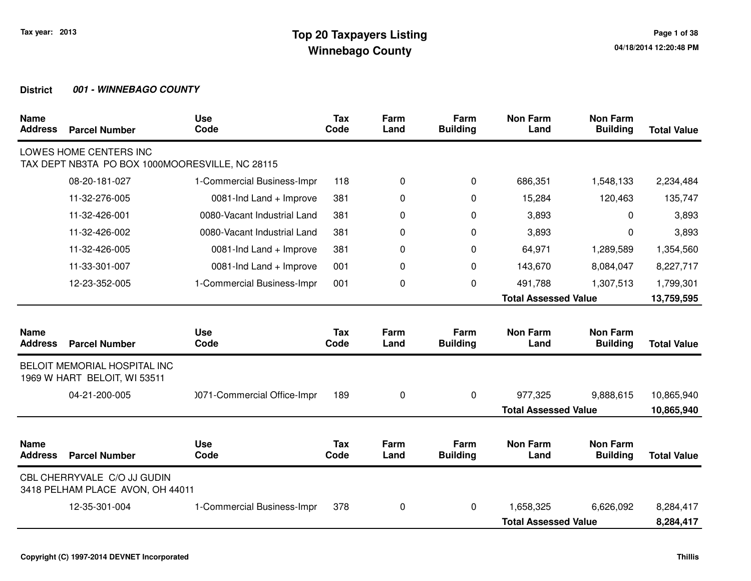Tax year: 2013

# Top 20 Taxpayers Listing
## Winnebago County

04/18/2014 12:20:48 PM

**District** ***001 - WINNEBAGO COUNTY***

| Name Address | Parcel Number | Use Code | Tax Code | Farm Land | Farm Building | Non Farm Land | Non Farm Building | Total Value |
|---|---|---|---|---|---|---|---|---|
| LOWES HOME CENTERS INC<br>TAX DEPT NB3TA PO BOX 1000MOORESVILLE, NC 28115 | | | | | | | | |
| | 08-20-181-027 | 1-Commercial Business-Impr | 118 | 0 | 0 | 686,351 | 1,548,133 | 2,234,484 |
| | 11-32-276-005 | 0081-Ind Land + Improve | 381 | 0 | 0 | 15,284 | 120,463 | 135,747 |
| | 11-32-426-001 | 0080-Vacant Industrial Land | 381 | 0 | 0 | 3,893 | 0 | 3,893 |
| | 11-32-426-002 | 0080-Vacant Industrial Land | 381 | 0 | 0 | 3,893 | 0 | 3,893 |
| | 11-32-426-005 | 0081-Ind Land + Improve | 381 | 0 | 0 | 64,971 | 1,289,589 | 1,354,560 |
| | 11-33-301-007 | 0081-Ind Land + Improve | 001 | 0 | 0 | 143,670 | 8,084,047 | 8,227,717 |
| | 12-23-352-005 | 1-Commercial Business-Impr | 001 | 0 | 0 | 491,788 | 1,307,513 | 1,799,301 |
| | | | | | | **Total Assessed Value** | | **13,759,595** |

| Name Address | Parcel Number | Use Code | Tax Code | Farm Land | Farm Building | Non Farm Land | Non Farm Building | Total Value |
|---|---|---|---|---|---|---|---|---|
| BELOIT MEMORIAL HOSPITAL INC<br>1969 W HART BELOIT, WI 53511 | | | | | | | | |
| | 04-21-200-005 | )071-Commercial Office-Impr | 189 | 0 | 0 | 977,325 | 9,888,615 | 10,865,940 |
| | | | | | | **Total Assessed Value** | | **10,865,940** |

| Name Address | Parcel Number | Use Code | Tax Code | Farm Land | Farm Building | Non Farm Land | Non Farm Building | Total Value |
|---|---|---|---|---|---|---|---|---|
| CBL CHERRYVALE C/O JJ GUDIN<br>3418 PELHAM PLACE AVON, OH 44011 | | | | | | | | |
| | 12-35-301-004 | 1-Commercial Business-Impr | 378 | 0 | 0 | 1,658,325 | 6,626,092 | 8,284,417 |
| | | | | | | **Total Assessed Value** | | **8,284,417** |

Copyright (C) 1997-2014 DEVNET Incorporated

Thillis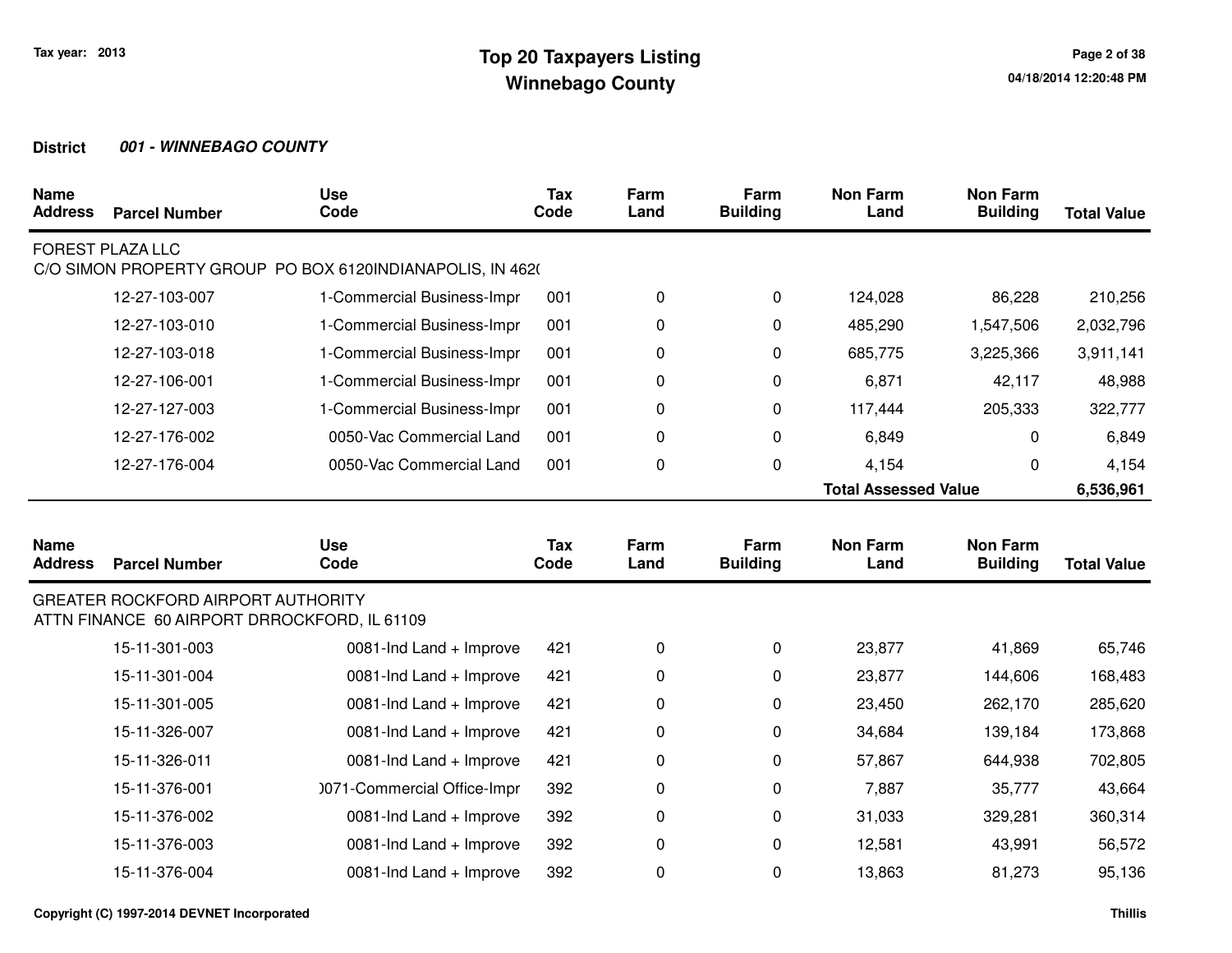Tax year: 2013

# Top 20 Taxpayers Listing
## Winnebago County

**District** ***001 - WINNEBAGO COUNTY***

| Name Address | Parcel Number | Use Code | Tax Code | Farm Land | Farm Building | Non Farm Land | Non Farm Building | Total Value |
|---|---|---|---|---|---|---|---|---|
| FOREST PLAZA LLC<br>C/O SIMON PROPERTY GROUP PO BOX 6120INDIANAPOLIS, IN 462( | | | | | | | | |
| | 12-27-103-007 | 1-Commercial Business-Impr | 001 | 0 | 0 | 124,028 | 86,228 | 210,256 |
| | 12-27-103-010 | 1-Commercial Business-Impr | 001 | 0 | 0 | 485,290 | 1,547,506 | 2,032,796 |
| | 12-27-103-018 | 1-Commercial Business-Impr | 001 | 0 | 0 | 685,775 | 3,225,366 | 3,911,141 |
| | 12-27-106-001 | 1-Commercial Business-Impr | 001 | 0 | 0 | 6,871 | 42,117 | 48,988 |
| | 12-27-127-003 | 1-Commercial Business-Impr | 001 | 0 | 0 | 117,444 | 205,333 | 322,777 |
| | 12-27-176-002 | 0050-Vac Commercial Land | 001 | 0 | 0 | 6,849 | 0 | 6,849 |
| | 12-27-176-004 | 0050-Vac Commercial Land | 001 | 0 | 0 | 4,154 | 0 | 4,154 |
| | | | | | | **Total Assessed Value** | | **6,536,961** |

| Name Address | Parcel Number | Use Code | Tax Code | Farm Land | Farm Building | Non Farm Land | Non Farm Building | Total Value |
|---|---|---|---|---|---|---|---|---|
| GREATER ROCKFORD AIRPORT AUTHORITY<br>ATTN FINANCE 60 AIRPORT DRROCKFORD, IL 61109 | | | | | | | | |
| | 15-11-301-003 | 0081-Ind Land + Improve | 421 | 0 | 0 | 23,877 | 41,869 | 65,746 |
| | 15-11-301-004 | 0081-Ind Land + Improve | 421 | 0 | 0 | 23,877 | 144,606 | 168,483 |
| | 15-11-301-005 | 0081-Ind Land + Improve | 421 | 0 | 0 | 23,450 | 262,170 | 285,620 |
| | 15-11-326-007 | 0081-Ind Land + Improve | 421 | 0 | 0 | 34,684 | 139,184 | 173,868 |
| | 15-11-326-011 | 0081-Ind Land + Improve | 421 | 0 | 0 | 57,867 | 644,938 | 702,805 |
| | 15-11-376-001 | )071-Commercial Office-Impr | 392 | 0 | 0 | 7,887 | 35,777 | 43,664 |
| | 15-11-376-002 | 0081-Ind Land + Improve | 392 | 0 | 0 | 31,033 | 329,281 | 360,314 |
| | 15-11-376-003 | 0081-Ind Land + Improve | 392 | 0 | 0 | 12,581 | 43,991 | 56,572 |
| | 15-11-376-004 | 0081-Ind Land + Improve | 392 | 0 | 0 | 13,863 | 81,273 | 95,136 |

Copyright (C) 1997-2014 DEVNET Incorporated

Thillis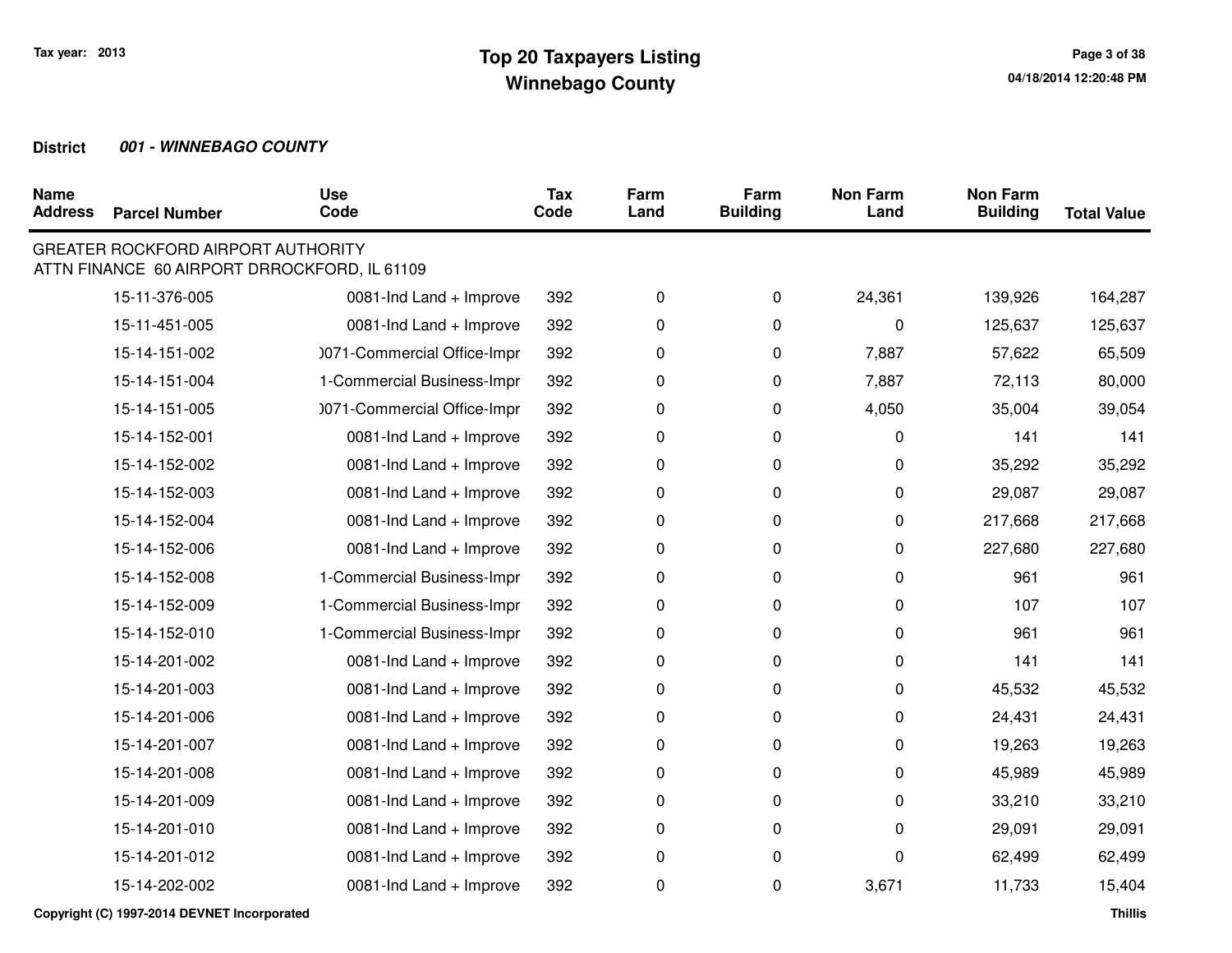**Tax year: 2013**

# Top 20 Taxpayers Listing
## Winnebago County

**District** ***001 - WINNEBAGO COUNTY***

| Name Address | Parcel Number | Use Code | Tax Code | Farm Land | Farm Building | Non Farm Land | Non Farm Building | Total Value |
|---|---|---|---|---|---|---|---|---|
| GREATER ROCKFORD AIRPORT AUTHORITY<br>ATTN FINANCE 60 AIRPORT DRROCKFORD, IL 61109 | | | | | | | | |
| | 15-11-376-005 | 0081-Ind Land + Improve | 392 | 0 | 0 | 24,361 | 139,926 | 164,287 |
| | 15-11-451-005 | 0081-Ind Land + Improve | 392 | 0 | 0 | 0 | 125,637 | 125,637 |
| | 15-14-151-002 | )071-Commercial Office-Impr | 392 | 0 | 0 | 7,887 | 57,622 | 65,509 |
| | 15-14-151-004 | 1-Commercial Business-Impr | 392 | 0 | 0 | 7,887 | 72,113 | 80,000 |
| | 15-14-151-005 | )071-Commercial Office-Impr | 392 | 0 | 0 | 4,050 | 35,004 | 39,054 |
| | 15-14-152-001 | 0081-Ind Land + Improve | 392 | 0 | 0 | 0 | 141 | 141 |
| | 15-14-152-002 | 0081-Ind Land + Improve | 392 | 0 | 0 | 0 | 35,292 | 35,292 |
| | 15-14-152-003 | 0081-Ind Land + Improve | 392 | 0 | 0 | 0 | 29,087 | 29,087 |
| | 15-14-152-004 | 0081-Ind Land + Improve | 392 | 0 | 0 | 0 | 217,668 | 217,668 |
| | 15-14-152-006 | 0081-Ind Land + Improve | 392 | 0 | 0 | 0 | 227,680 | 227,680 |
| | 15-14-152-008 | 1-Commercial Business-Impr | 392 | 0 | 0 | 0 | 961 | 961 |
| | 15-14-152-009 | 1-Commercial Business-Impr | 392 | 0 | 0 | 0 | 107 | 107 |
| | 15-14-152-010 | 1-Commercial Business-Impr | 392 | 0 | 0 | 0 | 961 | 961 |
| | 15-14-201-002 | 0081-Ind Land + Improve | 392 | 0 | 0 | 0 | 141 | 141 |
| | 15-14-201-003 | 0081-Ind Land + Improve | 392 | 0 | 0 | 0 | 45,532 | 45,532 |
| | 15-14-201-006 | 0081-Ind Land + Improve | 392 | 0 | 0 | 0 | 24,431 | 24,431 |
| | 15-14-201-007 | 0081-Ind Land + Improve | 392 | 0 | 0 | 0 | 19,263 | 19,263 |
| | 15-14-201-008 | 0081-Ind Land + Improve | 392 | 0 | 0 | 0 | 45,989 | 45,989 |
| | 15-14-201-009 | 0081-Ind Land + Improve | 392 | 0 | 0 | 0 | 33,210 | 33,210 |
| | 15-14-201-010 | 0081-Ind Land + Improve | 392 | 0 | 0 | 0 | 29,091 | 29,091 |
| | 15-14-201-012 | 0081-Ind Land + Improve | 392 | 0 | 0 | 0 | 62,499 | 62,499 |
| | 15-14-202-002 | 0081-Ind Land + Improve | 392 | 0 | 0 | 3,671 | 11,733 | 15,404 |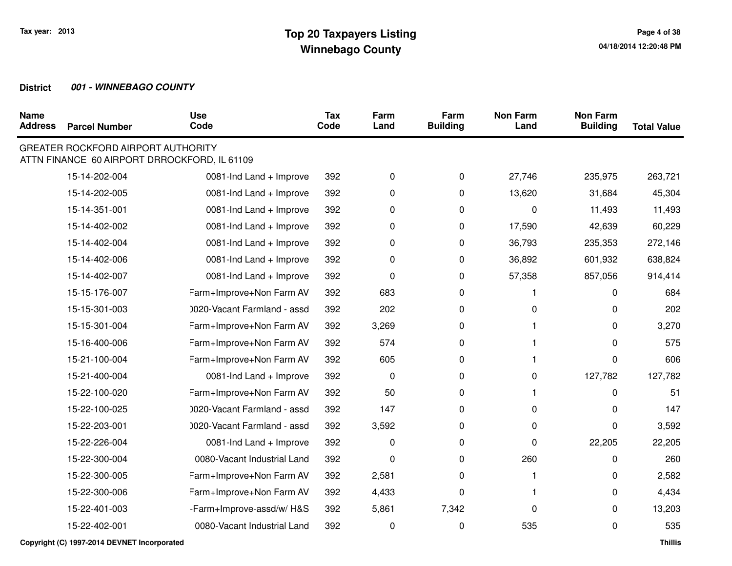# Top 20 Taxpayers Listing
## Winnebago County

Tax year: 2013

**District** ***001 - WINNEBAGO COUNTY***

| Name Address | Parcel Number | Use Code | Tax Code | Farm Land | Farm Building | Non Farm Land | Non Farm Building | Total Value |
|---|---|---|---|---|---|---|---|---|
| GREATER ROCKFORD AIRPORT AUTHORITY<br>ATTN FINANCE 60 AIRPORT DRROCKFORD, IL 61109 | | | | | | | | |
| | 15-14-202-004 | 0081-Ind Land + Improve | 392 | 0 | 0 | 27,746 | 235,975 | 263,721 |
| | 15-14-202-005 | 0081-Ind Land + Improve | 392 | 0 | 0 | 13,620 | 31,684 | 45,304 |
| | 15-14-351-001 | 0081-Ind Land + Improve | 392 | 0 | 0 | 0 | 11,493 | 11,493 |
| | 15-14-402-002 | 0081-Ind Land + Improve | 392 | 0 | 0 | 17,590 | 42,639 | 60,229 |
| | 15-14-402-004 | 0081-Ind Land + Improve | 392 | 0 | 0 | 36,793 | 235,353 | 272,146 |
| | 15-14-402-006 | 0081-Ind Land + Improve | 392 | 0 | 0 | 36,892 | 601,932 | 638,824 |
| | 15-14-402-007 | 0081-Ind Land + Improve | 392 | 0 | 0 | 57,358 | 857,056 | 914,414 |
| | 15-15-176-007 | Farm+Improve+Non Farm AV | 392 | 683 | 0 | 1 | 0 | 684 |
| | 15-15-301-003 | 0020-Vacant Farmland - assd | 392 | 202 | 0 | 0 | 0 | 202 |
| | 15-15-301-004 | Farm+Improve+Non Farm AV | 392 | 3,269 | 0 | 1 | 0 | 3,270 |
| | 15-16-400-006 | Farm+Improve+Non Farm AV | 392 | 574 | 0 | 1 | 0 | 575 |
| | 15-21-100-004 | Farm+Improve+Non Farm AV | 392 | 605 | 0 | 1 | 0 | 606 |
| | 15-21-400-004 | 0081-Ind Land + Improve | 392 | 0 | 0 | 0 | 127,782 | 127,782 |
| | 15-22-100-020 | Farm+Improve+Non Farm AV | 392 | 50 | 0 | 1 | 0 | 51 |
| | 15-22-100-025 | 0020-Vacant Farmland - assd | 392 | 147 | 0 | 0 | 0 | 147 |
| | 15-22-203-001 | 0020-Vacant Farmland - assd | 392 | 3,592 | 0 | 0 | 0 | 3,592 |
| | 15-22-226-004 | 0081-Ind Land + Improve | 392 | 0 | 0 | 0 | 22,205 | 22,205 |
| | 15-22-300-004 | 0080-Vacant Industrial Land | 392 | 0 | 0 | 260 | 0 | 260 |
| | 15-22-300-005 | Farm+Improve+Non Farm AV | 392 | 2,581 | 0 | 1 | 0 | 2,582 |
| | 15-22-300-006 | Farm+Improve+Non Farm AV | 392 | 4,433 | 0 | 1 | 0 | 4,434 |
| | 15-22-401-003 | -Farm+Improve-assd/w/ H&S | 392 | 5,861 | 7,342 | 0 | 0 | 13,203 |
| | 15-22-402-001 | 0080-Vacant Industrial Land | 392 | 0 | 0 | 535 | 0 | 535 |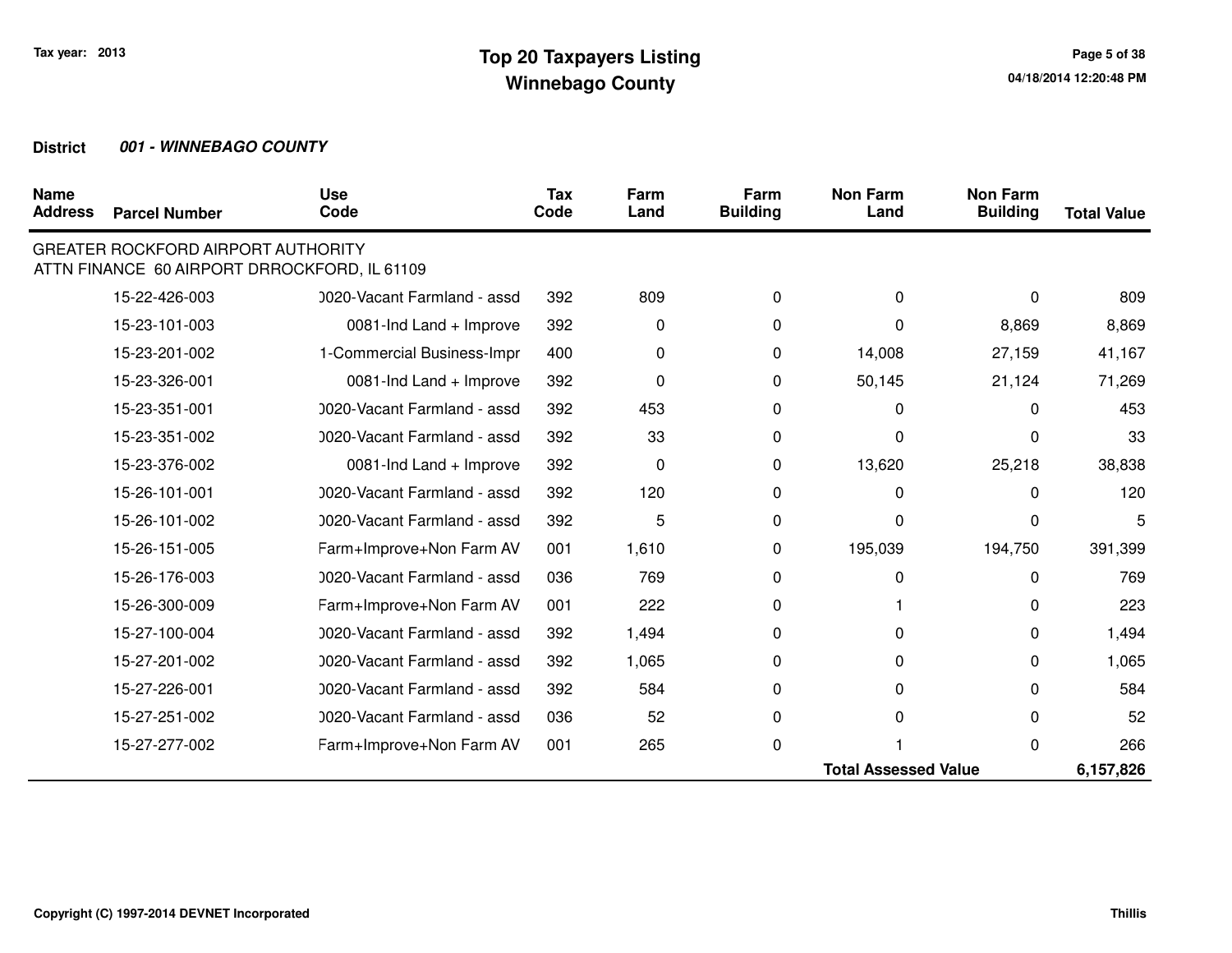Tax year: 2013

# Top 20 Taxpayers Listing
# Winnebago County

**District** ***001 - WINNEBAGO COUNTY***

| Name Address | Parcel Number | Use Code | Tax Code | Farm Land | Farm Building | Non Farm Land | Non Farm Building | Total Value |
|---|---|---|---|---|---|---|---|---|
| GREATER ROCKFORD AIRPORT AUTHORITY ATTN FINANCE 60 AIRPORT DRROCKFORD, IL 61109 | | | | | | | | |
| | 15-22-426-003 | )020-Vacant Farmland - assd | 392 | 809 | 0 | 0 | 0 | 809 |
| | 15-23-101-003 | 0081-Ind Land + Improve | 392 | 0 | 0 | 0 | 8,869 | 8,869 |
| | 15-23-201-002 | 1-Commercial Business-Impr | 400 | 0 | 0 | 14,008 | 27,159 | 41,167 |
| | 15-23-326-001 | 0081-Ind Land + Improve | 392 | 0 | 0 | 50,145 | 21,124 | 71,269 |
| | 15-23-351-001 | )020-Vacant Farmland - assd | 392 | 453 | 0 | 0 | 0 | 453 |
| | 15-23-351-002 | )020-Vacant Farmland - assd | 392 | 33 | 0 | 0 | 0 | 33 |
| | 15-23-376-002 | 0081-Ind Land + Improve | 392 | 0 | 0 | 13,620 | 25,218 | 38,838 |
| | 15-26-101-001 | )020-Vacant Farmland - assd | 392 | 120 | 0 | 0 | 0 | 120 |
| | 15-26-101-002 | )020-Vacant Farmland - assd | 392 | 5 | 0 | 0 | 0 | 5 |
| | 15-26-151-005 | Farm+Improve+Non Farm AV | 001 | 1,610 | 0 | 195,039 | 194,750 | 391,399 |
| | 15-26-176-003 | )020-Vacant Farmland - assd | 036 | 769 | 0 | 0 | 0 | 769 |
| | 15-26-300-009 | Farm+Improve+Non Farm AV | 001 | 222 | 0 | 1 | 0 | 223 |
| | 15-27-100-004 | )020-Vacant Farmland - assd | 392 | 1,494 | 0 | 0 | 0 | 1,494 |
| | 15-27-201-002 | )020-Vacant Farmland - assd | 392 | 1,065 | 0 | 0 | 0 | 1,065 |
| | 15-27-226-001 | )020-Vacant Farmland - assd | 392 | 584 | 0 | 0 | 0 | 584 |
| | 15-27-251-002 | )020-Vacant Farmland - assd | 036 | 52 | 0 | 0 | 0 | 52 |
| | 15-27-277-002 | Farm+Improve+Non Farm AV | 001 | 265 | 0 | 1 | 0 | 266 |
| | | | | | | **Total Assessed Value** | | **6,157,826** |

Copyright (C) 1997-2014 DEVNET Incorporated

Thillis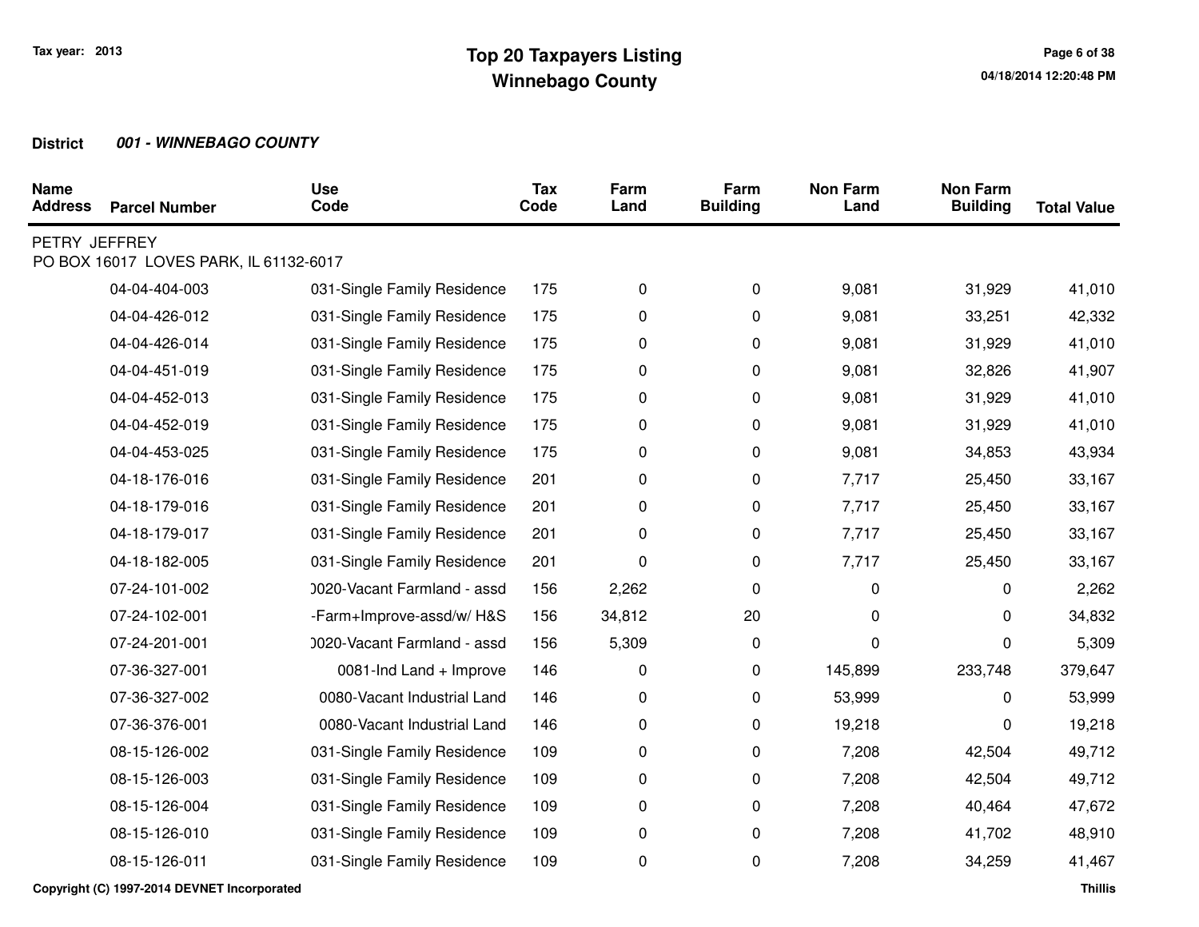# Top 20 Taxpayers Listing
## Winnebago County

Tax year: 2013

**District** ***001 - WINNEBAGO COUNTY***

| Name / Address | Parcel Number | Use Code | Tax Code | Farm Land | Farm Building | Non Farm Land | Non Farm Building | Total Value |
|---|---|---|---|---|---|---|---|---|
| PETRY JEFFREY<br>PO BOX 16017 LOVES PARK, IL 61132-6017 | | | | | | | | |
| | 04-04-404-003 | 031-Single Family Residence | 175 | 0 | 0 | 9,081 | 31,929 | 41,010 |
| | 04-04-426-012 | 031-Single Family Residence | 175 | 0 | 0 | 9,081 | 33,251 | 42,332 |
| | 04-04-426-014 | 031-Single Family Residence | 175 | 0 | 0 | 9,081 | 31,929 | 41,010 |
| | 04-04-451-019 | 031-Single Family Residence | 175 | 0 | 0 | 9,081 | 32,826 | 41,907 |
| | 04-04-452-013 | 031-Single Family Residence | 175 | 0 | 0 | 9,081 | 31,929 | 41,010 |
| | 04-04-452-019 | 031-Single Family Residence | 175 | 0 | 0 | 9,081 | 31,929 | 41,010 |
| | 04-04-453-025 | 031-Single Family Residence | 175 | 0 | 0 | 9,081 | 34,853 | 43,934 |
| | 04-18-176-016 | 031-Single Family Residence | 201 | 0 | 0 | 7,717 | 25,450 | 33,167 |
| | 04-18-179-016 | 031-Single Family Residence | 201 | 0 | 0 | 7,717 | 25,450 | 33,167 |
| | 04-18-179-017 | 031-Single Family Residence | 201 | 0 | 0 | 7,717 | 25,450 | 33,167 |
| | 04-18-182-005 | 031-Single Family Residence | 201 | 0 | 0 | 7,717 | 25,450 | 33,167 |
| | 07-24-101-002 | )020-Vacant Farmland - assd | 156 | 2,262 | 0 | 0 | 0 | 2,262 |
| | 07-24-102-001 | -Farm+Improve-assd/w/ H&S | 156 | 34,812 | 20 | 0 | 0 | 34,832 |
| | 07-24-201-001 | )020-Vacant Farmland - assd | 156 | 5,309 | 0 | 0 | 0 | 5,309 |
| | 07-36-327-001 | 0081-Ind Land + Improve | 146 | 0 | 0 | 145,899 | 233,748 | 379,647 |
| | 07-36-327-002 | 0080-Vacant Industrial Land | 146 | 0 | 0 | 53,999 | 0 | 53,999 |
| | 07-36-376-001 | 0080-Vacant Industrial Land | 146 | 0 | 0 | 19,218 | 0 | 19,218 |
| | 08-15-126-002 | 031-Single Family Residence | 109 | 0 | 0 | 7,208 | 42,504 | 49,712 |
| | 08-15-126-003 | 031-Single Family Residence | 109 | 0 | 0 | 7,208 | 42,504 | 49,712 |
| | 08-15-126-004 | 031-Single Family Residence | 109 | 0 | 0 | 7,208 | 40,464 | 47,672 |
| | 08-15-126-010 | 031-Single Family Residence | 109 | 0 | 0 | 7,208 | 41,702 | 48,910 |
| | 08-15-126-011 | 031-Single Family Residence | 109 | 0 | 0 | 7,208 | 34,259 | 41,467 |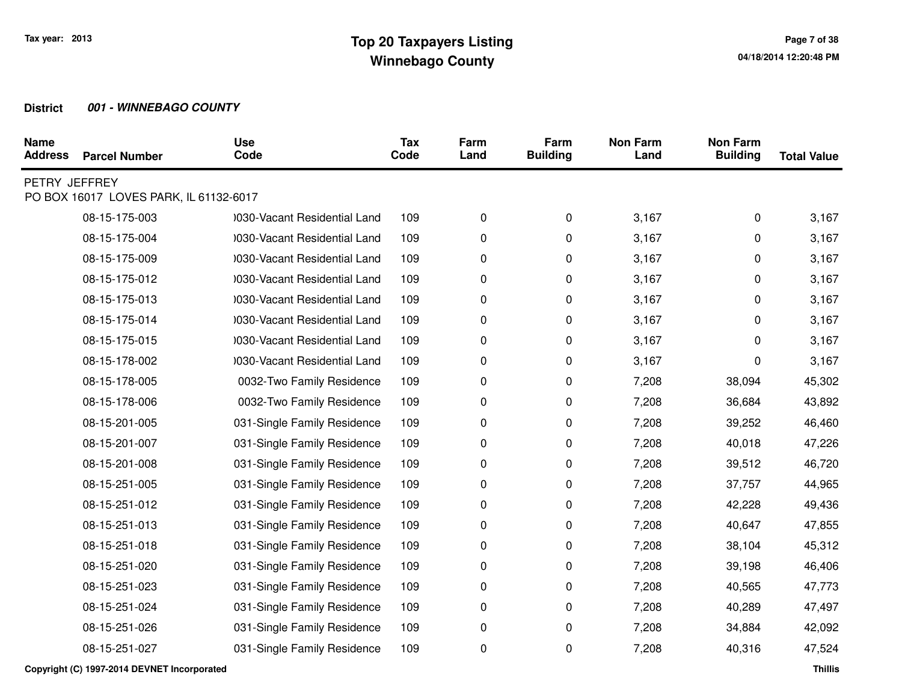Tax year: 2013

# Top 20 Taxpayers Listing
# Winnebago County

**District** ***001 - WINNEBAGO COUNTY***

| Name Address | Parcel Number | Use Code | Tax Code | Farm Land | Farm Building | Non Farm Land | Non Farm Building | Total Value |
|---|---|---|---|---|---|---|---|---|
| PETRY JEFFREY | | | | | | | | |
| PO BOX 16017 LOVES PARK, IL 61132-6017 | | | | | | | | |
| | 08-15-175-003 | )030-Vacant Residential Land | 109 | 0 | 0 | 3,167 | 0 | 3,167 |
| | 08-15-175-004 | )030-Vacant Residential Land | 109 | 0 | 0 | 3,167 | 0 | 3,167 |
| | 08-15-175-009 | )030-Vacant Residential Land | 109 | 0 | 0 | 3,167 | 0 | 3,167 |
| | 08-15-175-012 | )030-Vacant Residential Land | 109 | 0 | 0 | 3,167 | 0 | 3,167 |
| | 08-15-175-013 | )030-Vacant Residential Land | 109 | 0 | 0 | 3,167 | 0 | 3,167 |
| | 08-15-175-014 | )030-Vacant Residential Land | 109 | 0 | 0 | 3,167 | 0 | 3,167 |
| | 08-15-175-015 | )030-Vacant Residential Land | 109 | 0 | 0 | 3,167 | 0 | 3,167 |
| | 08-15-178-002 | )030-Vacant Residential Land | 109 | 0 | 0 | 3,167 | 0 | 3,167 |
| | 08-15-178-005 | 0032-Two Family Residence | 109 | 0 | 0 | 7,208 | 38,094 | 45,302 |
| | 08-15-178-006 | 0032-Two Family Residence | 109 | 0 | 0 | 7,208 | 36,684 | 43,892 |
| | 08-15-201-005 | 031-Single Family Residence | 109 | 0 | 0 | 7,208 | 39,252 | 46,460 |
| | 08-15-201-007 | 031-Single Family Residence | 109 | 0 | 0 | 7,208 | 40,018 | 47,226 |
| | 08-15-201-008 | 031-Single Family Residence | 109 | 0 | 0 | 7,208 | 39,512 | 46,720 |
| | 08-15-251-005 | 031-Single Family Residence | 109 | 0 | 0 | 7,208 | 37,757 | 44,965 |
| | 08-15-251-012 | 031-Single Family Residence | 109 | 0 | 0 | 7,208 | 42,228 | 49,436 |
| | 08-15-251-013 | 031-Single Family Residence | 109 | 0 | 0 | 7,208 | 40,647 | 47,855 |
| | 08-15-251-018 | 031-Single Family Residence | 109 | 0 | 0 | 7,208 | 38,104 | 45,312 |
| | 08-15-251-020 | 031-Single Family Residence | 109 | 0 | 0 | 7,208 | 39,198 | 46,406 |
| | 08-15-251-023 | 031-Single Family Residence | 109 | 0 | 0 | 7,208 | 40,565 | 47,773 |
| | 08-15-251-024 | 031-Single Family Residence | 109 | 0 | 0 | 7,208 | 40,289 | 47,497 |
| | 08-15-251-026 | 031-Single Family Residence | 109 | 0 | 0 | 7,208 | 34,884 | 42,092 |
| | 08-15-251-027 | 031-Single Family Residence | 109 | 0 | 0 | 7,208 | 40,316 | 47,524 |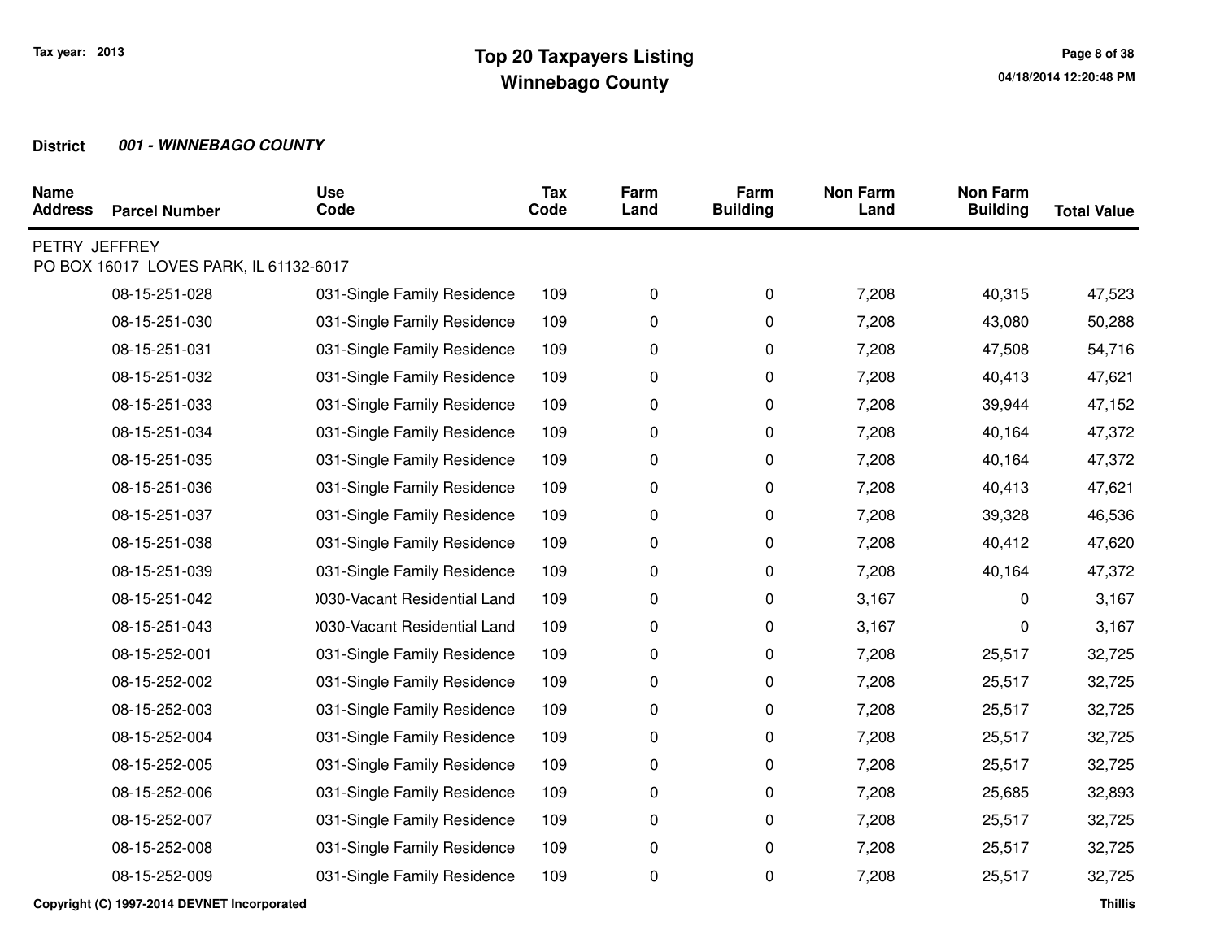# Top 20 Taxpayers Listing
# Winnebago County

Tax year: 2013

**District** ***001 - WINNEBAGO COUNTY***

| Name Address | Parcel Number | Use Code | Tax Code | Farm Land | Farm Building | Non Farm Land | Non Farm Building | Total Value |
|---|---|---|---|---|---|---|---|---|
| PETRY JEFFREY | | | | | | | | |
| PO BOX 16017 LOVES PARK, IL 61132-6017 | | | | | | | | |
| | 08-15-251-028 | 031-Single Family Residence | 109 | 0 | 0 | 7,208 | 40,315 | 47,523 |
| | 08-15-251-030 | 031-Single Family Residence | 109 | 0 | 0 | 7,208 | 43,080 | 50,288 |
| | 08-15-251-031 | 031-Single Family Residence | 109 | 0 | 0 | 7,208 | 47,508 | 54,716 |
| | 08-15-251-032 | 031-Single Family Residence | 109 | 0 | 0 | 7,208 | 40,413 | 47,621 |
| | 08-15-251-033 | 031-Single Family Residence | 109 | 0 | 0 | 7,208 | 39,944 | 47,152 |
| | 08-15-251-034 | 031-Single Family Residence | 109 | 0 | 0 | 7,208 | 40,164 | 47,372 |
| | 08-15-251-035 | 031-Single Family Residence | 109 | 0 | 0 | 7,208 | 40,164 | 47,372 |
| | 08-15-251-036 | 031-Single Family Residence | 109 | 0 | 0 | 7,208 | 40,413 | 47,621 |
| | 08-15-251-037 | 031-Single Family Residence | 109 | 0 | 0 | 7,208 | 39,328 | 46,536 |
| | 08-15-251-038 | 031-Single Family Residence | 109 | 0 | 0 | 7,208 | 40,412 | 47,620 |
| | 08-15-251-039 | 031-Single Family Residence | 109 | 0 | 0 | 7,208 | 40,164 | 47,372 |
| | 08-15-251-042 | )030-Vacant Residential Land | 109 | 0 | 0 | 3,167 | 0 | 3,167 |
| | 08-15-251-043 | )030-Vacant Residential Land | 109 | 0 | 0 | 3,167 | 0 | 3,167 |
| | 08-15-252-001 | 031-Single Family Residence | 109 | 0 | 0 | 7,208 | 25,517 | 32,725 |
| | 08-15-252-002 | 031-Single Family Residence | 109 | 0 | 0 | 7,208 | 25,517 | 32,725 |
| | 08-15-252-003 | 031-Single Family Residence | 109 | 0 | 0 | 7,208 | 25,517 | 32,725 |
| | 08-15-252-004 | 031-Single Family Residence | 109 | 0 | 0 | 7,208 | 25,517 | 32,725 |
| | 08-15-252-005 | 031-Single Family Residence | 109 | 0 | 0 | 7,208 | 25,517 | 32,725 |
| | 08-15-252-006 | 031-Single Family Residence | 109 | 0 | 0 | 7,208 | 25,685 | 32,893 |
| | 08-15-252-007 | 031-Single Family Residence | 109 | 0 | 0 | 7,208 | 25,517 | 32,725 |
| | 08-15-252-008 | 031-Single Family Residence | 109 | 0 | 0 | 7,208 | 25,517 | 32,725 |
| | 08-15-252-009 | 031-Single Family Residence | 109 | 0 | 0 | 7,208 | 25,517 | 32,725 |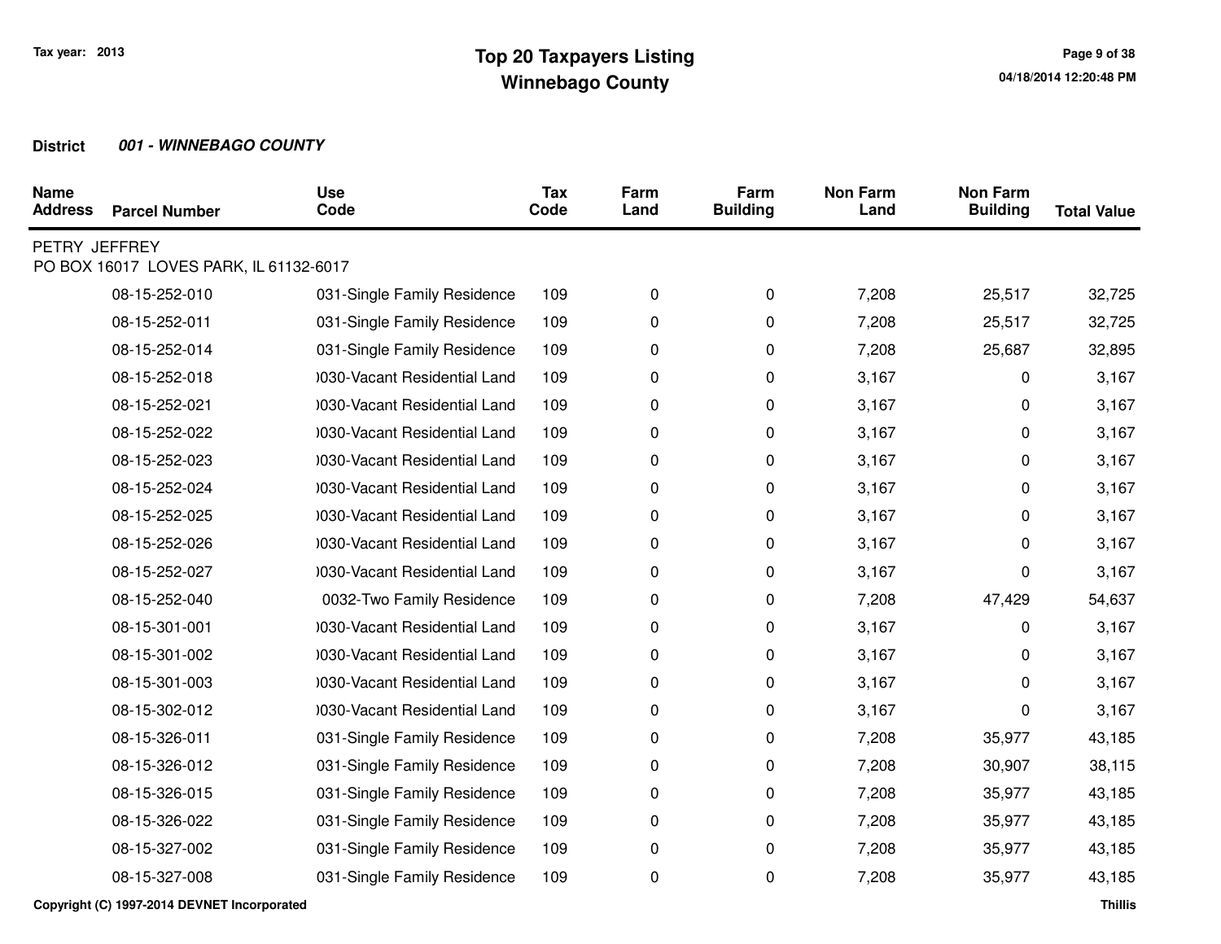# Top 20 Taxpayers Listing
## Winnebago County

Tax year: 2013

**District** ***001 - WINNEBAGO COUNTY***

| Name Address | Parcel Number | Use Code | Tax Code | Farm Land | Farm Building | Non Farm Land | Non Farm Building | Total Value |
|---|---|---|---|---|---|---|---|---|
| PETRY JEFFREY<br>PO BOX 16017 LOVES PARK, IL 61132-6017 | | | | | | | | |
| | 08-15-252-010 | 031-Single Family Residence | 109 | 0 | 0 | 7,208 | 25,517 | 32,725 |
| | 08-15-252-011 | 031-Single Family Residence | 109 | 0 | 0 | 7,208 | 25,517 | 32,725 |
| | 08-15-252-014 | 031-Single Family Residence | 109 | 0 | 0 | 7,208 | 25,687 | 32,895 |
| | 08-15-252-018 | )030-Vacant Residential Land | 109 | 0 | 0 | 3,167 | 0 | 3,167 |
| | 08-15-252-021 | )030-Vacant Residential Land | 109 | 0 | 0 | 3,167 | 0 | 3,167 |
| | 08-15-252-022 | )030-Vacant Residential Land | 109 | 0 | 0 | 3,167 | 0 | 3,167 |
| | 08-15-252-023 | )030-Vacant Residential Land | 109 | 0 | 0 | 3,167 | 0 | 3,167 |
| | 08-15-252-024 | )030-Vacant Residential Land | 109 | 0 | 0 | 3,167 | 0 | 3,167 |
| | 08-15-252-025 | )030-Vacant Residential Land | 109 | 0 | 0 | 3,167 | 0 | 3,167 |
| | 08-15-252-026 | )030-Vacant Residential Land | 109 | 0 | 0 | 3,167 | 0 | 3,167 |
| | 08-15-252-027 | )030-Vacant Residential Land | 109 | 0 | 0 | 3,167 | 0 | 3,167 |
| | 08-15-252-040 | 0032-Two Family Residence | 109 | 0 | 0 | 7,208 | 47,429 | 54,637 |
| | 08-15-301-001 | )030-Vacant Residential Land | 109 | 0 | 0 | 3,167 | 0 | 3,167 |
| | 08-15-301-002 | )030-Vacant Residential Land | 109 | 0 | 0 | 3,167 | 0 | 3,167 |
| | 08-15-301-003 | )030-Vacant Residential Land | 109 | 0 | 0 | 3,167 | 0 | 3,167 |
| | 08-15-302-012 | )030-Vacant Residential Land | 109 | 0 | 0 | 3,167 | 0 | 3,167 |
| | 08-15-326-011 | 031-Single Family Residence | 109 | 0 | 0 | 7,208 | 35,977 | 43,185 |
| | 08-15-326-012 | 031-Single Family Residence | 109 | 0 | 0 | 7,208 | 30,907 | 38,115 |
| | 08-15-326-015 | 031-Single Family Residence | 109 | 0 | 0 | 7,208 | 35,977 | 43,185 |
| | 08-15-326-022 | 031-Single Family Residence | 109 | 0 | 0 | 7,208 | 35,977 | 43,185 |
| | 08-15-327-002 | 031-Single Family Residence | 109 | 0 | 0 | 7,208 | 35,977 | 43,185 |
| | 08-15-327-008 | 031-Single Family Residence | 109 | 0 | 0 | 7,208 | 35,977 | 43,185 |

Copyright (C) 1997-2014 DEVNET Incorporated

Thillis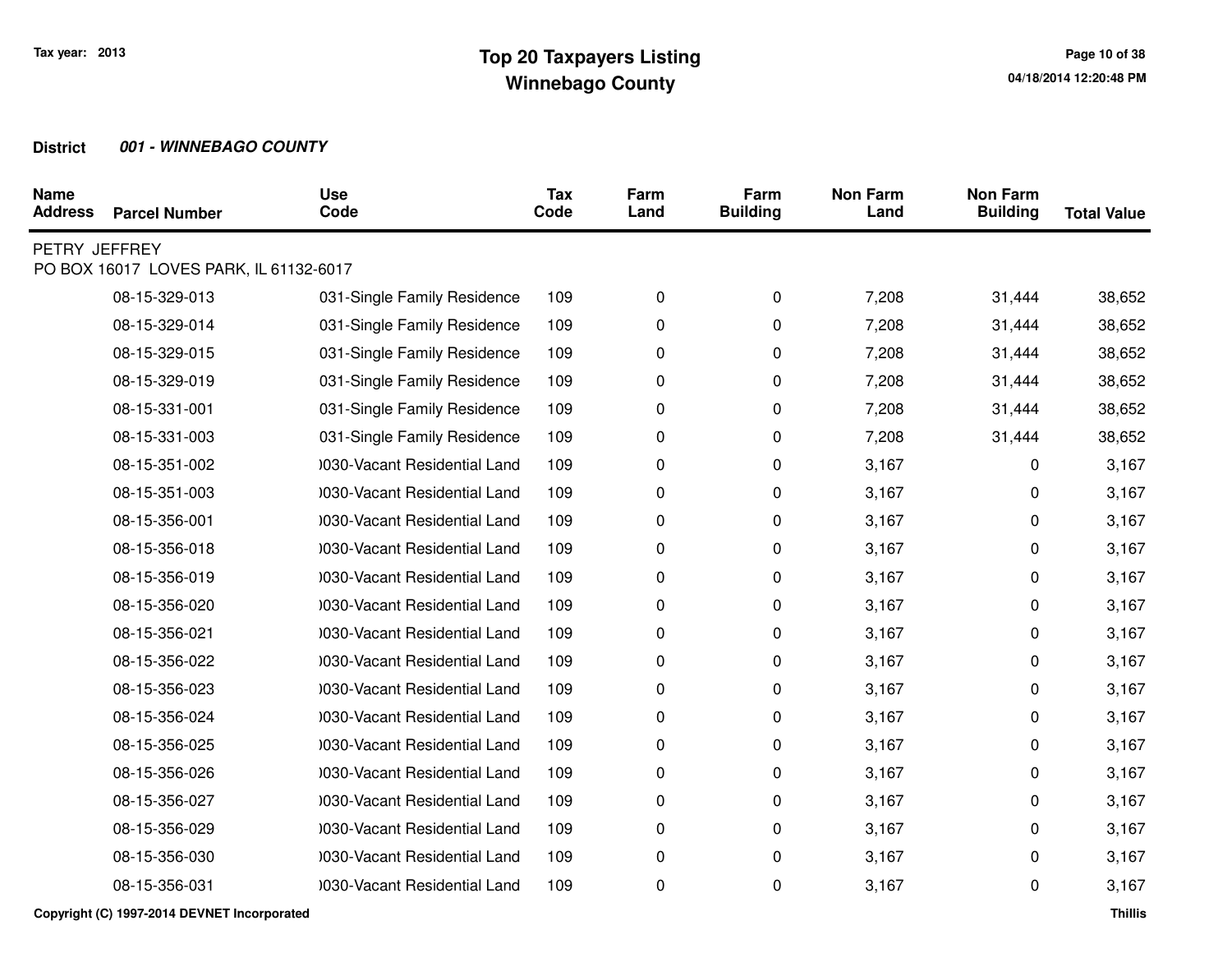**Tax year: 2013**

# Top 20 Taxpayers Listing
## Winnebago County

**District** ***001 - WINNEBAGO COUNTY***

| Name Address | Parcel Number | Use Code | Tax Code | Farm Land | Farm Building | Non Farm Land | Non Farm Building | Total Value |
|---|---|---|---|---|---|---|---|---|
| PETRY JEFFREY | | | | | | | | |
| PO BOX 16017 LOVES PARK, IL 61132-6017 | | | | | | | | |
| | 08-15-329-013 | 031-Single Family Residence | 109 | 0 | 0 | 7,208 | 31,444 | 38,652 |
| | 08-15-329-014 | 031-Single Family Residence | 109 | 0 | 0 | 7,208 | 31,444 | 38,652 |
| | 08-15-329-015 | 031-Single Family Residence | 109 | 0 | 0 | 7,208 | 31,444 | 38,652 |
| | 08-15-329-019 | 031-Single Family Residence | 109 | 0 | 0 | 7,208 | 31,444 | 38,652 |
| | 08-15-331-001 | 031-Single Family Residence | 109 | 0 | 0 | 7,208 | 31,444 | 38,652 |
| | 08-15-331-003 | 031-Single Family Residence | 109 | 0 | 0 | 7,208 | 31,444 | 38,652 |
| | 08-15-351-002 | )030-Vacant Residential Land | 109 | 0 | 0 | 3,167 | 0 | 3,167 |
| | 08-15-351-003 | )030-Vacant Residential Land | 109 | 0 | 0 | 3,167 | 0 | 3,167 |
| | 08-15-356-001 | )030-Vacant Residential Land | 109 | 0 | 0 | 3,167 | 0 | 3,167 |
| | 08-15-356-018 | )030-Vacant Residential Land | 109 | 0 | 0 | 3,167 | 0 | 3,167 |
| | 08-15-356-019 | )030-Vacant Residential Land | 109 | 0 | 0 | 3,167 | 0 | 3,167 |
| | 08-15-356-020 | )030-Vacant Residential Land | 109 | 0 | 0 | 3,167 | 0 | 3,167 |
| | 08-15-356-021 | )030-Vacant Residential Land | 109 | 0 | 0 | 3,167 | 0 | 3,167 |
| | 08-15-356-022 | )030-Vacant Residential Land | 109 | 0 | 0 | 3,167 | 0 | 3,167 |
| | 08-15-356-023 | )030-Vacant Residential Land | 109 | 0 | 0 | 3,167 | 0 | 3,167 |
| | 08-15-356-024 | )030-Vacant Residential Land | 109 | 0 | 0 | 3,167 | 0 | 3,167 |
| | 08-15-356-025 | )030-Vacant Residential Land | 109 | 0 | 0 | 3,167 | 0 | 3,167 |
| | 08-15-356-026 | )030-Vacant Residential Land | 109 | 0 | 0 | 3,167 | 0 | 3,167 |
| | 08-15-356-027 | )030-Vacant Residential Land | 109 | 0 | 0 | 3,167 | 0 | 3,167 |
| | 08-15-356-029 | )030-Vacant Residential Land | 109 | 0 | 0 | 3,167 | 0 | 3,167 |
| | 08-15-356-030 | )030-Vacant Residential Land | 109 | 0 | 0 | 3,167 | 0 | 3,167 |
| | 08-15-356-031 | )030-Vacant Residential Land | 109 | 0 | 0 | 3,167 | 0 | 3,167 |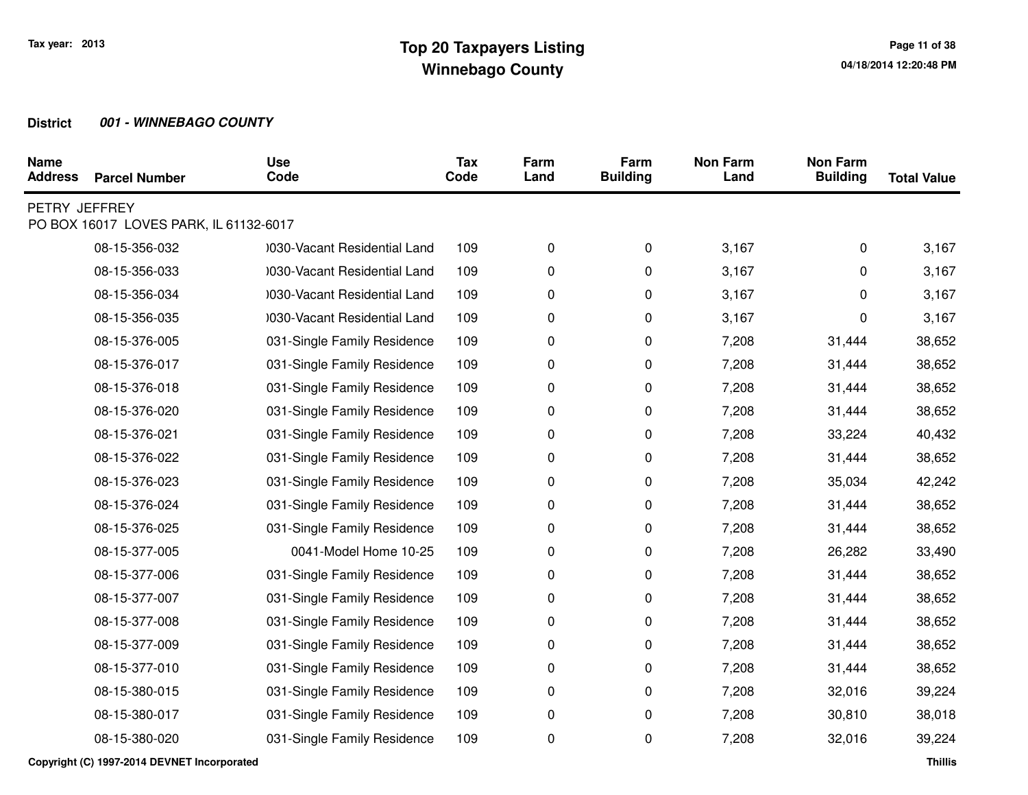# Top 20 Taxpayers Listing
# Winnebago County

Tax year: 2013

**District** ***001 - WINNEBAGO COUNTY***

| Name Address | Parcel Number | Use Code | Tax Code | Farm Land | Farm Building | Non Farm Land | Non Farm Building | Total Value |
|---|---|---|---|---|---|---|---|---|
| PETRY JEFFREY | | | | | | | | |
| PO BOX 16017 LOVES PARK, IL 61132-6017 | | | | | | | | |
| | 08-15-356-032 | )030-Vacant Residential Land | 109 | 0 | 0 | 3,167 | 0 | 3,167 |
| | 08-15-356-033 | )030-Vacant Residential Land | 109 | 0 | 0 | 3,167 | 0 | 3,167 |
| | 08-15-356-034 | )030-Vacant Residential Land | 109 | 0 | 0 | 3,167 | 0 | 3,167 |
| | 08-15-356-035 | )030-Vacant Residential Land | 109 | 0 | 0 | 3,167 | 0 | 3,167 |
| | 08-15-376-005 | 031-Single Family Residence | 109 | 0 | 0 | 7,208 | 31,444 | 38,652 |
| | 08-15-376-017 | 031-Single Family Residence | 109 | 0 | 0 | 7,208 | 31,444 | 38,652 |
| | 08-15-376-018 | 031-Single Family Residence | 109 | 0 | 0 | 7,208 | 31,444 | 38,652 |
| | 08-15-376-020 | 031-Single Family Residence | 109 | 0 | 0 | 7,208 | 31,444 | 38,652 |
| | 08-15-376-021 | 031-Single Family Residence | 109 | 0 | 0 | 7,208 | 33,224 | 40,432 |
| | 08-15-376-022 | 031-Single Family Residence | 109 | 0 | 0 | 7,208 | 31,444 | 38,652 |
| | 08-15-376-023 | 031-Single Family Residence | 109 | 0 | 0 | 7,208 | 35,034 | 42,242 |
| | 08-15-376-024 | 031-Single Family Residence | 109 | 0 | 0 | 7,208 | 31,444 | 38,652 |
| | 08-15-376-025 | 031-Single Family Residence | 109 | 0 | 0 | 7,208 | 31,444 | 38,652 |
| | 08-15-377-005 | 0041-Model Home 10-25 | 109 | 0 | 0 | 7,208 | 26,282 | 33,490 |
| | 08-15-377-006 | 031-Single Family Residence | 109 | 0 | 0 | 7,208 | 31,444 | 38,652 |
| | 08-15-377-007 | 031-Single Family Residence | 109 | 0 | 0 | 7,208 | 31,444 | 38,652 |
| | 08-15-377-008 | 031-Single Family Residence | 109 | 0 | 0 | 7,208 | 31,444 | 38,652 |
| | 08-15-377-009 | 031-Single Family Residence | 109 | 0 | 0 | 7,208 | 31,444 | 38,652 |
| | 08-15-377-010 | 031-Single Family Residence | 109 | 0 | 0 | 7,208 | 31,444 | 38,652 |
| | 08-15-380-015 | 031-Single Family Residence | 109 | 0 | 0 | 7,208 | 32,016 | 39,224 |
| | 08-15-380-017 | 031-Single Family Residence | 109 | 0 | 0 | 7,208 | 30,810 | 38,018 |
| | 08-15-380-020 | 031-Single Family Residence | 109 | 0 | 0 | 7,208 | 32,016 | 39,224 |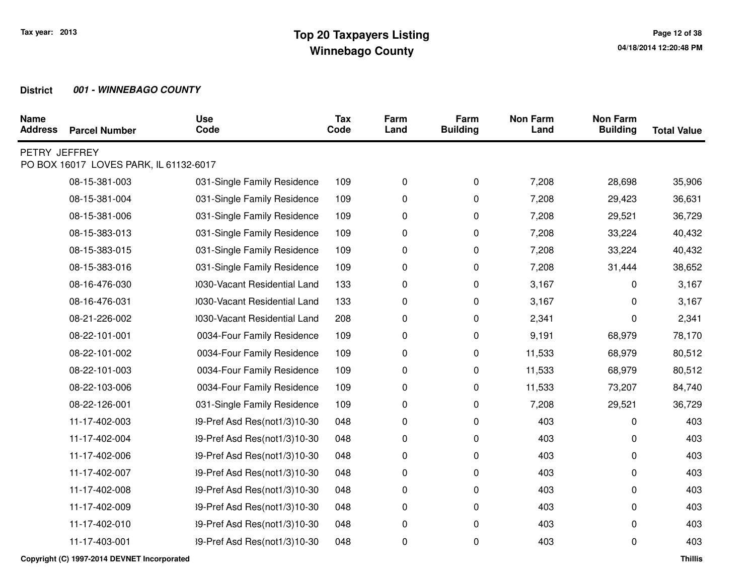# Top 20 Taxpayers Listing
## Winnebago County

Tax year: 2013

**District** ***001 - WINNEBAGO COUNTY***

| Name / Address | Parcel Number | Use Code | Tax Code | Farm Land | Farm Building | Non Farm Land | Non Farm Building | Total Value |
|---|---|---|---|---|---|---|---|---|
| PETRY JEFFREY<br>PO BOX 16017 LOVES PARK, IL 61132-6017 | | | | | | | | |
| | 08-15-381-003 | 031-Single Family Residence | 109 | 0 | 0 | 7,208 | 28,698 | 35,906 |
| | 08-15-381-004 | 031-Single Family Residence | 109 | 0 | 0 | 7,208 | 29,423 | 36,631 |
| | 08-15-381-006 | 031-Single Family Residence | 109 | 0 | 0 | 7,208 | 29,521 | 36,729 |
| | 08-15-383-013 | 031-Single Family Residence | 109 | 0 | 0 | 7,208 | 33,224 | 40,432 |
| | 08-15-383-015 | 031-Single Family Residence | 109 | 0 | 0 | 7,208 | 33,224 | 40,432 |
| | 08-15-383-016 | 031-Single Family Residence | 109 | 0 | 0 | 7,208 | 31,444 | 38,652 |
| | 08-16-476-030 | )030-Vacant Residential Land | 133 | 0 | 0 | 3,167 | 0 | 3,167 |
| | 08-16-476-031 | )030-Vacant Residential Land | 133 | 0 | 0 | 3,167 | 0 | 3,167 |
| | 08-21-226-002 | )030-Vacant Residential Land | 208 | 0 | 0 | 2,341 | 0 | 2,341 |
| | 08-22-101-001 | 0034-Four Family Residence | 109 | 0 | 0 | 9,191 | 68,979 | 78,170 |
| | 08-22-101-002 | 0034-Four Family Residence | 109 | 0 | 0 | 11,533 | 68,979 | 80,512 |
| | 08-22-101-003 | 0034-Four Family Residence | 109 | 0 | 0 | 11,533 | 68,979 | 80,512 |
| | 08-22-103-006 | 0034-Four Family Residence | 109 | 0 | 0 | 11,533 | 73,207 | 84,740 |
| | 08-22-126-001 | 031-Single Family Residence | 109 | 0 | 0 | 7,208 | 29,521 | 36,729 |
| | 11-17-402-003 | 39-Pref Asd Res(not1/3)10-30 | 048 | 0 | 0 | 403 | 0 | 403 |
| | 11-17-402-004 | 39-Pref Asd Res(not1/3)10-30 | 048 | 0 | 0 | 403 | 0 | 403 |
| | 11-17-402-006 | 39-Pref Asd Res(not1/3)10-30 | 048 | 0 | 0 | 403 | 0 | 403 |
| | 11-17-402-007 | 39-Pref Asd Res(not1/3)10-30 | 048 | 0 | 0 | 403 | 0 | 403 |
| | 11-17-402-008 | 39-Pref Asd Res(not1/3)10-30 | 048 | 0 | 0 | 403 | 0 | 403 |
| | 11-17-402-009 | 39-Pref Asd Res(not1/3)10-30 | 048 | 0 | 0 | 403 | 0 | 403 |
| | 11-17-402-010 | 39-Pref Asd Res(not1/3)10-30 | 048 | 0 | 0 | 403 | 0 | 403 |
| | 11-17-403-001 | 39-Pref Asd Res(not1/3)10-30 | 048 | 0 | 0 | 403 | 0 | 403 |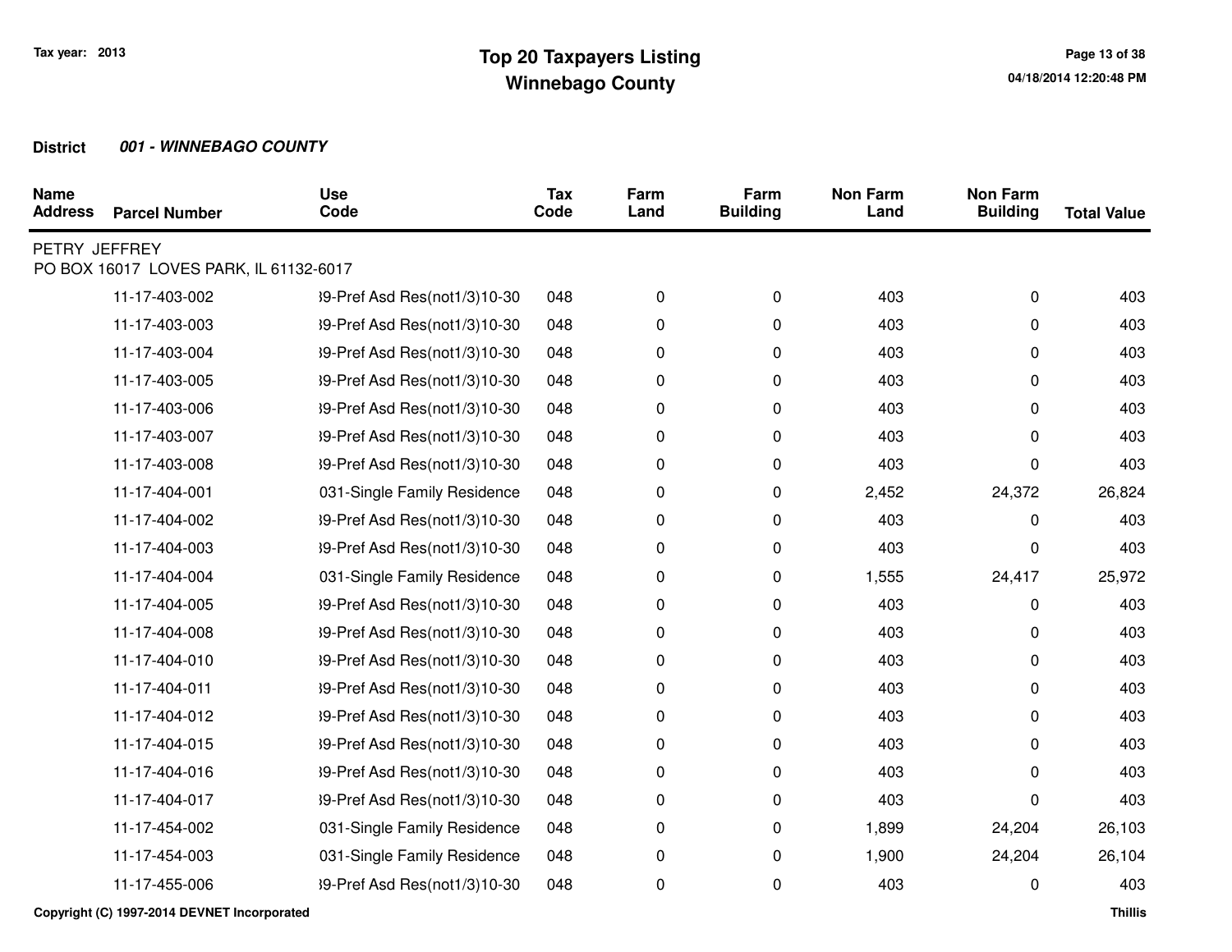Tax year: 2013

# Top 20 Taxpayers Listing
## Winnebago County

**District** ***001 - WINNEBAGO COUNTY***

| Name Address | Parcel Number | Use Code | Tax Code | Farm Land | Farm Building | Non Farm Land | Non Farm Building | Total Value |
|---|---|---|---|---|---|---|---|---|
| PETRY JEFFREY<br>PO BOX 16017 LOVES PARK, IL 61132-6017 | | | | | | | | |
| | 11-17-403-002 | 39-Pref Asd Res(not1/3)10-30 | 048 | 0 | 0 | 403 | 0 | 403 |
| | 11-17-403-003 | 39-Pref Asd Res(not1/3)10-30 | 048 | 0 | 0 | 403 | 0 | 403 |
| | 11-17-403-004 | 39-Pref Asd Res(not1/3)10-30 | 048 | 0 | 0 | 403 | 0 | 403 |
| | 11-17-403-005 | 39-Pref Asd Res(not1/3)10-30 | 048 | 0 | 0 | 403 | 0 | 403 |
| | 11-17-403-006 | 39-Pref Asd Res(not1/3)10-30 | 048 | 0 | 0 | 403 | 0 | 403 |
| | 11-17-403-007 | 39-Pref Asd Res(not1/3)10-30 | 048 | 0 | 0 | 403 | 0 | 403 |
| | 11-17-403-008 | 39-Pref Asd Res(not1/3)10-30 | 048 | 0 | 0 | 403 | 0 | 403 |
| | 11-17-404-001 | 031-Single Family Residence | 048 | 0 | 0 | 2,452 | 24,372 | 26,824 |
| | 11-17-404-002 | 39-Pref Asd Res(not1/3)10-30 | 048 | 0 | 0 | 403 | 0 | 403 |
| | 11-17-404-003 | 39-Pref Asd Res(not1/3)10-30 | 048 | 0 | 0 | 403 | 0 | 403 |
| | 11-17-404-004 | 031-Single Family Residence | 048 | 0 | 0 | 1,555 | 24,417 | 25,972 |
| | 11-17-404-005 | 39-Pref Asd Res(not1/3)10-30 | 048 | 0 | 0 | 403 | 0 | 403 |
| | 11-17-404-008 | 39-Pref Asd Res(not1/3)10-30 | 048 | 0 | 0 | 403 | 0 | 403 |
| | 11-17-404-010 | 39-Pref Asd Res(not1/3)10-30 | 048 | 0 | 0 | 403 | 0 | 403 |
| | 11-17-404-011 | 39-Pref Asd Res(not1/3)10-30 | 048 | 0 | 0 | 403 | 0 | 403 |
| | 11-17-404-012 | 39-Pref Asd Res(not1/3)10-30 | 048 | 0 | 0 | 403 | 0 | 403 |
| | 11-17-404-015 | 39-Pref Asd Res(not1/3)10-30 | 048 | 0 | 0 | 403 | 0 | 403 |
| | 11-17-404-016 | 39-Pref Asd Res(not1/3)10-30 | 048 | 0 | 0 | 403 | 0 | 403 |
| | 11-17-404-017 | 39-Pref Asd Res(not1/3)10-30 | 048 | 0 | 0 | 403 | 0 | 403 |
| | 11-17-454-002 | 031-Single Family Residence | 048 | 0 | 0 | 1,899 | 24,204 | 26,103 |
| | 11-17-454-003 | 031-Single Family Residence | 048 | 0 | 0 | 1,900 | 24,204 | 26,104 |
| | 11-17-455-006 | 39-Pref Asd Res(not1/3)10-30 | 048 | 0 | 0 | 403 | 0 | 403 |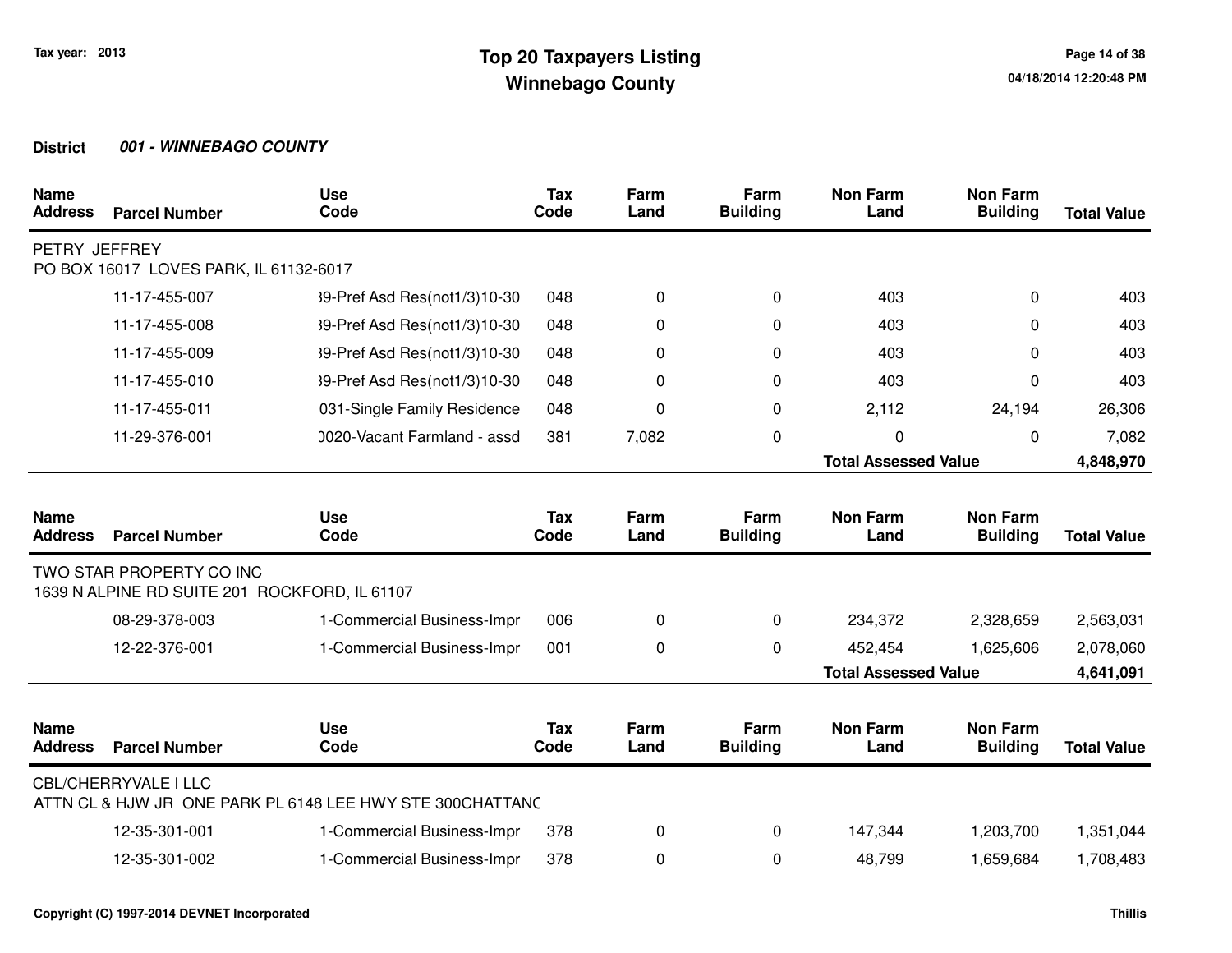**District** ***001 - WINNEBAGO COUNTY***

| Name Address | Parcel Number | Use Code | Tax Code | Farm Land | Farm Building | Non Farm Land | Non Farm Building | Total Value |
|---|---|---|---|---|---|---|---|---|
| PETRY JEFFREY | | | | | | | | |
| PO BOX 16017 LOVES PARK, IL 61132-6017 | | | | | | | | |
| | 11-17-455-007 | 39-Pref Asd Res(not1/3)10-30 | 048 | 0 | 0 | 403 | 0 | 403 |
| | 11-17-455-008 | 39-Pref Asd Res(not1/3)10-30 | 048 | 0 | 0 | 403 | 0 | 403 |
| | 11-17-455-009 | 39-Pref Asd Res(not1/3)10-30 | 048 | 0 | 0 | 403 | 0 | 403 |
| | 11-17-455-010 | 39-Pref Asd Res(not1/3)10-30 | 048 | 0 | 0 | 403 | 0 | 403 |
| | 11-17-455-011 | 031-Single Family Residence | 048 | 0 | 0 | 2,112 | 24,194 | 26,306 |
| | 11-29-376-001 | 0020-Vacant Farmland - assd | 381 | 7,082 | 0 | 0 | 0 | 7,082 |
| | | | | | | **Total Assessed Value** | | **4,848,970** |

| Name Address | Parcel Number | Use Code | Tax Code | Farm Land | Farm Building | Non Farm Land | Non Farm Building | Total Value |
|---|---|---|---|---|---|---|---|---|
| TWO STAR PROPERTY CO INC | | | | | | | | |
| 1639 N ALPINE RD SUITE 201 ROCKFORD, IL 61107 | | | | | | | | |
| | 08-29-378-003 | 1-Commercial Business-Impr | 006 | 0 | 0 | 234,372 | 2,328,659 | 2,563,031 |
| | 12-22-376-001 | 1-Commercial Business-Impr | 001 | 0 | 0 | 452,454 | 1,625,606 | 2,078,060 |
| | | | | | | **Total Assessed Value** | | **4,641,091** |

| Name Address | Parcel Number | Use Code | Tax Code | Farm Land | Farm Building | Non Farm Land | Non Farm Building | Total Value |
|---|---|---|---|---|---|---|---|---|
| CBL/CHERRYVALE I LLC | | | | | | | | |
| ATTN CL & HJW JR ONE PARK PL 6148 LEE HWY STE 300CHATTANC | | | | | | | | |
| | 12-35-301-001 | 1-Commercial Business-Impr | 378 | 0 | 0 | 147,344 | 1,203,700 | 1,351,044 |
| | 12-35-301-002 | 1-Commercial Business-Impr | 378 | 0 | 0 | 48,799 | 1,659,684 | 1,708,483 |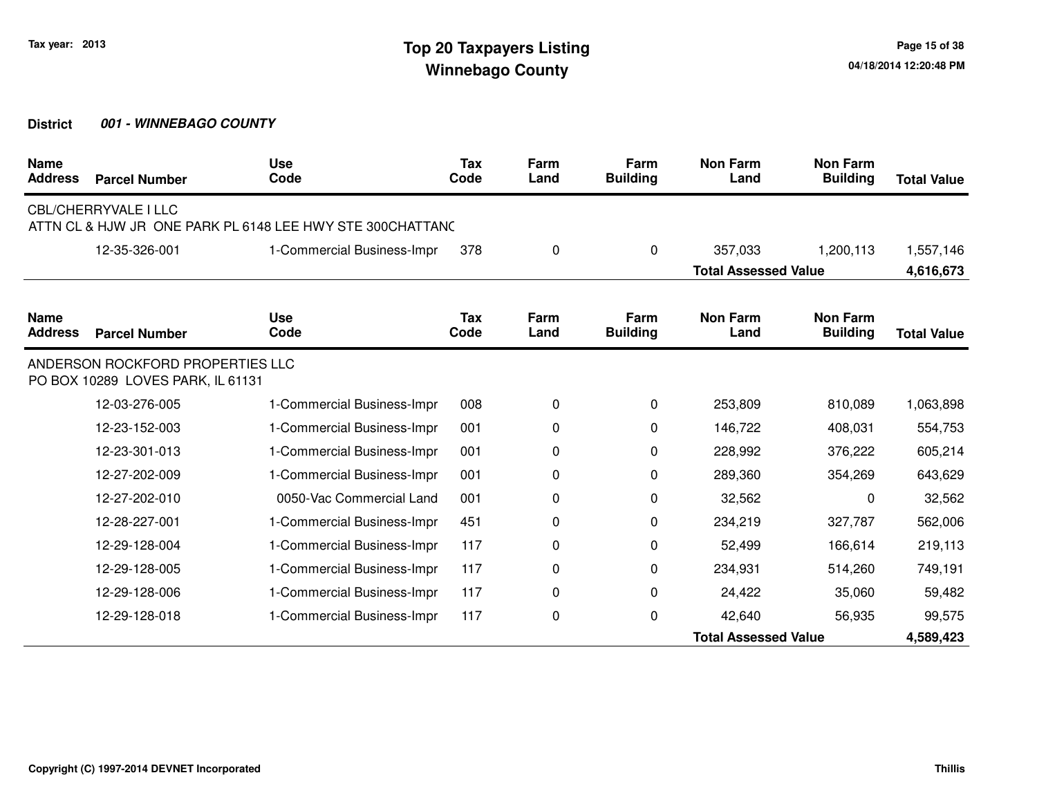**Tax year: 2013**

# Top 20 Taxpayers Listing
## Winnebago County

**District** ***001 - WINNEBAGO COUNTY***

| Name<br>Address | Parcel Number | Use Code | Tax Code | Farm Land | Farm Building | Non Farm Land | Non Farm Building | Total Value |
|---|---|---|---|---|---|---|---|---|
| CBL/CHERRYVALE I LLC | | | | | | | | |
| ATTN CL & HJW JR ONE PARK PL 6148 LEE HWY STE 300CHATTANC | | | | | | | | |
| | 12-35-326-001 | 1-Commercial Business-Impr | 378 | 0 | 0 | 357,033 | 1,200,113 | 1,557,146 |
| | | | | | | **Total Assessed Value** | | **4,616,673** |

| Name<br>Address | Parcel Number | Use Code | Tax Code | Farm Land | Farm Building | Non Farm Land | Non Farm Building | Total Value |
|---|---|---|---|---|---|---|---|---|
| ANDERSON ROCKFORD PROPERTIES LLC | | | | | | | | |
| PO BOX 10289 LOVES PARK, IL 61131 | | | | | | | | |
| | 12-03-276-005 | 1-Commercial Business-Impr | 008 | 0 | 0 | 253,809 | 810,089 | 1,063,898 |
| | 12-23-152-003 | 1-Commercial Business-Impr | 001 | 0 | 0 | 146,722 | 408,031 | 554,753 |
| | 12-23-301-013 | 1-Commercial Business-Impr | 001 | 0 | 0 | 228,992 | 376,222 | 605,214 |
| | 12-27-202-009 | 1-Commercial Business-Impr | 001 | 0 | 0 | 289,360 | 354,269 | 643,629 |
| | 12-27-202-010 | 0050-Vac Commercial Land | 001 | 0 | 0 | 32,562 | 0 | 32,562 |
| | 12-28-227-001 | 1-Commercial Business-Impr | 451 | 0 | 0 | 234,219 | 327,787 | 562,006 |
| | 12-29-128-004 | 1-Commercial Business-Impr | 117 | 0 | 0 | 52,499 | 166,614 | 219,113 |
| | 12-29-128-005 | 1-Commercial Business-Impr | 117 | 0 | 0 | 234,931 | 514,260 | 749,191 |
| | 12-29-128-006 | 1-Commercial Business-Impr | 117 | 0 | 0 | 24,422 | 35,060 | 59,482 |
| | 12-29-128-018 | 1-Commercial Business-Impr | 117 | 0 | 0 | 42,640 | 56,935 | 99,575 |
| | | | | | | **Total Assessed Value** | | **4,589,423** |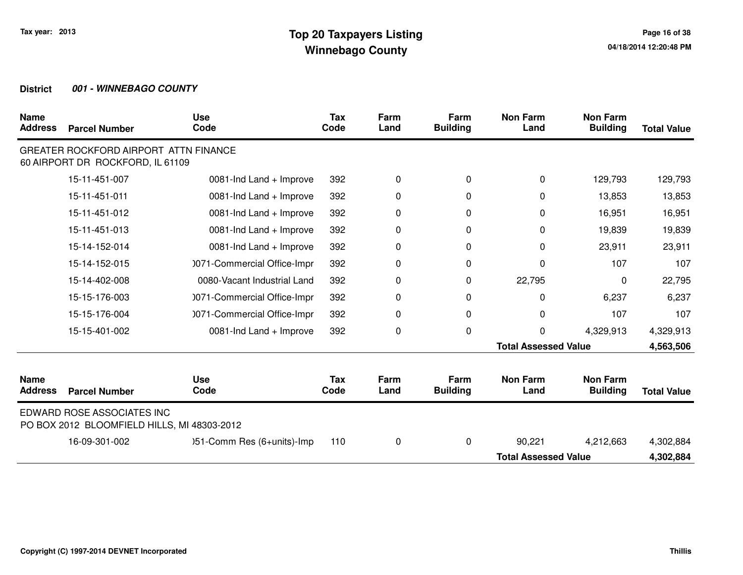**Tax year: 2013**

# Top 20 Taxpayers Listing
## Winnebago County

**District** ***001 - WINNEBAGO COUNTY***

| Name / Address | Parcel Number | Use Code | Tax Code | Farm Land | Farm Building | Non Farm Land | Non Farm Building | Total Value |
|---|---|---|---|---|---|---|---|---|
| GREATER ROCKFORD AIRPORT ATTN FINANCE<br>60 AIRPORT DR ROCKFORD, IL 61109 | | | | | | | | |
| | 15-11-451-007 | 0081-Ind Land + Improve | 392 | 0 | 0 | 0 | 129,793 | 129,793 |
| | 15-11-451-011 | 0081-Ind Land + Improve | 392 | 0 | 0 | 0 | 13,853 | 13,853 |
| | 15-11-451-012 | 0081-Ind Land + Improve | 392 | 0 | 0 | 0 | 16,951 | 16,951 |
| | 15-11-451-013 | 0081-Ind Land + Improve | 392 | 0 | 0 | 0 | 19,839 | 19,839 |
| | 15-14-152-014 | 0081-Ind Land + Improve | 392 | 0 | 0 | 0 | 23,911 | 23,911 |
| | 15-14-152-015 | )071-Commercial Office-Impr | 392 | 0 | 0 | 0 | 107 | 107 |
| | 15-14-402-008 | 0080-Vacant Industrial Land | 392 | 0 | 0 | 22,795 | 0 | 22,795 |
| | 15-15-176-003 | )071-Commercial Office-Impr | 392 | 0 | 0 | 0 | 6,237 | 6,237 |
| | 15-15-176-004 | )071-Commercial Office-Impr | 392 | 0 | 0 | 0 | 107 | 107 |
| | 15-15-401-002 | 0081-Ind Land + Improve | 392 | 0 | 0 | 0 | 4,329,913 | 4,329,913 |
| | | | | | | **Total Assessed Value** | | **4,563,506** |

| Name / Address | Parcel Number | Use Code | Tax Code | Farm Land | Farm Building | Non Farm Land | Non Farm Building | Total Value |
|---|---|---|---|---|---|---|---|---|
| EDWARD ROSE ASSOCIATES INC<br>PO BOX 2012 BLOOMFIELD HILLS, MI 48303-2012 | | | | | | | | |
| | 16-09-301-002 | )51-Comm Res (6+units)-Imp | 110 | 0 | 0 | 90,221 | 4,212,663 | 4,302,884 |
| | | | | | | **Total Assessed Value** | | **4,302,884** |

**Copyright (C) 1997-2014 DEVNET Incorporated** **Thillis**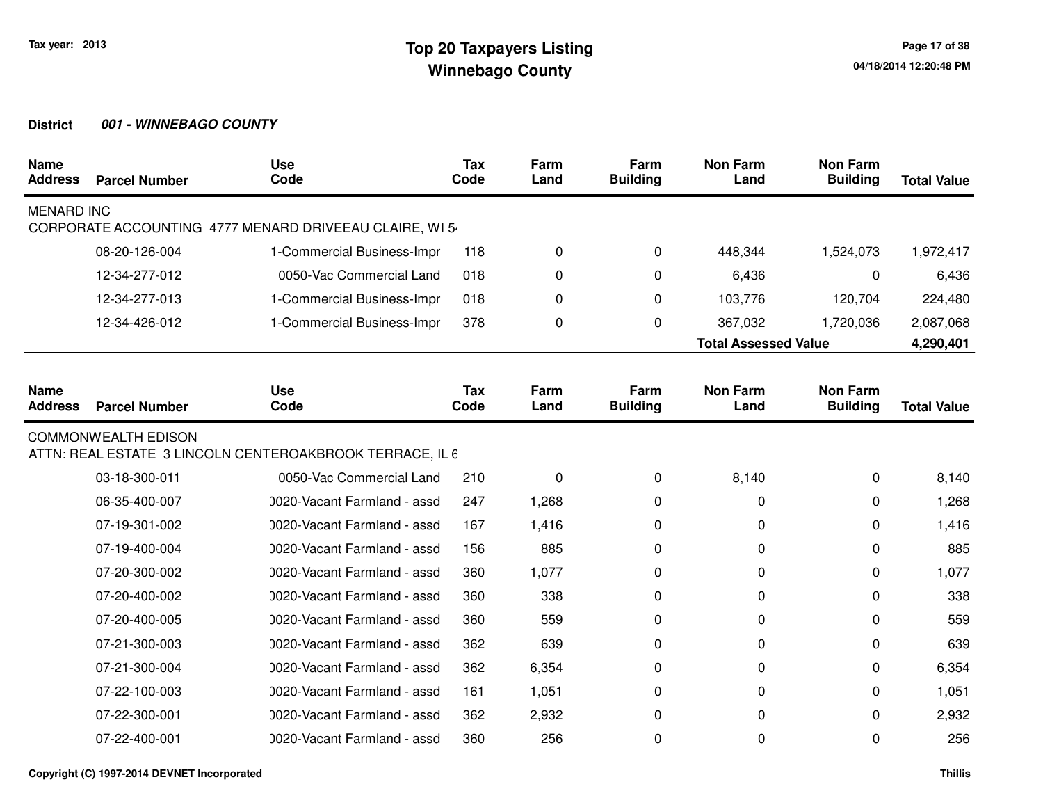**Tax year: 2013**

# Top 20 Taxpayers Listing
## Winnebago County

**District** ***001 - WINNEBAGO COUNTY***

| Name Address | Parcel Number | Use Code | Tax Code | Farm Land | Farm Building | Non Farm Land | Non Farm Building | Total Value |
|---|---|---|---|---|---|---|---|---|
| MENARD INC | | | | | | | | |
| CORPORATE ACCOUNTING 4777 MENARD DRIVEEAU CLAIRE, WI 5 | | | | | | | | |
| | 08-20-126-004 | 1-Commercial Business-Impr | 118 | 0 | 0 | 448,344 | 1,524,073 | 1,972,417 |
| | 12-34-277-012 | 0050-Vac Commercial Land | 018 | 0 | 0 | 6,436 | 0 | 6,436 |
| | 12-34-277-013 | 1-Commercial Business-Impr | 018 | 0 | 0 | 103,776 | 120,704 | 224,480 |
| | 12-34-426-012 | 1-Commercial Business-Impr | 378 | 0 | 0 | 367,032 | 1,720,036 | 2,087,068 |
| | | | | | | **Total Assessed Value** | | **4,290,401** |

| Name Address | Parcel Number | Use Code | Tax Code | Farm Land | Farm Building | Non Farm Land | Non Farm Building | Total Value |
|---|---|---|---|---|---|---|---|---|
| COMMONWEALTH EDISON | | | | | | | | |
| ATTN: REAL ESTATE 3 LINCOLN CENTEROAKBROOK TERRACE, IL 6 | | | | | | | | |
| | 03-18-300-011 | 0050-Vac Commercial Land | 210 | 0 | 0 | 8,140 | 0 | 8,140 |
| | 06-35-400-007 | 0020-Vacant Farmland - assd | 247 | 1,268 | 0 | 0 | 0 | 1,268 |
| | 07-19-301-002 | 0020-Vacant Farmland - assd | 167 | 1,416 | 0 | 0 | 0 | 1,416 |
| | 07-19-400-004 | 0020-Vacant Farmland - assd | 156 | 885 | 0 | 0 | 0 | 885 |
| | 07-20-300-002 | 0020-Vacant Farmland - assd | 360 | 1,077 | 0 | 0 | 0 | 1,077 |
| | 07-20-400-002 | 0020-Vacant Farmland - assd | 360 | 338 | 0 | 0 | 0 | 338 |
| | 07-20-400-005 | 0020-Vacant Farmland - assd | 360 | 559 | 0 | 0 | 0 | 559 |
| | 07-21-300-003 | 0020-Vacant Farmland - assd | 362 | 639 | 0 | 0 | 0 | 639 |
| | 07-21-300-004 | 0020-Vacant Farmland - assd | 362 | 6,354 | 0 | 0 | 0 | 6,354 |
| | 07-22-100-003 | 0020-Vacant Farmland - assd | 161 | 1,051 | 0 | 0 | 0 | 1,051 |
| | 07-22-300-001 | 0020-Vacant Farmland - assd | 362 | 2,932 | 0 | 0 | 0 | 2,932 |
| | 07-22-400-001 | 0020-Vacant Farmland - assd | 360 | 256 | 0 | 0 | 0 | 256 |

Copyright (C) 1997-2014 DEVNET Incorporated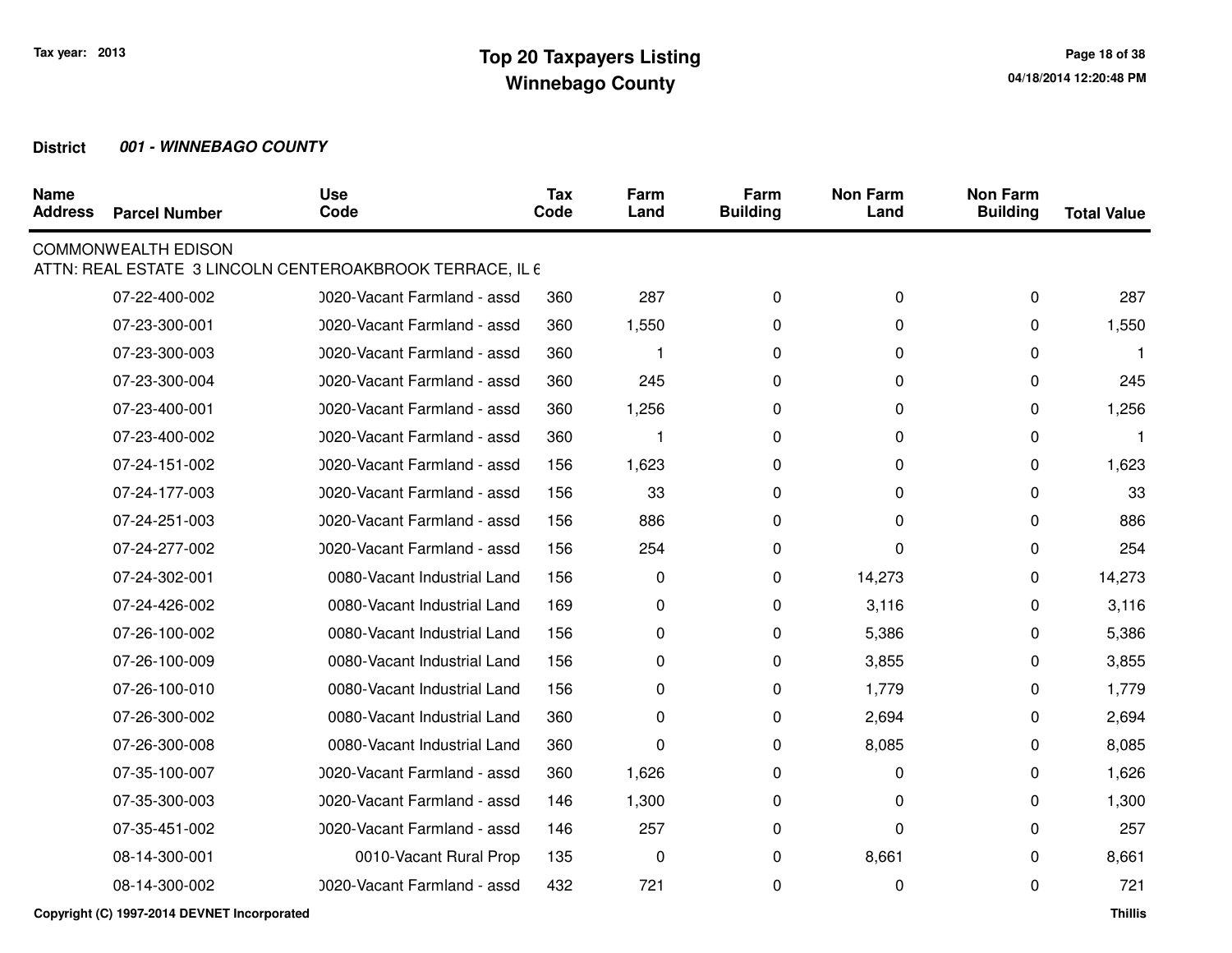Tax year: 2013

# Top 20 Taxpayers Listing
## Winnebago County

**District** ***001 - WINNEBAGO COUNTY***

| Name Address | Parcel Number | Use Code | Tax Code | Farm Land | Farm Building | Non Farm Land | Non Farm Building | Total Value |
|---|---|---|---|---|---|---|---|---|
| COMMONWEALTH EDISON | | | | | | | | |
| ATTN: REAL ESTATE 3 LINCOLN CENTEROAKBROOK TERRACE, IL 6 | | | | | | | | |
| | 07-22-400-002 | 0020-Vacant Farmland - assd | 360 | 287 | 0 | 0 | 0 | 287 |
| | 07-23-300-001 | 0020-Vacant Farmland - assd | 360 | 1,550 | 0 | 0 | 0 | 1,550 |
| | 07-23-300-003 | 0020-Vacant Farmland - assd | 360 | 1 | 0 | 0 | 0 | 1 |
| | 07-23-300-004 | 0020-Vacant Farmland - assd | 360 | 245 | 0 | 0 | 0 | 245 |
| | 07-23-400-001 | 0020-Vacant Farmland - assd | 360 | 1,256 | 0 | 0 | 0 | 1,256 |
| | 07-23-400-002 | 0020-Vacant Farmland - assd | 360 | 1 | 0 | 0 | 0 | 1 |
| | 07-24-151-002 | 0020-Vacant Farmland - assd | 156 | 1,623 | 0 | 0 | 0 | 1,623 |
| | 07-24-177-003 | 0020-Vacant Farmland - assd | 156 | 33 | 0 | 0 | 0 | 33 |
| | 07-24-251-003 | 0020-Vacant Farmland - assd | 156 | 886 | 0 | 0 | 0 | 886 |
| | 07-24-277-002 | 0020-Vacant Farmland - assd | 156 | 254 | 0 | 0 | 0 | 254 |
| | 07-24-302-001 | 0080-Vacant Industrial Land | 156 | 0 | 0 | 14,273 | 0 | 14,273 |
| | 07-24-426-002 | 0080-Vacant Industrial Land | 169 | 0 | 0 | 3,116 | 0 | 3,116 |
| | 07-26-100-002 | 0080-Vacant Industrial Land | 156 | 0 | 0 | 5,386 | 0 | 5,386 |
| | 07-26-100-009 | 0080-Vacant Industrial Land | 156 | 0 | 0 | 3,855 | 0 | 3,855 |
| | 07-26-100-010 | 0080-Vacant Industrial Land | 156 | 0 | 0 | 1,779 | 0 | 1,779 |
| | 07-26-300-002 | 0080-Vacant Industrial Land | 360 | 0 | 0 | 2,694 | 0 | 2,694 |
| | 07-26-300-008 | 0080-Vacant Industrial Land | 360 | 0 | 0 | 8,085 | 0 | 8,085 |
| | 07-35-100-007 | 0020-Vacant Farmland - assd | 360 | 1,626 | 0 | 0 | 0 | 1,626 |
| | 07-35-300-003 | 0020-Vacant Farmland - assd | 146 | 1,300 | 0 | 0 | 0 | 1,300 |
| | 07-35-451-002 | 0020-Vacant Farmland - assd | 146 | 257 | 0 | 0 | 0 | 257 |
| | 08-14-300-001 | 0010-Vacant Rural Prop | 135 | 0 | 0 | 8,661 | 0 | 8,661 |
| | 08-14-300-002 | 0020-Vacant Farmland - assd | 432 | 721 | 0 | 0 | 0 | 721 |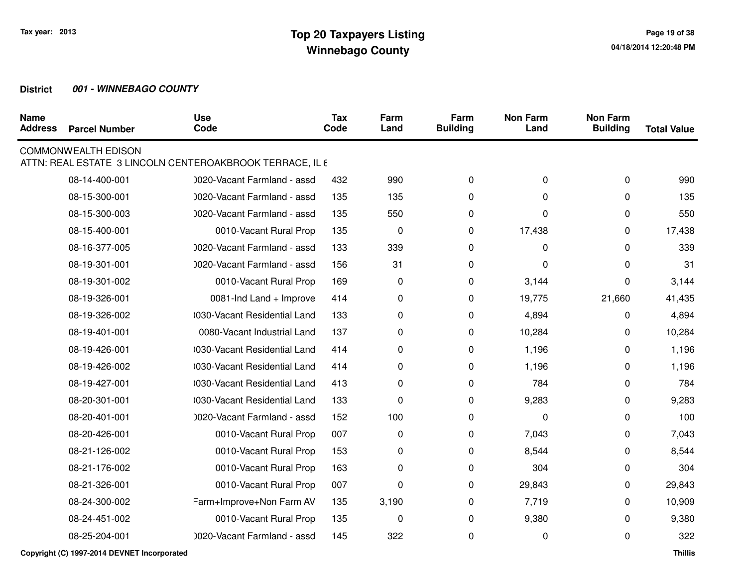Tax year: 2013

# Top 20 Taxpayers Listing
## Winnebago County

04/18/2014 12:20:48 PM

**District** ***001 - WINNEBAGO COUNTY***

| Name Address | Parcel Number | Use Code | Tax Code | Farm Land | Farm Building | Non Farm Land | Non Farm Building | Total Value |
|---|---|---|---|---|---|---|---|---|
| COMMONWEALTH EDISON | | | | | | | | |
| ATTN: REAL ESTATE 3 LINCOLN CENTEROAKBROOK TERRACE, IL 6 | | | | | | | | |
| | 08-14-400-001 | )020-Vacant Farmland - assd | 432 | 990 | 0 | 0 | 0 | 990 |
| | 08-15-300-001 | )020-Vacant Farmland - assd | 135 | 135 | 0 | 0 | 0 | 135 |
| | 08-15-300-003 | )020-Vacant Farmland - assd | 135 | 550 | 0 | 0 | 0 | 550 |
| | 08-15-400-001 | 0010-Vacant Rural Prop | 135 | 0 | 0 | 17,438 | 0 | 17,438 |
| | 08-16-377-005 | )020-Vacant Farmland - assd | 133 | 339 | 0 | 0 | 0 | 339 |
| | 08-19-301-001 | )020-Vacant Farmland - assd | 156 | 31 | 0 | 0 | 0 | 31 |
| | 08-19-301-002 | 0010-Vacant Rural Prop | 169 | 0 | 0 | 3,144 | 0 | 3,144 |
| | 08-19-326-001 | 0081-Ind Land + Improve | 414 | 0 | 0 | 19,775 | 21,660 | 41,435 |
| | 08-19-326-002 | )030-Vacant Residential Land | 133 | 0 | 0 | 4,894 | 0 | 4,894 |
| | 08-19-401-001 | 0080-Vacant Industrial Land | 137 | 0 | 0 | 10,284 | 0 | 10,284 |
| | 08-19-426-001 | )030-Vacant Residential Land | 414 | 0 | 0 | 1,196 | 0 | 1,196 |
| | 08-19-426-002 | )030-Vacant Residential Land | 414 | 0 | 0 | 1,196 | 0 | 1,196 |
| | 08-19-427-001 | )030-Vacant Residential Land | 413 | 0 | 0 | 784 | 0 | 784 |
| | 08-20-301-001 | )030-Vacant Residential Land | 133 | 0 | 0 | 9,283 | 0 | 9,283 |
| | 08-20-401-001 | )020-Vacant Farmland - assd | 152 | 100 | 0 | 0 | 0 | 100 |
| | 08-20-426-001 | 0010-Vacant Rural Prop | 007 | 0 | 0 | 7,043 | 0 | 7,043 |
| | 08-21-126-002 | 0010-Vacant Rural Prop | 153 | 0 | 0 | 8,544 | 0 | 8,544 |
| | 08-21-176-002 | 0010-Vacant Rural Prop | 163 | 0 | 0 | 304 | 0 | 304 |
| | 08-21-326-001 | 0010-Vacant Rural Prop | 007 | 0 | 0 | 29,843 | 0 | 29,843 |
| | 08-24-300-002 | Farm+Improve+Non Farm AV | 135 | 3,190 | 0 | 7,719 | 0 | 10,909 |
| | 08-24-451-002 | 0010-Vacant Rural Prop | 135 | 0 | 0 | 9,380 | 0 | 9,380 |
| | 08-25-204-001 | )020-Vacant Farmland - assd | 145 | 322 | 0 | 0 | 0 | 322 |

Copyright (C) 1997-2014 DEVNET Incorporated

Thillis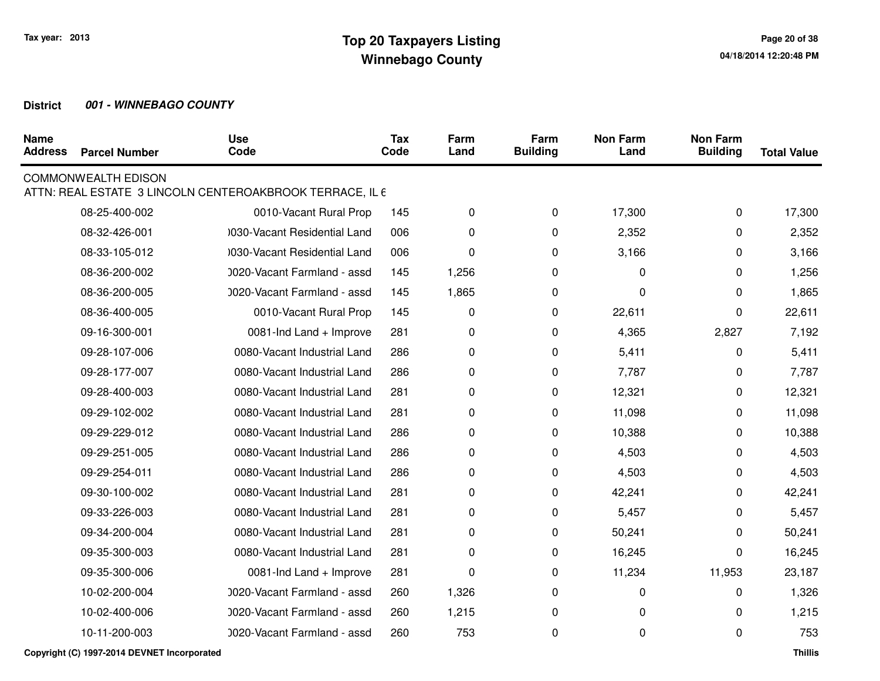**Tax year: 2013**

# Top 20 Taxpayers Listing
## Winnebago County

**District** ***001 - WINNEBAGO COUNTY***

| Name Address | Parcel Number | Use Code | Tax Code | Farm Land | Farm Building | Non Farm Land | Non Farm Building | Total Value |
|---|---|---|---|---|---|---|---|---|
| COMMONWEALTH EDISON | | | | | | | | |
| ATTN: REAL ESTATE 3 LINCOLN CENTEROAKBROOK TERRACE, IL 6 | | | | | | | | |
| | 08-25-400-002 | 0010-Vacant Rural Prop | 145 | 0 | 0 | 17,300 | 0 | 17,300 |
| | 08-32-426-001 | )030-Vacant Residential Land | 006 | 0 | 0 | 2,352 | 0 | 2,352 |
| | 08-33-105-012 | )030-Vacant Residential Land | 006 | 0 | 0 | 3,166 | 0 | 3,166 |
| | 08-36-200-002 | )020-Vacant Farmland - assd | 145 | 1,256 | 0 | 0 | 0 | 1,256 |
| | 08-36-200-005 | )020-Vacant Farmland - assd | 145 | 1,865 | 0 | 0 | 0 | 1,865 |
| | 08-36-400-005 | 0010-Vacant Rural Prop | 145 | 0 | 0 | 22,611 | 0 | 22,611 |
| | 09-16-300-001 | 0081-Ind Land + Improve | 281 | 0 | 0 | 4,365 | 2,827 | 7,192 |
| | 09-28-107-006 | 0080-Vacant Industrial Land | 286 | 0 | 0 | 5,411 | 0 | 5,411 |
| | 09-28-177-007 | 0080-Vacant Industrial Land | 286 | 0 | 0 | 7,787 | 0 | 7,787 |
| | 09-28-400-003 | 0080-Vacant Industrial Land | 281 | 0 | 0 | 12,321 | 0 | 12,321 |
| | 09-29-102-002 | 0080-Vacant Industrial Land | 281 | 0 | 0 | 11,098 | 0 | 11,098 |
| | 09-29-229-012 | 0080-Vacant Industrial Land | 286 | 0 | 0 | 10,388 | 0 | 10,388 |
| | 09-29-251-005 | 0080-Vacant Industrial Land | 286 | 0 | 0 | 4,503 | 0 | 4,503 |
| | 09-29-254-011 | 0080-Vacant Industrial Land | 286 | 0 | 0 | 4,503 | 0 | 4,503 |
| | 09-30-100-002 | 0080-Vacant Industrial Land | 281 | 0 | 0 | 42,241 | 0 | 42,241 |
| | 09-33-226-003 | 0080-Vacant Industrial Land | 281 | 0 | 0 | 5,457 | 0 | 5,457 |
| | 09-34-200-004 | 0080-Vacant Industrial Land | 281 | 0 | 0 | 50,241 | 0 | 50,241 |
| | 09-35-300-003 | 0080-Vacant Industrial Land | 281 | 0 | 0 | 16,245 | 0 | 16,245 |
| | 09-35-300-006 | 0081-Ind Land + Improve | 281 | 0 | 0 | 11,234 | 11,953 | 23,187 |
| | 10-02-200-004 | )020-Vacant Farmland - assd | 260 | 1,326 | 0 | 0 | 0 | 1,326 |
| | 10-02-400-006 | )020-Vacant Farmland - assd | 260 | 1,215 | 0 | 0 | 0 | 1,215 |
| | 10-11-200-003 | )020-Vacant Farmland - assd | 260 | 753 | 0 | 0 | 0 | 753 |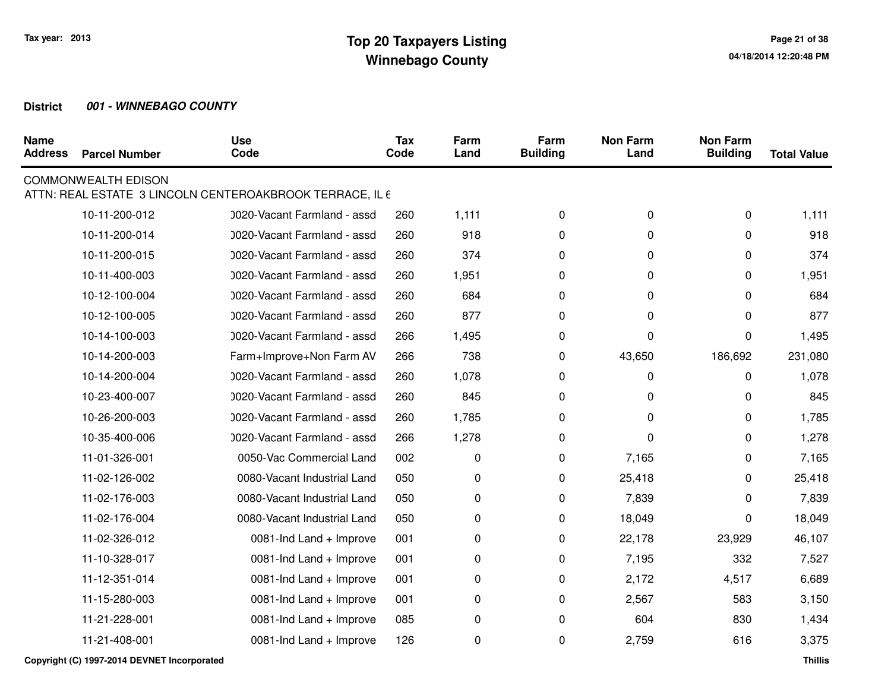Tax year: 2013

# Top 20 Taxpayers Listing
## Winnebago County

**District** ***001 - WINNEBAGO COUNTY***

| Name Address | Parcel Number | Use Code | Tax Code | Farm Land | Farm Building | Non Farm Land | Non Farm Building | Total Value |
|---|---|---|---|---|---|---|---|---|
| COMMONWEALTH EDISON | | | | | | | | |
| ATTN: REAL ESTATE 3 LINCOLN CENTEROAKBROOK TERRACE, IL 6 | | | | | | | | |
| | 10-11-200-012 | )020-Vacant Farmland - assd | 260 | 1,111 | 0 | 0 | 0 | 1,111 |
| | 10-11-200-014 | )020-Vacant Farmland - assd | 260 | 918 | 0 | 0 | 0 | 918 |
| | 10-11-200-015 | )020-Vacant Farmland - assd | 260 | 374 | 0 | 0 | 0 | 374 |
| | 10-11-400-003 | )020-Vacant Farmland - assd | 260 | 1,951 | 0 | 0 | 0 | 1,951 |
| | 10-12-100-004 | )020-Vacant Farmland - assd | 260 | 684 | 0 | 0 | 0 | 684 |
| | 10-12-100-005 | )020-Vacant Farmland - assd | 260 | 877 | 0 | 0 | 0 | 877 |
| | 10-14-100-003 | )020-Vacant Farmland - assd | 266 | 1,495 | 0 | 0 | 0 | 1,495 |
| | 10-14-200-003 | Farm+Improve+Non Farm AV | 266 | 738 | 0 | 43,650 | 186,692 | 231,080 |
| | 10-14-200-004 | )020-Vacant Farmland - assd | 260 | 1,078 | 0 | 0 | 0 | 1,078 |
| | 10-23-400-007 | )020-Vacant Farmland - assd | 260 | 845 | 0 | 0 | 0 | 845 |
| | 10-26-200-003 | )020-Vacant Farmland - assd | 260 | 1,785 | 0 | 0 | 0 | 1,785 |
| | 10-35-400-006 | )020-Vacant Farmland - assd | 266 | 1,278 | 0 | 0 | 0 | 1,278 |
| | 11-01-326-001 | 0050-Vac Commercial Land | 002 | 0 | 0 | 7,165 | 0 | 7,165 |
| | 11-02-126-002 | 0080-Vacant Industrial Land | 050 | 0 | 0 | 25,418 | 0 | 25,418 |
| | 11-02-176-003 | 0080-Vacant Industrial Land | 050 | 0 | 0 | 7,839 | 0 | 7,839 |
| | 11-02-176-004 | 0080-Vacant Industrial Land | 050 | 0 | 0 | 18,049 | 0 | 18,049 |
| | 11-02-326-012 | 0081-Ind Land + Improve | 001 | 0 | 0 | 22,178 | 23,929 | 46,107 |
| | 11-10-328-017 | 0081-Ind Land + Improve | 001 | 0 | 0 | 7,195 | 332 | 7,527 |
| | 11-12-351-014 | 0081-Ind Land + Improve | 001 | 0 | 0 | 2,172 | 4,517 | 6,689 |
| | 11-15-280-003 | 0081-Ind Land + Improve | 001 | 0 | 0 | 2,567 | 583 | 3,150 |
| | 11-21-228-001 | 0081-Ind Land + Improve | 085 | 0 | 0 | 604 | 830 | 1,434 |
| | 11-21-408-001 | 0081-Ind Land + Improve | 126 | 0 | 0 | 2,759 | 616 | 3,375 |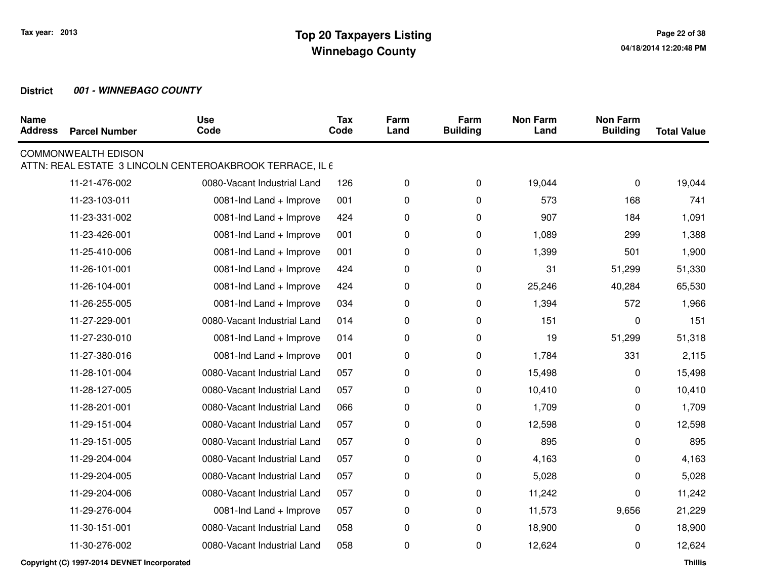Tax year: 2013

# Top 20 Taxpayers Listing
## Winnebago County

04/18/2014 12:20:48 PM

**District** ***001 - WINNEBAGO COUNTY***

| Name Address | Parcel Number | Use Code | Tax Code | Farm Land | Farm Building | Non Farm Land | Non Farm Building | Total Value |
|---|---|---|---|---|---|---|---|---|
| COMMONWEALTH EDISON | | | | | | | | |
| ATTN: REAL ESTATE 3 LINCOLN CENTEROAKBROOK TERRACE, IL 6 | | | | | | | | |
| | 11-21-476-002 | 0080-Vacant Industrial Land | 126 | 0 | 0 | 19,044 | 0 | 19,044 |
| | 11-23-103-011 | 0081-Ind Land + Improve | 001 | 0 | 0 | 573 | 168 | 741 |
| | 11-23-331-002 | 0081-Ind Land + Improve | 424 | 0 | 0 | 907 | 184 | 1,091 |
| | 11-23-426-001 | 0081-Ind Land + Improve | 001 | 0 | 0 | 1,089 | 299 | 1,388 |
| | 11-25-410-006 | 0081-Ind Land + Improve | 001 | 0 | 0 | 1,399 | 501 | 1,900 |
| | 11-26-101-001 | 0081-Ind Land + Improve | 424 | 0 | 0 | 31 | 51,299 | 51,330 |
| | 11-26-104-001 | 0081-Ind Land + Improve | 424 | 0 | 0 | 25,246 | 40,284 | 65,530 |
| | 11-26-255-005 | 0081-Ind Land + Improve | 034 | 0 | 0 | 1,394 | 572 | 1,966 |
| | 11-27-229-001 | 0080-Vacant Industrial Land | 014 | 0 | 0 | 151 | 0 | 151 |
| | 11-27-230-010 | 0081-Ind Land + Improve | 014 | 0 | 0 | 19 | 51,299 | 51,318 |
| | 11-27-380-016 | 0081-Ind Land + Improve | 001 | 0 | 0 | 1,784 | 331 | 2,115 |
| | 11-28-101-004 | 0080-Vacant Industrial Land | 057 | 0 | 0 | 15,498 | 0 | 15,498 |
| | 11-28-127-005 | 0080-Vacant Industrial Land | 057 | 0 | 0 | 10,410 | 0 | 10,410 |
| | 11-28-201-001 | 0080-Vacant Industrial Land | 066 | 0 | 0 | 1,709 | 0 | 1,709 |
| | 11-29-151-004 | 0080-Vacant Industrial Land | 057 | 0 | 0 | 12,598 | 0 | 12,598 |
| | 11-29-151-005 | 0080-Vacant Industrial Land | 057 | 0 | 0 | 895 | 0 | 895 |
| | 11-29-204-004 | 0080-Vacant Industrial Land | 057 | 0 | 0 | 4,163 | 0 | 4,163 |
| | 11-29-204-005 | 0080-Vacant Industrial Land | 057 | 0 | 0 | 5,028 | 0 | 5,028 |
| | 11-29-204-006 | 0080-Vacant Industrial Land | 057 | 0 | 0 | 11,242 | 0 | 11,242 |
| | 11-29-276-004 | 0081-Ind Land + Improve | 057 | 0 | 0 | 11,573 | 9,656 | 21,229 |
| | 11-30-151-001 | 0080-Vacant Industrial Land | 058 | 0 | 0 | 18,900 | 0 | 18,900 |
| | 11-30-276-002 | 0080-Vacant Industrial Land | 058 | 0 | 0 | 12,624 | 0 | 12,624 |

Copyright (C) 1997-2014 DEVNET Incorporated

Thillis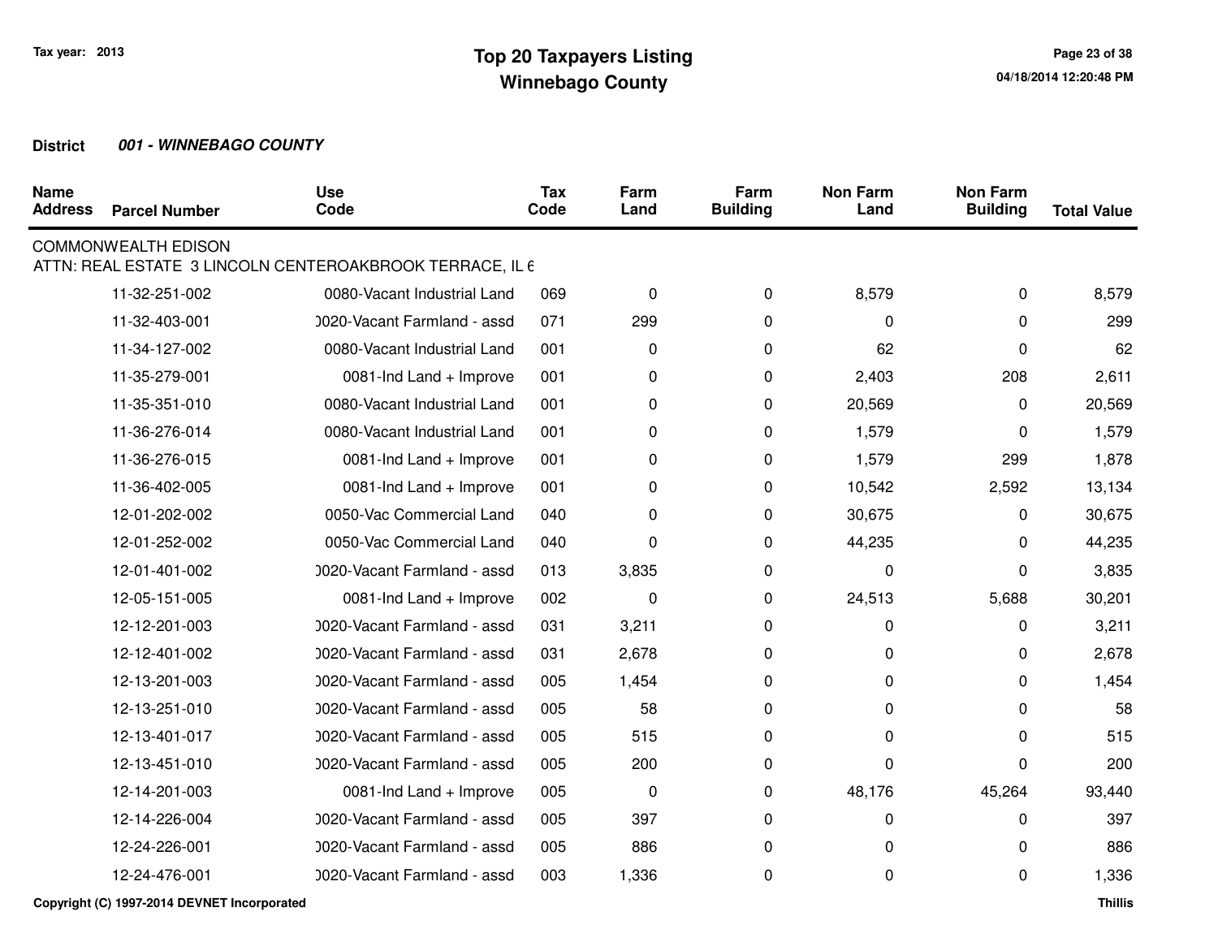**Tax year: 2013**

# Top 20 Taxpayers Listing
## Winnebago County

04/18/2014 12:20:48 PM

**District** ***001 - WINNEBAGO COUNTY***

| Name Address | Parcel Number | Use Code | Tax Code | Farm Land | Farm Building | Non Farm Land | Non Farm Building | Total Value |
|---|---|---|---|---|---|---|---|---|
| COMMONWEALTH EDISON | | | | | | | | |
| ATTN: REAL ESTATE 3 LINCOLN CENTEROAKBROOK TERRACE, IL 6 | | | | | | | | |
| | 11-32-251-002 | 0080-Vacant Industrial Land | 069 | 0 | 0 | 8,579 | 0 | 8,579 |
| | 11-32-403-001 | )020-Vacant Farmland - assd | 071 | 299 | 0 | 0 | 0 | 299 |
| | 11-34-127-002 | 0080-Vacant Industrial Land | 001 | 0 | 0 | 62 | 0 | 62 |
| | 11-35-279-001 | 0081-Ind Land + Improve | 001 | 0 | 0 | 2,403 | 208 | 2,611 |
| | 11-35-351-010 | 0080-Vacant Industrial Land | 001 | 0 | 0 | 20,569 | 0 | 20,569 |
| | 11-36-276-014 | 0080-Vacant Industrial Land | 001 | 0 | 0 | 1,579 | 0 | 1,579 |
| | 11-36-276-015 | 0081-Ind Land + Improve | 001 | 0 | 0 | 1,579 | 299 | 1,878 |
| | 11-36-402-005 | 0081-Ind Land + Improve | 001 | 0 | 0 | 10,542 | 2,592 | 13,134 |
| | 12-01-202-002 | 0050-Vac Commercial Land | 040 | 0 | 0 | 30,675 | 0 | 30,675 |
| | 12-01-252-002 | 0050-Vac Commercial Land | 040 | 0 | 0 | 44,235 | 0 | 44,235 |
| | 12-01-401-002 | )020-Vacant Farmland - assd | 013 | 3,835 | 0 | 0 | 0 | 3,835 |
| | 12-05-151-005 | 0081-Ind Land + Improve | 002 | 0 | 0 | 24,513 | 5,688 | 30,201 |
| | 12-12-201-003 | )020-Vacant Farmland - assd | 031 | 3,211 | 0 | 0 | 0 | 3,211 |
| | 12-12-401-002 | )020-Vacant Farmland - assd | 031 | 2,678 | 0 | 0 | 0 | 2,678 |
| | 12-13-201-003 | )020-Vacant Farmland - assd | 005 | 1,454 | 0 | 0 | 0 | 1,454 |
| | 12-13-251-010 | )020-Vacant Farmland - assd | 005 | 58 | 0 | 0 | 0 | 58 |
| | 12-13-401-017 | )020-Vacant Farmland - assd | 005 | 515 | 0 | 0 | 0 | 515 |
| | 12-13-451-010 | )020-Vacant Farmland - assd | 005 | 200 | 0 | 0 | 0 | 200 |
| | 12-14-201-003 | 0081-Ind Land + Improve | 005 | 0 | 0 | 48,176 | 45,264 | 93,440 |
| | 12-14-226-004 | )020-Vacant Farmland - assd | 005 | 397 | 0 | 0 | 0 | 397 |
| | 12-24-226-001 | )020-Vacant Farmland - assd | 005 | 886 | 0 | 0 | 0 | 886 |
| | 12-24-476-001 | )020-Vacant Farmland - assd | 003 | 1,336 | 0 | 0 | 0 | 1,336 |

Copyright (C) 1997-2014 DEVNET Incorporated — Thillis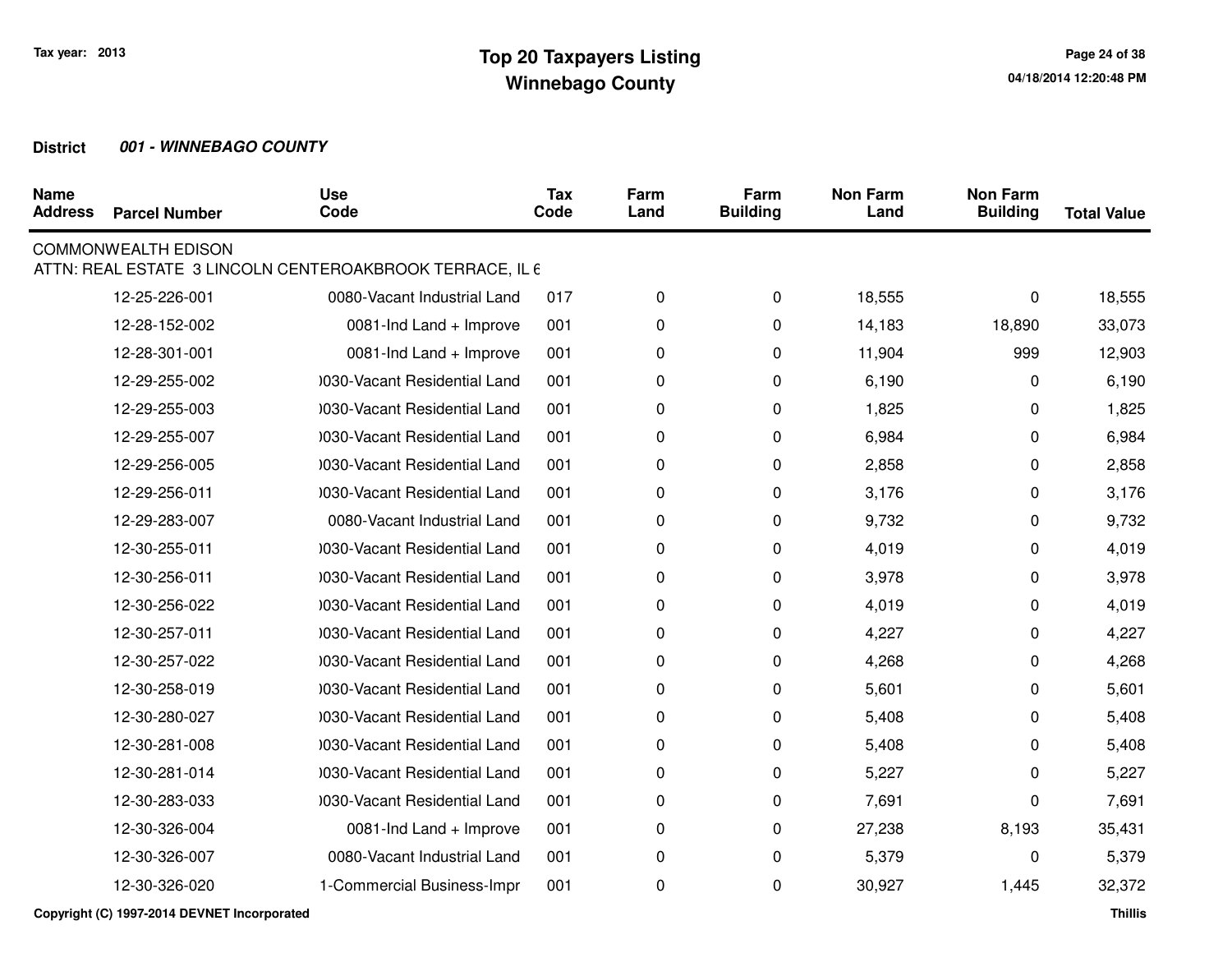# Top 20 Taxpayers Listing
## Winnebago County

Tax year: 2013

**District** ***001 - WINNEBAGO COUNTY***

| Name Address | Parcel Number | Use Code | Tax Code | Farm Land | Farm Building | Non Farm Land | Non Farm Building | Total Value |
|---|---|---|---|---|---|---|---|---|
| COMMONWEALTH EDISON | | | | | | | | |
| ATTN: REAL ESTATE 3 LINCOLN CENTEROAKBROOK TERRACE, IL 6 | | | | | | | | |
| | 12-25-226-001 | 0080-Vacant Industrial Land | 017 | 0 | 0 | 18,555 | 0 | 18,555 |
| | 12-28-152-002 | 0081-Ind Land + Improve | 001 | 0 | 0 | 14,183 | 18,890 | 33,073 |
| | 12-28-301-001 | 0081-Ind Land + Improve | 001 | 0 | 0 | 11,904 | 999 | 12,903 |
| | 12-29-255-002 | )030-Vacant Residential Land | 001 | 0 | 0 | 6,190 | 0 | 6,190 |
| | 12-29-255-003 | )030-Vacant Residential Land | 001 | 0 | 0 | 1,825 | 0 | 1,825 |
| | 12-29-255-007 | )030-Vacant Residential Land | 001 | 0 | 0 | 6,984 | 0 | 6,984 |
| | 12-29-256-005 | )030-Vacant Residential Land | 001 | 0 | 0 | 2,858 | 0 | 2,858 |
| | 12-29-256-011 | )030-Vacant Residential Land | 001 | 0 | 0 | 3,176 | 0 | 3,176 |
| | 12-29-283-007 | 0080-Vacant Industrial Land | 001 | 0 | 0 | 9,732 | 0 | 9,732 |
| | 12-30-255-011 | )030-Vacant Residential Land | 001 | 0 | 0 | 4,019 | 0 | 4,019 |
| | 12-30-256-011 | )030-Vacant Residential Land | 001 | 0 | 0 | 3,978 | 0 | 3,978 |
| | 12-30-256-022 | )030-Vacant Residential Land | 001 | 0 | 0 | 4,019 | 0 | 4,019 |
| | 12-30-257-011 | )030-Vacant Residential Land | 001 | 0 | 0 | 4,227 | 0 | 4,227 |
| | 12-30-257-022 | )030-Vacant Residential Land | 001 | 0 | 0 | 4,268 | 0 | 4,268 |
| | 12-30-258-019 | )030-Vacant Residential Land | 001 | 0 | 0 | 5,601 | 0 | 5,601 |
| | 12-30-280-027 | )030-Vacant Residential Land | 001 | 0 | 0 | 5,408 | 0 | 5,408 |
| | 12-30-281-008 | )030-Vacant Residential Land | 001 | 0 | 0 | 5,408 | 0 | 5,408 |
| | 12-30-281-014 | )030-Vacant Residential Land | 001 | 0 | 0 | 5,227 | 0 | 5,227 |
| | 12-30-283-033 | )030-Vacant Residential Land | 001 | 0 | 0 | 7,691 | 0 | 7,691 |
| | 12-30-326-004 | 0081-Ind Land + Improve | 001 | 0 | 0 | 27,238 | 8,193 | 35,431 |
| | 12-30-326-007 | 0080-Vacant Industrial Land | 001 | 0 | 0 | 5,379 | 0 | 5,379 |
| | 12-30-326-020 | 1-Commercial Business-Impr | 001 | 0 | 0 | 30,927 | 1,445 | 32,372 |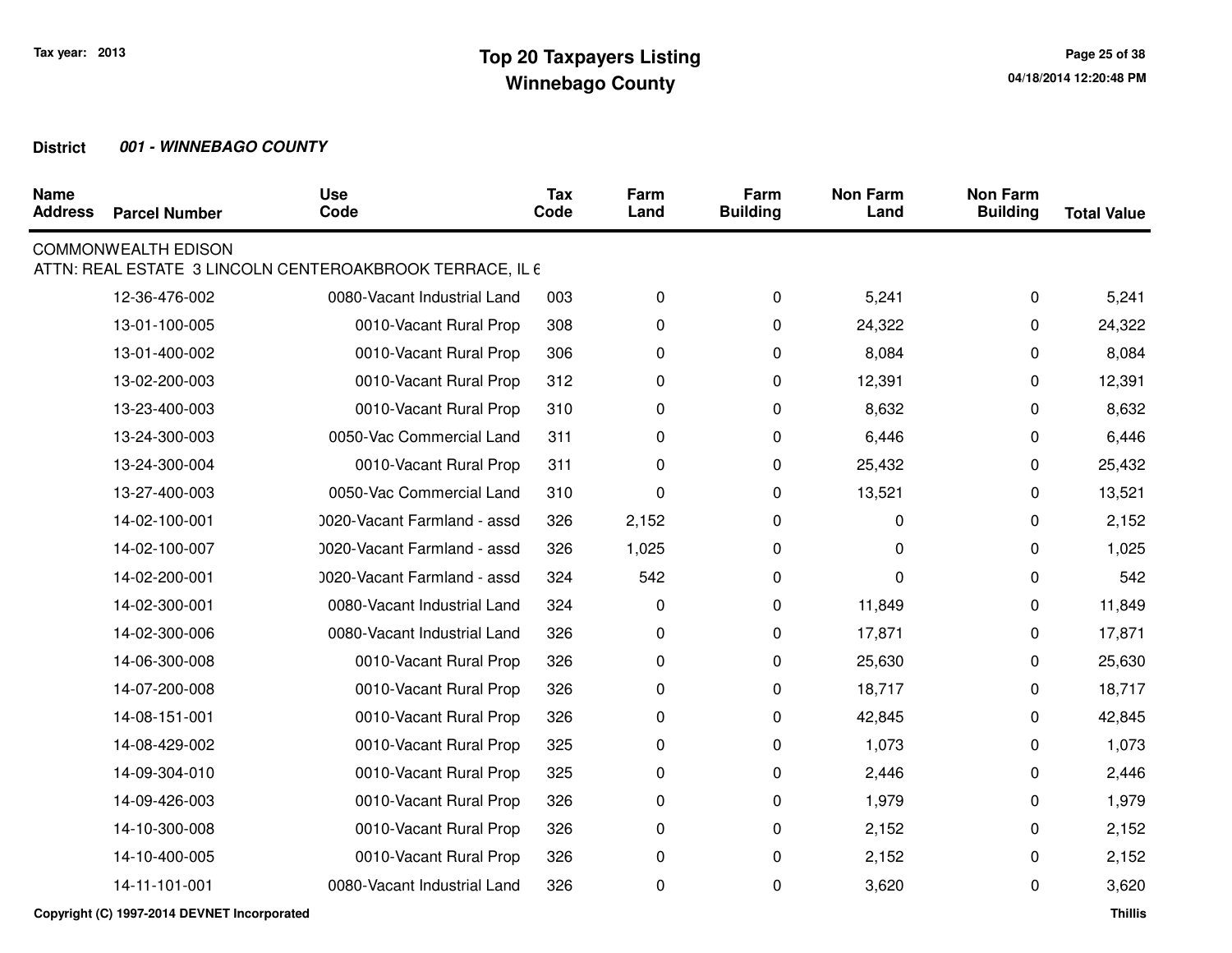Tax year: 2013

# Top 20 Taxpayers Listing
## Winnebago County

**District** ***001 - WINNEBAGO COUNTY***

| Name Address | Parcel Number | Use Code | Tax Code | Farm Land | Farm Building | Non Farm Land | Non Farm Building | Total Value |
|---|---|---|---|---|---|---|---|---|
| COMMONWEALTH EDISON | | | | | | | | |
| ATTN: REAL ESTATE 3 LINCOLN CENTEROAKBROOK TERRACE, IL 6 | | | | | | | | |
| | 12-36-476-002 | 0080-Vacant Industrial Land | 003 | 0 | 0 | 5,241 | 0 | 5,241 |
| | 13-01-100-005 | 0010-Vacant Rural Prop | 308 | 0 | 0 | 24,322 | 0 | 24,322 |
| | 13-01-400-002 | 0010-Vacant Rural Prop | 306 | 0 | 0 | 8,084 | 0 | 8,084 |
| | 13-02-200-003 | 0010-Vacant Rural Prop | 312 | 0 | 0 | 12,391 | 0 | 12,391 |
| | 13-23-400-003 | 0010-Vacant Rural Prop | 310 | 0 | 0 | 8,632 | 0 | 8,632 |
| | 13-24-300-003 | 0050-Vac Commercial Land | 311 | 0 | 0 | 6,446 | 0 | 6,446 |
| | 13-24-300-004 | 0010-Vacant Rural Prop | 311 | 0 | 0 | 25,432 | 0 | 25,432 |
| | 13-27-400-003 | 0050-Vac Commercial Land | 310 | 0 | 0 | 13,521 | 0 | 13,521 |
| | 14-02-100-001 | )020-Vacant Farmland - assd | 326 | 2,152 | 0 | 0 | 0 | 2,152 |
| | 14-02-100-007 | )020-Vacant Farmland - assd | 326 | 1,025 | 0 | 0 | 0 | 1,025 |
| | 14-02-200-001 | )020-Vacant Farmland - assd | 324 | 542 | 0 | 0 | 0 | 542 |
| | 14-02-300-001 | 0080-Vacant Industrial Land | 324 | 0 | 0 | 11,849 | 0 | 11,849 |
| | 14-02-300-006 | 0080-Vacant Industrial Land | 326 | 0 | 0 | 17,871 | 0 | 17,871 |
| | 14-06-300-008 | 0010-Vacant Rural Prop | 326 | 0 | 0 | 25,630 | 0 | 25,630 |
| | 14-07-200-008 | 0010-Vacant Rural Prop | 326 | 0 | 0 | 18,717 | 0 | 18,717 |
| | 14-08-151-001 | 0010-Vacant Rural Prop | 326 | 0 | 0 | 42,845 | 0 | 42,845 |
| | 14-08-429-002 | 0010-Vacant Rural Prop | 325 | 0 | 0 | 1,073 | 0 | 1,073 |
| | 14-09-304-010 | 0010-Vacant Rural Prop | 325 | 0 | 0 | 2,446 | 0 | 2,446 |
| | 14-09-426-003 | 0010-Vacant Rural Prop | 326 | 0 | 0 | 1,979 | 0 | 1,979 |
| | 14-10-300-008 | 0010-Vacant Rural Prop | 326 | 0 | 0 | 2,152 | 0 | 2,152 |
| | 14-10-400-005 | 0010-Vacant Rural Prop | 326 | 0 | 0 | 2,152 | 0 | 2,152 |
| | 14-11-101-001 | 0080-Vacant Industrial Land | 326 | 0 | 0 | 3,620 | 0 | 3,620 |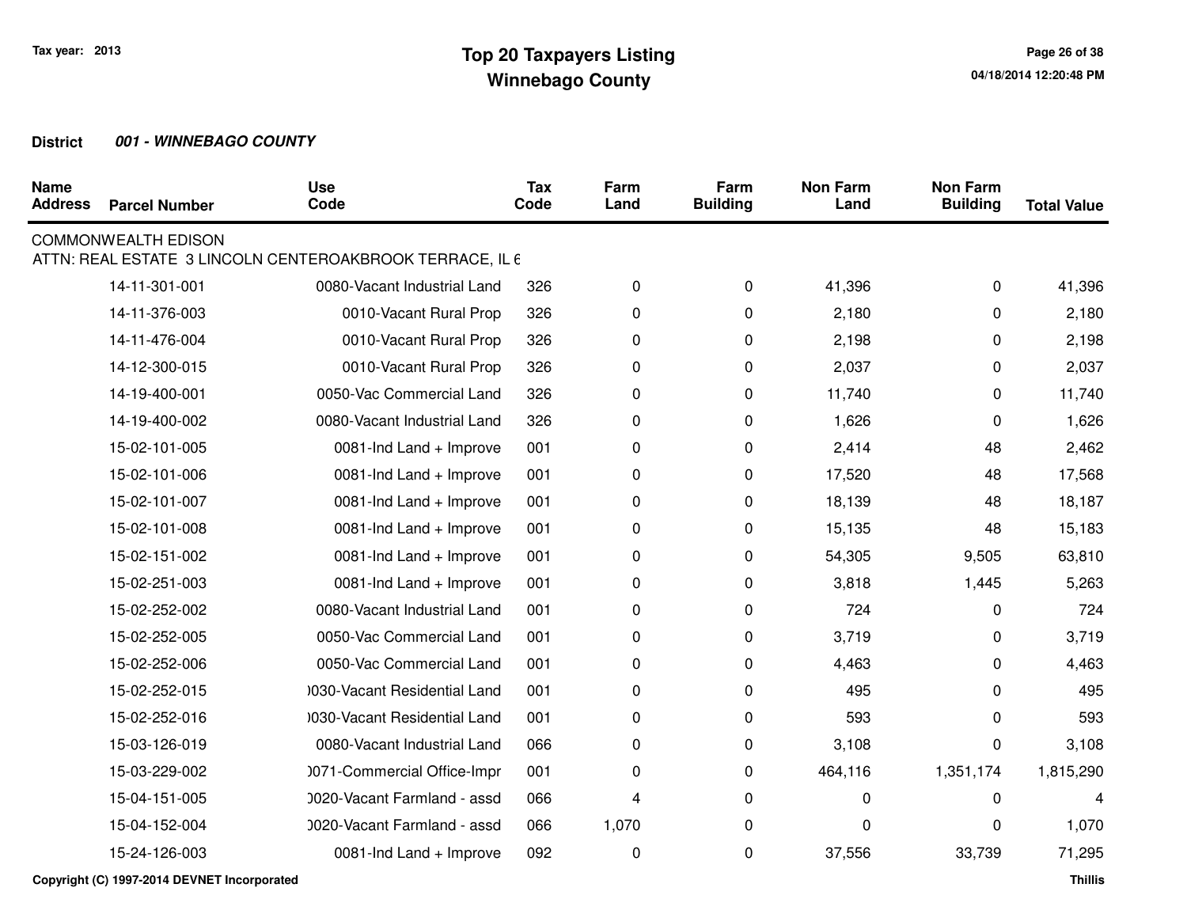**Tax year: 2013**

# Top 20 Taxpayers Listing
## Winnebago County

**District** ***001 - WINNEBAGO COUNTY***

| Name Address | Parcel Number | Use Code | Tax Code | Farm Land | Farm Building | Non Farm Land | Non Farm Building | Total Value |
|---|---|---|---|---|---|---|---|---|
| COMMONWEALTH EDISON | | | | | | | | |
| ATTN: REAL ESTATE 3 LINCOLN CENTEROAKBROOK TERRACE, IL 6 | | | | | | | | |
| | 14-11-301-001 | 0080-Vacant Industrial Land | 326 | 0 | 0 | 41,396 | 0 | 41,396 |
| | 14-11-376-003 | 0010-Vacant Rural Prop | 326 | 0 | 0 | 2,180 | 0 | 2,180 |
| | 14-11-476-004 | 0010-Vacant Rural Prop | 326 | 0 | 0 | 2,198 | 0 | 2,198 |
| | 14-12-300-015 | 0010-Vacant Rural Prop | 326 | 0 | 0 | 2,037 | 0 | 2,037 |
| | 14-19-400-001 | 0050-Vac Commercial Land | 326 | 0 | 0 | 11,740 | 0 | 11,740 |
| | 14-19-400-002 | 0080-Vacant Industrial Land | 326 | 0 | 0 | 1,626 | 0 | 1,626 |
| | 15-02-101-005 | 0081-Ind Land + Improve | 001 | 0 | 0 | 2,414 | 48 | 2,462 |
| | 15-02-101-006 | 0081-Ind Land + Improve | 001 | 0 | 0 | 17,520 | 48 | 17,568 |
| | 15-02-101-007 | 0081-Ind Land + Improve | 001 | 0 | 0 | 18,139 | 48 | 18,187 |
| | 15-02-101-008 | 0081-Ind Land + Improve | 001 | 0 | 0 | 15,135 | 48 | 15,183 |
| | 15-02-151-002 | 0081-Ind Land + Improve | 001 | 0 | 0 | 54,305 | 9,505 | 63,810 |
| | 15-02-251-003 | 0081-Ind Land + Improve | 001 | 0 | 0 | 3,818 | 1,445 | 5,263 |
| | 15-02-252-002 | 0080-Vacant Industrial Land | 001 | 0 | 0 | 724 | 0 | 724 |
| | 15-02-252-005 | 0050-Vac Commercial Land | 001 | 0 | 0 | 3,719 | 0 | 3,719 |
| | 15-02-252-006 | 0050-Vac Commercial Land | 001 | 0 | 0 | 4,463 | 0 | 4,463 |
| | 15-02-252-015 | )030-Vacant Residential Land | 001 | 0 | 0 | 495 | 0 | 495 |
| | 15-02-252-016 | )030-Vacant Residential Land | 001 | 0 | 0 | 593 | 0 | 593 |
| | 15-03-126-019 | 0080-Vacant Industrial Land | 066 | 0 | 0 | 3,108 | 0 | 3,108 |
| | 15-03-229-002 | )071-Commercial Office-Impr | 001 | 0 | 0 | 464,116 | 1,351,174 | 1,815,290 |
| | 15-04-151-005 | )020-Vacant Farmland - assd | 066 | 4 | 0 | 0 | 0 | 4 |
| | 15-04-152-004 | )020-Vacant Farmland - assd | 066 | 1,070 | 0 | 0 | 0 | 1,070 |
| | 15-24-126-003 | 0081-Ind Land + Improve | 092 | 0 | 0 | 37,556 | 33,739 | 71,295 |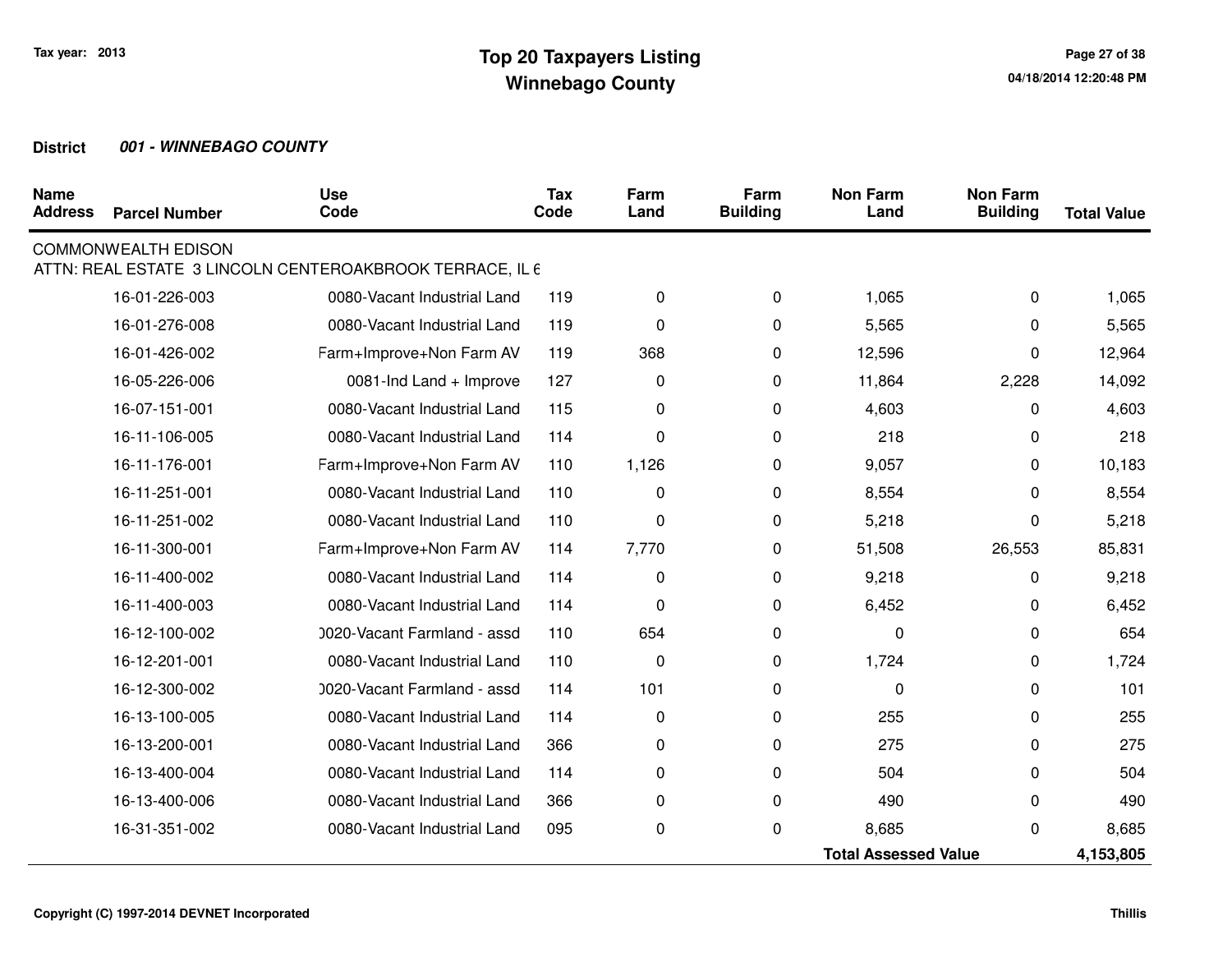**Tax year: 2013**

# Top 20 Taxpayers Listing
## Winnebago County

**District** ***001 - WINNEBAGO COUNTY***

| Name Address | Parcel Number | Use Code | Tax Code | Farm Land | Farm Building | Non Farm Land | Non Farm Building | Total Value |
|---|---|---|---|---|---|---|---|---|
| COMMONWEALTH EDISON | | | | | | | | |
| ATTN: REAL ESTATE 3 LINCOLN CENTEROAKBROOK TERRACE, IL 6 | | | | | | | | |
| | 16-01-226-003 | 0080-Vacant Industrial Land | 119 | 0 | 0 | 1,065 | 0 | 1,065 |
| | 16-01-276-008 | 0080-Vacant Industrial Land | 119 | 0 | 0 | 5,565 | 0 | 5,565 |
| | 16-01-426-002 | Farm+Improve+Non Farm AV | 119 | 368 | 0 | 12,596 | 0 | 12,964 |
| | 16-05-226-006 | 0081-Ind Land + Improve | 127 | 0 | 0 | 11,864 | 2,228 | 14,092 |
| | 16-07-151-001 | 0080-Vacant Industrial Land | 115 | 0 | 0 | 4,603 | 0 | 4,603 |
| | 16-11-106-005 | 0080-Vacant Industrial Land | 114 | 0 | 0 | 218 | 0 | 218 |
| | 16-11-176-001 | Farm+Improve+Non Farm AV | 110 | 1,126 | 0 | 9,057 | 0 | 10,183 |
| | 16-11-251-001 | 0080-Vacant Industrial Land | 110 | 0 | 0 | 8,554 | 0 | 8,554 |
| | 16-11-251-002 | 0080-Vacant Industrial Land | 110 | 0 | 0 | 5,218 | 0 | 5,218 |
| | 16-11-300-001 | Farm+Improve+Non Farm AV | 114 | 7,770 | 0 | 51,508 | 26,553 | 85,831 |
| | 16-11-400-002 | 0080-Vacant Industrial Land | 114 | 0 | 0 | 9,218 | 0 | 9,218 |
| | 16-11-400-003 | 0080-Vacant Industrial Land | 114 | 0 | 0 | 6,452 | 0 | 6,452 |
| | 16-12-100-002 | 0020-Vacant Farmland - assd | 110 | 654 | 0 | 0 | 0 | 654 |
| | 16-12-201-001 | 0080-Vacant Industrial Land | 110 | 0 | 0 | 1,724 | 0 | 1,724 |
| | 16-12-300-002 | 0020-Vacant Farmland - assd | 114 | 101 | 0 | 0 | 0 | 101 |
| | 16-13-100-005 | 0080-Vacant Industrial Land | 114 | 0 | 0 | 255 | 0 | 255 |
| | 16-13-200-001 | 0080-Vacant Industrial Land | 366 | 0 | 0 | 275 | 0 | 275 |
| | 16-13-400-004 | 0080-Vacant Industrial Land | 114 | 0 | 0 | 504 | 0 | 504 |
| | 16-13-400-006 | 0080-Vacant Industrial Land | 366 | 0 | 0 | 490 | 0 | 490 |
| | 16-31-351-002 | 0080-Vacant Industrial Land | 095 | 0 | 0 | 8,685 | 0 | 8,685 |
| | | | | | | **Total Assessed Value** | | **4,153,805** |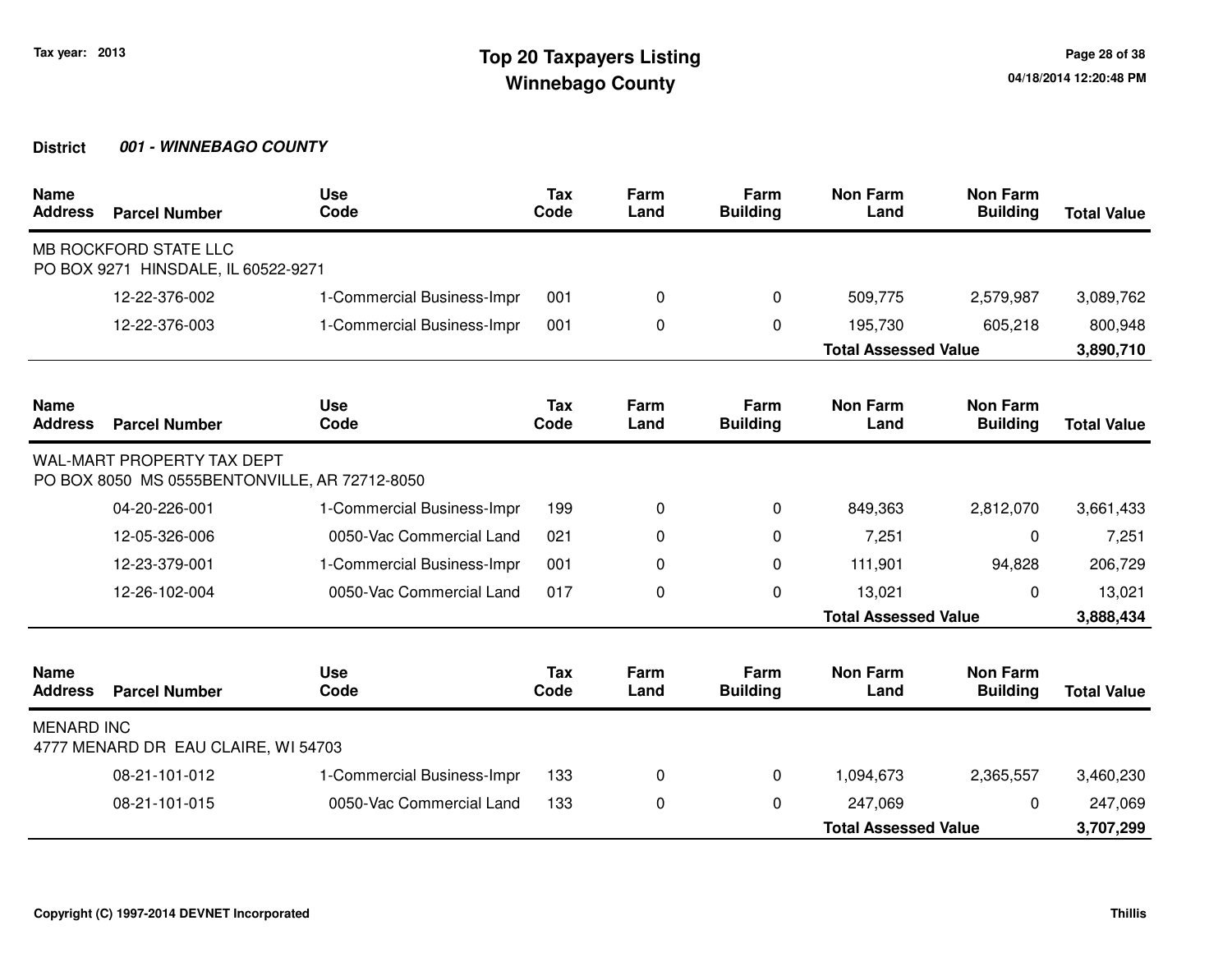# Top 20 Taxpayers Listing
## Winnebago County

Tax year: 2013

**District** ***001 - WINNEBAGO COUNTY***

| Name Address | Parcel Number | Use Code | Tax Code | Farm Land | Farm Building | Non Farm Land | Non Farm Building | Total Value |
|---|---|---|---|---|---|---|---|---|
| MB ROCKFORD STATE LLC<br>PO BOX 9271 HINSDALE, IL 60522-9271 | | | | | | | | |
| | 12-22-376-002 | 1-Commercial Business-Impr | 001 | 0 | 0 | 509,775 | 2,579,987 | 3,089,762 |
| | 12-22-376-003 | 1-Commercial Business-Impr | 001 | 0 | 0 | 195,730 | 605,218 | 800,948 |
| | | | | | | **Total Assessed Value** | | **3,890,710** |

| Name Address | Parcel Number | Use Code | Tax Code | Farm Land | Farm Building | Non Farm Land | Non Farm Building | Total Value |
|---|---|---|---|---|---|---|---|---|
| WAL-MART PROPERTY TAX DEPT<br>PO BOX 8050 MS 0555BENTONVILLE, AR 72712-8050 | | | | | | | | |
| | 04-20-226-001 | 1-Commercial Business-Impr | 199 | 0 | 0 | 849,363 | 2,812,070 | 3,661,433 |
| | 12-05-326-006 | 0050-Vac Commercial Land | 021 | 0 | 0 | 7,251 | 0 | 7,251 |
| | 12-23-379-001 | 1-Commercial Business-Impr | 001 | 0 | 0 | 111,901 | 94,828 | 206,729 |
| | 12-26-102-004 | 0050-Vac Commercial Land | 017 | 0 | 0 | 13,021 | 0 | 13,021 |
| | | | | | | **Total Assessed Value** | | **3,888,434** |

| Name Address | Parcel Number | Use Code | Tax Code | Farm Land | Farm Building | Non Farm Land | Non Farm Building | Total Value |
|---|---|---|---|---|---|---|---|---|
| MENARD INC<br>4777 MENARD DR EAU CLAIRE, WI 54703 | | | | | | | | |
| | 08-21-101-012 | 1-Commercial Business-Impr | 133 | 0 | 0 | 1,094,673 | 2,365,557 | 3,460,230 |
| | 08-21-101-015 | 0050-Vac Commercial Land | 133 | 0 | 0 | 247,069 | 0 | 247,069 |
| | | | | | | **Total Assessed Value** | | **3,707,299** |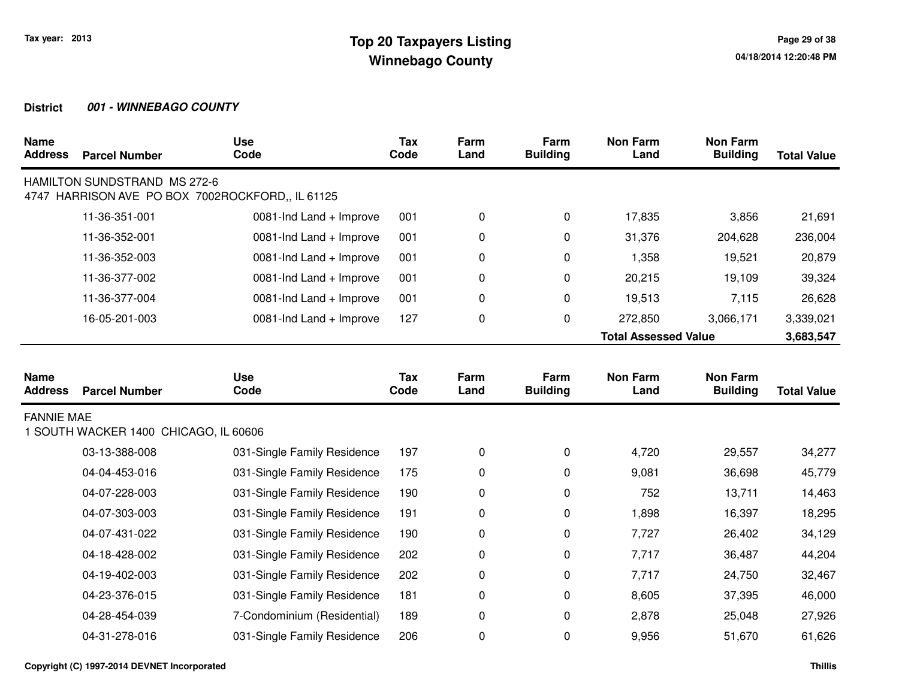# Top 20 Taxpayers Listing
## Winnebago County

Tax year: 2013

**District** ***001 - WINNEBAGO COUNTY***

| Name Address | Parcel Number | Use Code | Tax Code | Farm Land | Farm Building | Non Farm Land | Non Farm Building | Total Value |
|---|---|---|---|---|---|---|---|---|
| HAMILTON SUNDSTRAND MS 272-6<br>4747 HARRISON AVE PO BOX 7002ROCKFORD,, IL 61125 | | | | | | | | |
| | 11-36-351-001 | 0081-Ind Land + Improve | 001 | 0 | 0 | 17,835 | 3,856 | 21,691 |
| | 11-36-352-001 | 0081-Ind Land + Improve | 001 | 0 | 0 | 31,376 | 204,628 | 236,004 |
| | 11-36-352-003 | 0081-Ind Land + Improve | 001 | 0 | 0 | 1,358 | 19,521 | 20,879 |
| | 11-36-377-002 | 0081-Ind Land + Improve | 001 | 0 | 0 | 20,215 | 19,109 | 39,324 |
| | 11-36-377-004 | 0081-Ind Land + Improve | 001 | 0 | 0 | 19,513 | 7,115 | 26,628 |
| | 16-05-201-003 | 0081-Ind Land + Improve | 127 | 0 | 0 | 272,850 | 3,066,171 | 3,339,021 |
| | | | | | | **Total Assessed Value** | | **3,683,547** |

| Name Address | Parcel Number | Use Code | Tax Code | Farm Land | Farm Building | Non Farm Land | Non Farm Building | Total Value |
|---|---|---|---|---|---|---|---|---|
| FANNIE MAE<br>1 SOUTH WACKER 1400 CHICAGO, IL 60606 | | | | | | | | |
| | 03-13-388-008 | 031-Single Family Residence | 197 | 0 | 0 | 4,720 | 29,557 | 34,277 |
| | 04-04-453-016 | 031-Single Family Residence | 175 | 0 | 0 | 9,081 | 36,698 | 45,779 |
| | 04-07-228-003 | 031-Single Family Residence | 190 | 0 | 0 | 752 | 13,711 | 14,463 |
| | 04-07-303-003 | 031-Single Family Residence | 191 | 0 | 0 | 1,898 | 16,397 | 18,295 |
| | 04-07-431-022 | 031-Single Family Residence | 190 | 0 | 0 | 7,727 | 26,402 | 34,129 |
| | 04-18-428-002 | 031-Single Family Residence | 202 | 0 | 0 | 7,717 | 36,487 | 44,204 |
| | 04-19-402-003 | 031-Single Family Residence | 202 | 0 | 0 | 7,717 | 24,750 | 32,467 |
| | 04-23-376-015 | 031-Single Family Residence | 181 | 0 | 0 | 8,605 | 37,395 | 46,000 |
| | 04-28-454-039 | 7-Condominium (Residential) | 189 | 0 | 0 | 2,878 | 25,048 | 27,926 |
| | 04-31-278-016 | 031-Single Family Residence | 206 | 0 | 0 | 9,956 | 51,670 | 61,626 |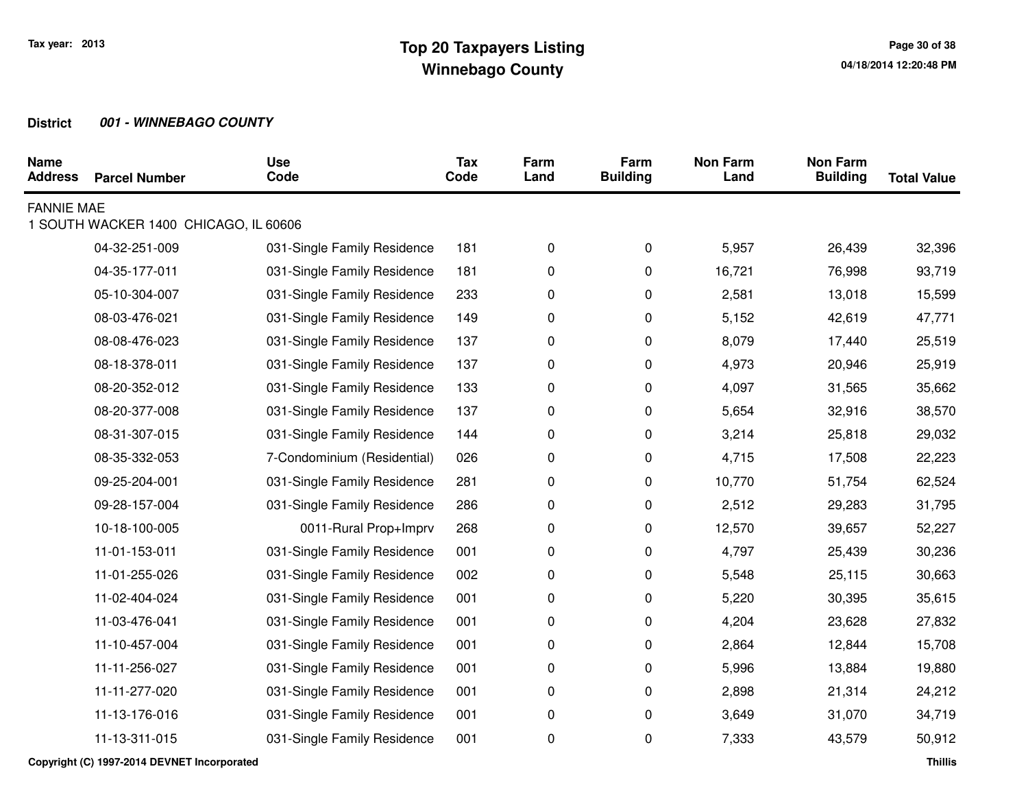# Top 20 Taxpayers Listing
# Winnebago County

Tax year: 2013

**District** ***001 - WINNEBAGO COUNTY***

| Name Address | Parcel Number | Use Code | Tax Code | Farm Land | Farm Building | Non Farm Land | Non Farm Building | Total Value |
|---|---|---|---|---|---|---|---|---|
| FANNIE MAE<br>1 SOUTH WACKER 1400 CHICAGO, IL 60606 | | | | | | | | |
| | 04-32-251-009 | 031-Single Family Residence | 181 | 0 | 0 | 5,957 | 26,439 | 32,396 |
| | 04-35-177-011 | 031-Single Family Residence | 181 | 0 | 0 | 16,721 | 76,998 | 93,719 |
| | 05-10-304-007 | 031-Single Family Residence | 233 | 0 | 0 | 2,581 | 13,018 | 15,599 |
| | 08-03-476-021 | 031-Single Family Residence | 149 | 0 | 0 | 5,152 | 42,619 | 47,771 |
| | 08-08-476-023 | 031-Single Family Residence | 137 | 0 | 0 | 8,079 | 17,440 | 25,519 |
| | 08-18-378-011 | 031-Single Family Residence | 137 | 0 | 0 | 4,973 | 20,946 | 25,919 |
| | 08-20-352-012 | 031-Single Family Residence | 133 | 0 | 0 | 4,097 | 31,565 | 35,662 |
| | 08-20-377-008 | 031-Single Family Residence | 137 | 0 | 0 | 5,654 | 32,916 | 38,570 |
| | 08-31-307-015 | 031-Single Family Residence | 144 | 0 | 0 | 3,214 | 25,818 | 29,032 |
| | 08-35-332-053 | 7-Condominium (Residential) | 026 | 0 | 0 | 4,715 | 17,508 | 22,223 |
| | 09-25-204-001 | 031-Single Family Residence | 281 | 0 | 0 | 10,770 | 51,754 | 62,524 |
| | 09-28-157-004 | 031-Single Family Residence | 286 | 0 | 0 | 2,512 | 29,283 | 31,795 |
| | 10-18-100-005 | 0011-Rural Prop+Imprv | 268 | 0 | 0 | 12,570 | 39,657 | 52,227 |
| | 11-01-153-011 | 031-Single Family Residence | 001 | 0 | 0 | 4,797 | 25,439 | 30,236 |
| | 11-01-255-026 | 031-Single Family Residence | 002 | 0 | 0 | 5,548 | 25,115 | 30,663 |
| | 11-02-404-024 | 031-Single Family Residence | 001 | 0 | 0 | 5,220 | 30,395 | 35,615 |
| | 11-03-476-041 | 031-Single Family Residence | 001 | 0 | 0 | 4,204 | 23,628 | 27,832 |
| | 11-10-457-004 | 031-Single Family Residence | 001 | 0 | 0 | 2,864 | 12,844 | 15,708 |
| | 11-11-256-027 | 031-Single Family Residence | 001 | 0 | 0 | 5,996 | 13,884 | 19,880 |
| | 11-11-277-020 | 031-Single Family Residence | 001 | 0 | 0 | 2,898 | 21,314 | 24,212 |
| | 11-13-176-016 | 031-Single Family Residence | 001 | 0 | 0 | 3,649 | 31,070 | 34,719 |
| | 11-13-311-015 | 031-Single Family Residence | 001 | 0 | 0 | 7,333 | 43,579 | 50,912 |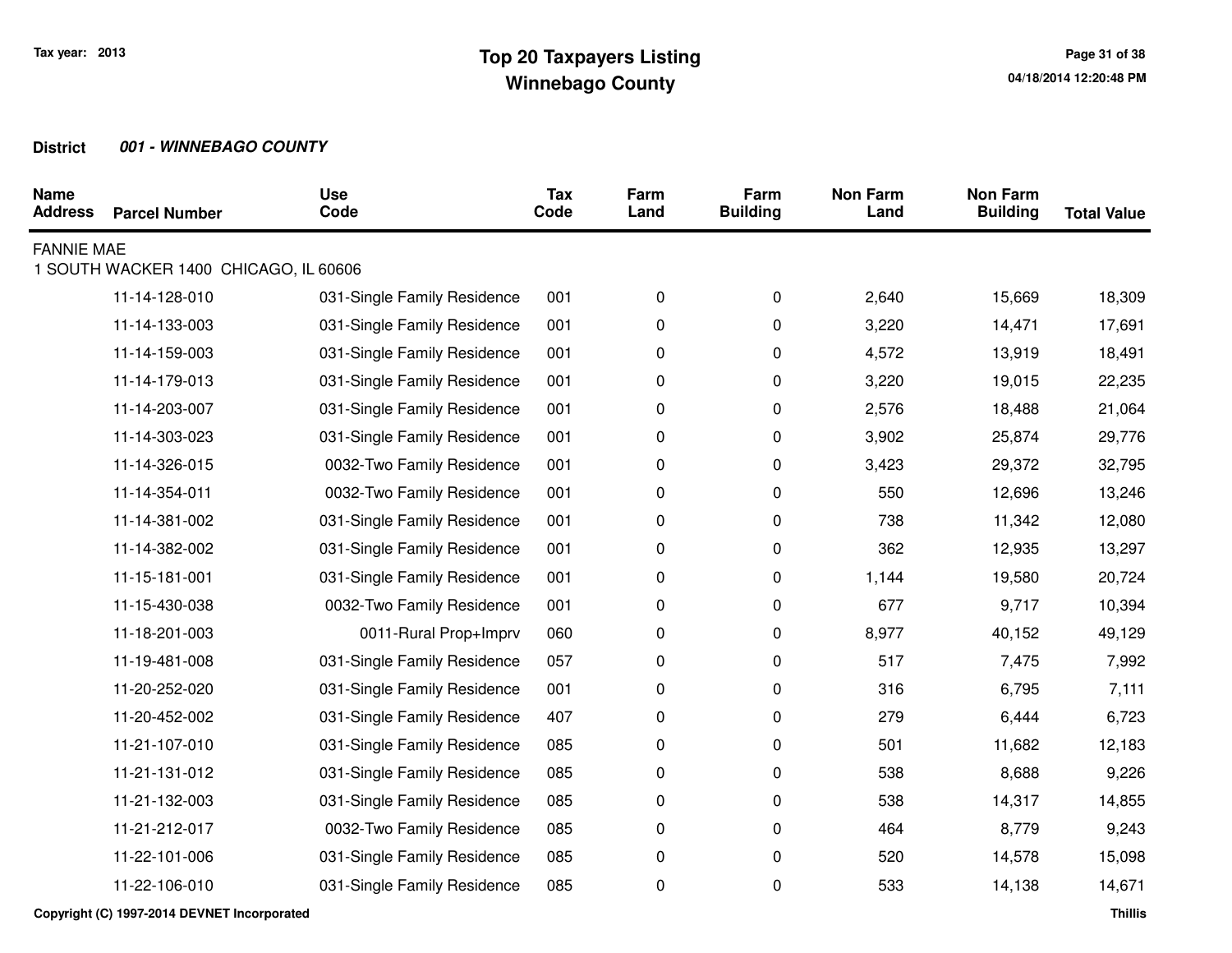Tax year: 2013

# Top 20 Taxpayers Listing
## Winnebago County

**District** ***001 - WINNEBAGO COUNTY***

| Name Address | Parcel Number | Use Code | Tax Code | Farm Land | Farm Building | Non Farm Land | Non Farm Building | Total Value |
|---|---|---|---|---|---|---|---|---|
| FANNIE MAE | | | | | | | | |
| 1 SOUTH WACKER 1400 CHICAGO, IL 60606 | | | | | | | | |
| | 11-14-128-010 | 031-Single Family Residence | 001 | 0 | 0 | 2,640 | 15,669 | 18,309 |
| | 11-14-133-003 | 031-Single Family Residence | 001 | 0 | 0 | 3,220 | 14,471 | 17,691 |
| | 11-14-159-003 | 031-Single Family Residence | 001 | 0 | 0 | 4,572 | 13,919 | 18,491 |
| | 11-14-179-013 | 031-Single Family Residence | 001 | 0 | 0 | 3,220 | 19,015 | 22,235 |
| | 11-14-203-007 | 031-Single Family Residence | 001 | 0 | 0 | 2,576 | 18,488 | 21,064 |
| | 11-14-303-023 | 031-Single Family Residence | 001 | 0 | 0 | 3,902 | 25,874 | 29,776 |
| | 11-14-326-015 | 0032-Two Family Residence | 001 | 0 | 0 | 3,423 | 29,372 | 32,795 |
| | 11-14-354-011 | 0032-Two Family Residence | 001 | 0 | 0 | 550 | 12,696 | 13,246 |
| | 11-14-381-002 | 031-Single Family Residence | 001 | 0 | 0 | 738 | 11,342 | 12,080 |
| | 11-14-382-002 | 031-Single Family Residence | 001 | 0 | 0 | 362 | 12,935 | 13,297 |
| | 11-15-181-001 | 031-Single Family Residence | 001 | 0 | 0 | 1,144 | 19,580 | 20,724 |
| | 11-15-430-038 | 0032-Two Family Residence | 001 | 0 | 0 | 677 | 9,717 | 10,394 |
| | 11-18-201-003 | 0011-Rural Prop+Imprv | 060 | 0 | 0 | 8,977 | 40,152 | 49,129 |
| | 11-19-481-008 | 031-Single Family Residence | 057 | 0 | 0 | 517 | 7,475 | 7,992 |
| | 11-20-252-020 | 031-Single Family Residence | 001 | 0 | 0 | 316 | 6,795 | 7,111 |
| | 11-20-452-002 | 031-Single Family Residence | 407 | 0 | 0 | 279 | 6,444 | 6,723 |
| | 11-21-107-010 | 031-Single Family Residence | 085 | 0 | 0 | 501 | 11,682 | 12,183 |
| | 11-21-131-012 | 031-Single Family Residence | 085 | 0 | 0 | 538 | 8,688 | 9,226 |
| | 11-21-132-003 | 031-Single Family Residence | 085 | 0 | 0 | 538 | 14,317 | 14,855 |
| | 11-21-212-017 | 0032-Two Family Residence | 085 | 0 | 0 | 464 | 8,779 | 9,243 |
| | 11-22-101-006 | 031-Single Family Residence | 085 | 0 | 0 | 520 | 14,578 | 15,098 |
| | 11-22-106-010 | 031-Single Family Residence | 085 | 0 | 0 | 533 | 14,138 | 14,671 |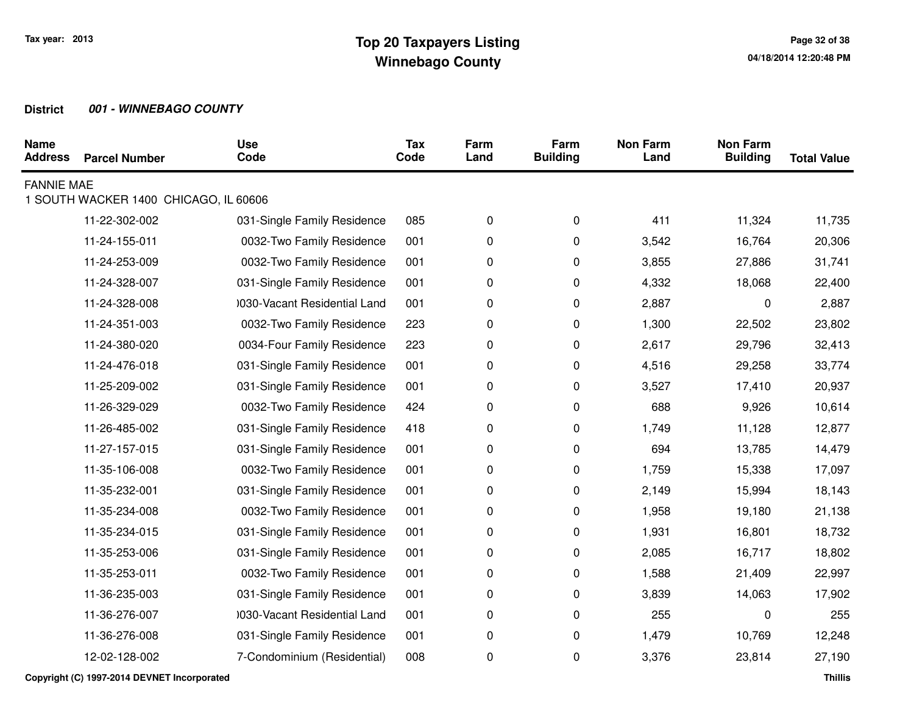# Top 20 Taxpayers Listing
## Winnebago County

Tax year: 2013

**District** ***001 - WINNEBAGO COUNTY***

| Name Address | Parcel Number | Use Code | Tax Code | Farm Land | Farm Building | Non Farm Land | Non Farm Building | Total Value |
|---|---|---|---|---|---|---|---|---|
| FANNIE MAE<br>1 SOUTH WACKER 1400 CHICAGO, IL 60606 | | | | | | | | |
| | 11-22-302-002 | 031-Single Family Residence | 085 | 0 | 0 | 411 | 11,324 | 11,735 |
| | 11-24-155-011 | 0032-Two Family Residence | 001 | 0 | 0 | 3,542 | 16,764 | 20,306 |
| | 11-24-253-009 | 0032-Two Family Residence | 001 | 0 | 0 | 3,855 | 27,886 | 31,741 |
| | 11-24-328-007 | 031-Single Family Residence | 001 | 0 | 0 | 4,332 | 18,068 | 22,400 |
| | 11-24-328-008 | )030-Vacant Residential Land | 001 | 0 | 0 | 2,887 | 0 | 2,887 |
| | 11-24-351-003 | 0032-Two Family Residence | 223 | 0 | 0 | 1,300 | 22,502 | 23,802 |
| | 11-24-380-020 | 0034-Four Family Residence | 223 | 0 | 0 | 2,617 | 29,796 | 32,413 |
| | 11-24-476-018 | 031-Single Family Residence | 001 | 0 | 0 | 4,516 | 29,258 | 33,774 |
| | 11-25-209-002 | 031-Single Family Residence | 001 | 0 | 0 | 3,527 | 17,410 | 20,937 |
| | 11-26-329-029 | 0032-Two Family Residence | 424 | 0 | 0 | 688 | 9,926 | 10,614 |
| | 11-26-485-002 | 031-Single Family Residence | 418 | 0 | 0 | 1,749 | 11,128 | 12,877 |
| | 11-27-157-015 | 031-Single Family Residence | 001 | 0 | 0 | 694 | 13,785 | 14,479 |
| | 11-35-106-008 | 0032-Two Family Residence | 001 | 0 | 0 | 1,759 | 15,338 | 17,097 |
| | 11-35-232-001 | 031-Single Family Residence | 001 | 0 | 0 | 2,149 | 15,994 | 18,143 |
| | 11-35-234-008 | 0032-Two Family Residence | 001 | 0 | 0 | 1,958 | 19,180 | 21,138 |
| | 11-35-234-015 | 031-Single Family Residence | 001 | 0 | 0 | 1,931 | 16,801 | 18,732 |
| | 11-35-253-006 | 031-Single Family Residence | 001 | 0 | 0 | 2,085 | 16,717 | 18,802 |
| | 11-35-253-011 | 0032-Two Family Residence | 001 | 0 | 0 | 1,588 | 21,409 | 22,997 |
| | 11-36-235-003 | 031-Single Family Residence | 001 | 0 | 0 | 3,839 | 14,063 | 17,902 |
| | 11-36-276-007 | )030-Vacant Residential Land | 001 | 0 | 0 | 255 | 0 | 255 |
| | 11-36-276-008 | 031-Single Family Residence | 001 | 0 | 0 | 1,479 | 10,769 | 12,248 |
| | 12-02-128-002 | 7-Condominium (Residential) | 008 | 0 | 0 | 3,376 | 23,814 | 27,190 |

Copyright (C) 1997-2014 DEVNET Incorporated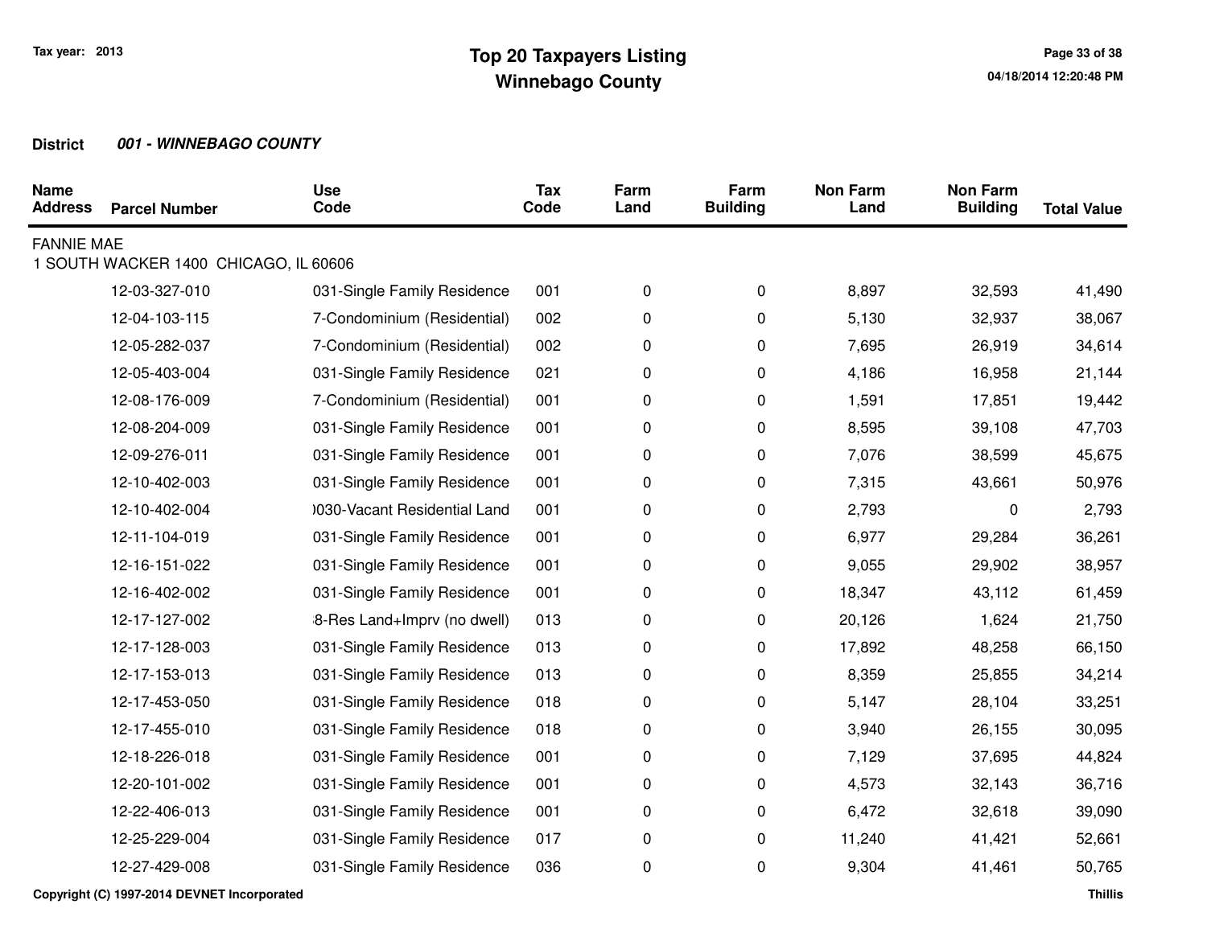Tax year: 2013

# Top 20 Taxpayers Listing
## Winnebago County

**District** ***001 - WINNEBAGO COUNTY***

| Name Address | Parcel Number | Use Code | Tax Code | Farm Land | Farm Building | Non Farm Land | Non Farm Building | Total Value |
|---|---|---|---|---|---|---|---|---|
| FANNIE MAE | | | | | | | | |
| 1 SOUTH WACKER 1400 CHICAGO, IL 60606 | | | | | | | | |
| | 12-03-327-010 | 031-Single Family Residence | 001 | 0 | 0 | 8,897 | 32,593 | 41,490 |
| | 12-04-103-115 | 7-Condominium (Residential) | 002 | 0 | 0 | 5,130 | 32,937 | 38,067 |
| | 12-05-282-037 | 7-Condominium (Residential) | 002 | 0 | 0 | 7,695 | 26,919 | 34,614 |
| | 12-05-403-004 | 031-Single Family Residence | 021 | 0 | 0 | 4,186 | 16,958 | 21,144 |
| | 12-08-176-009 | 7-Condominium (Residential) | 001 | 0 | 0 | 1,591 | 17,851 | 19,442 |
| | 12-08-204-009 | 031-Single Family Residence | 001 | 0 | 0 | 8,595 | 39,108 | 47,703 |
| | 12-09-276-011 | 031-Single Family Residence | 001 | 0 | 0 | 7,076 | 38,599 | 45,675 |
| | 12-10-402-003 | 031-Single Family Residence | 001 | 0 | 0 | 7,315 | 43,661 | 50,976 |
| | 12-10-402-004 | )030-Vacant Residential Land | 001 | 0 | 0 | 2,793 | 0 | 2,793 |
| | 12-11-104-019 | 031-Single Family Residence | 001 | 0 | 0 | 6,977 | 29,284 | 36,261 |
| | 12-16-151-022 | 031-Single Family Residence | 001 | 0 | 0 | 9,055 | 29,902 | 38,957 |
| | 12-16-402-002 | 031-Single Family Residence | 001 | 0 | 0 | 18,347 | 43,112 | 61,459 |
| | 12-17-127-002 | 8-Res Land+Imprv (no dwell) | 013 | 0 | 0 | 20,126 | 1,624 | 21,750 |
| | 12-17-128-003 | 031-Single Family Residence | 013 | 0 | 0 | 17,892 | 48,258 | 66,150 |
| | 12-17-153-013 | 031-Single Family Residence | 013 | 0 | 0 | 8,359 | 25,855 | 34,214 |
| | 12-17-453-050 | 031-Single Family Residence | 018 | 0 | 0 | 5,147 | 28,104 | 33,251 |
| | 12-17-455-010 | 031-Single Family Residence | 018 | 0 | 0 | 3,940 | 26,155 | 30,095 |
| | 12-18-226-018 | 031-Single Family Residence | 001 | 0 | 0 | 7,129 | 37,695 | 44,824 |
| | 12-20-101-002 | 031-Single Family Residence | 001 | 0 | 0 | 4,573 | 32,143 | 36,716 |
| | 12-22-406-013 | 031-Single Family Residence | 001 | 0 | 0 | 6,472 | 32,618 | 39,090 |
| | 12-25-229-004 | 031-Single Family Residence | 017 | 0 | 0 | 11,240 | 41,421 | 52,661 |
| | 12-27-429-008 | 031-Single Family Residence | 036 | 0 | 0 | 9,304 | 41,461 | 50,765 |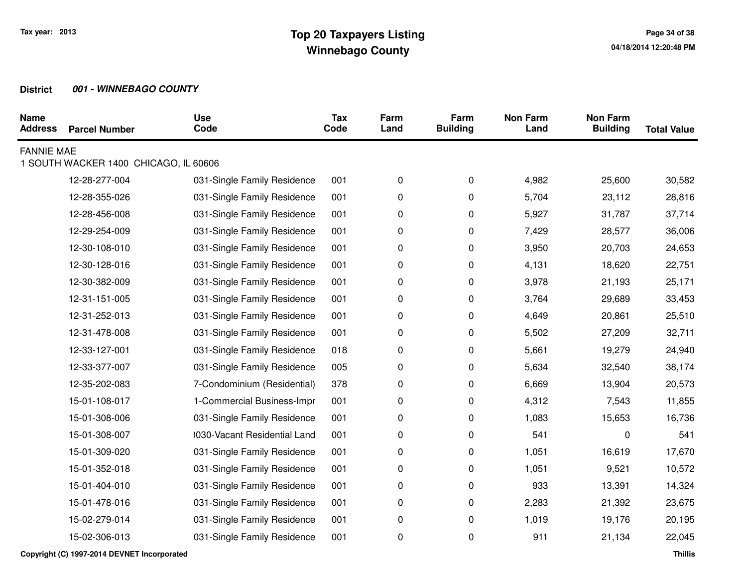# Top 20 Taxpayers Listing
## Winnebago County

Tax year: 2013

**District** ***001 - WINNEBAGO COUNTY***

| Name Address | Parcel Number | Use Code | Tax Code | Farm Land | Farm Building | Non Farm Land | Non Farm Building | Total Value |
|---|---|---|---|---|---|---|---|---|
| FANNIE MAE<br>1 SOUTH WACKER 1400 CHICAGO, IL 60606 | | | | | | | | |
| | 12-28-277-004 | 031-Single Family Residence | 001 | 0 | 0 | 4,982 | 25,600 | 30,582 |
| | 12-28-355-026 | 031-Single Family Residence | 001 | 0 | 0 | 5,704 | 23,112 | 28,816 |
| | 12-28-456-008 | 031-Single Family Residence | 001 | 0 | 0 | 5,927 | 31,787 | 37,714 |
| | 12-29-254-009 | 031-Single Family Residence | 001 | 0 | 0 | 7,429 | 28,577 | 36,006 |
| | 12-30-108-010 | 031-Single Family Residence | 001 | 0 | 0 | 3,950 | 20,703 | 24,653 |
| | 12-30-128-016 | 031-Single Family Residence | 001 | 0 | 0 | 4,131 | 18,620 | 22,751 |
| | 12-30-382-009 | 031-Single Family Residence | 001 | 0 | 0 | 3,978 | 21,193 | 25,171 |
| | 12-31-151-005 | 031-Single Family Residence | 001 | 0 | 0 | 3,764 | 29,689 | 33,453 |
| | 12-31-252-013 | 031-Single Family Residence | 001 | 0 | 0 | 4,649 | 20,861 | 25,510 |
| | 12-31-478-008 | 031-Single Family Residence | 001 | 0 | 0 | 5,502 | 27,209 | 32,711 |
| | 12-33-127-001 | 031-Single Family Residence | 018 | 0 | 0 | 5,661 | 19,279 | 24,940 |
| | 12-33-377-007 | 031-Single Family Residence | 005 | 0 | 0 | 5,634 | 32,540 | 38,174 |
| | 12-35-202-083 | 7-Condominium (Residential) | 378 | 0 | 0 | 6,669 | 13,904 | 20,573 |
| | 15-01-108-017 | 1-Commercial Business-Impr | 001 | 0 | 0 | 4,312 | 7,543 | 11,855 |
| | 15-01-308-006 | 031-Single Family Residence | 001 | 0 | 0 | 1,083 | 15,653 | 16,736 |
| | 15-01-308-007 | )030-Vacant Residential Land | 001 | 0 | 0 | 541 | 0 | 541 |
| | 15-01-309-020 | 031-Single Family Residence | 001 | 0 | 0 | 1,051 | 16,619 | 17,670 |
| | 15-01-352-018 | 031-Single Family Residence | 001 | 0 | 0 | 1,051 | 9,521 | 10,572 |
| | 15-01-404-010 | 031-Single Family Residence | 001 | 0 | 0 | 933 | 13,391 | 14,324 |
| | 15-01-478-016 | 031-Single Family Residence | 001 | 0 | 0 | 2,283 | 21,392 | 23,675 |
| | 15-02-279-014 | 031-Single Family Residence | 001 | 0 | 0 | 1,019 | 19,176 | 20,195 |
| | 15-02-306-013 | 031-Single Family Residence | 001 | 0 | 0 | 911 | 21,134 | 22,045 |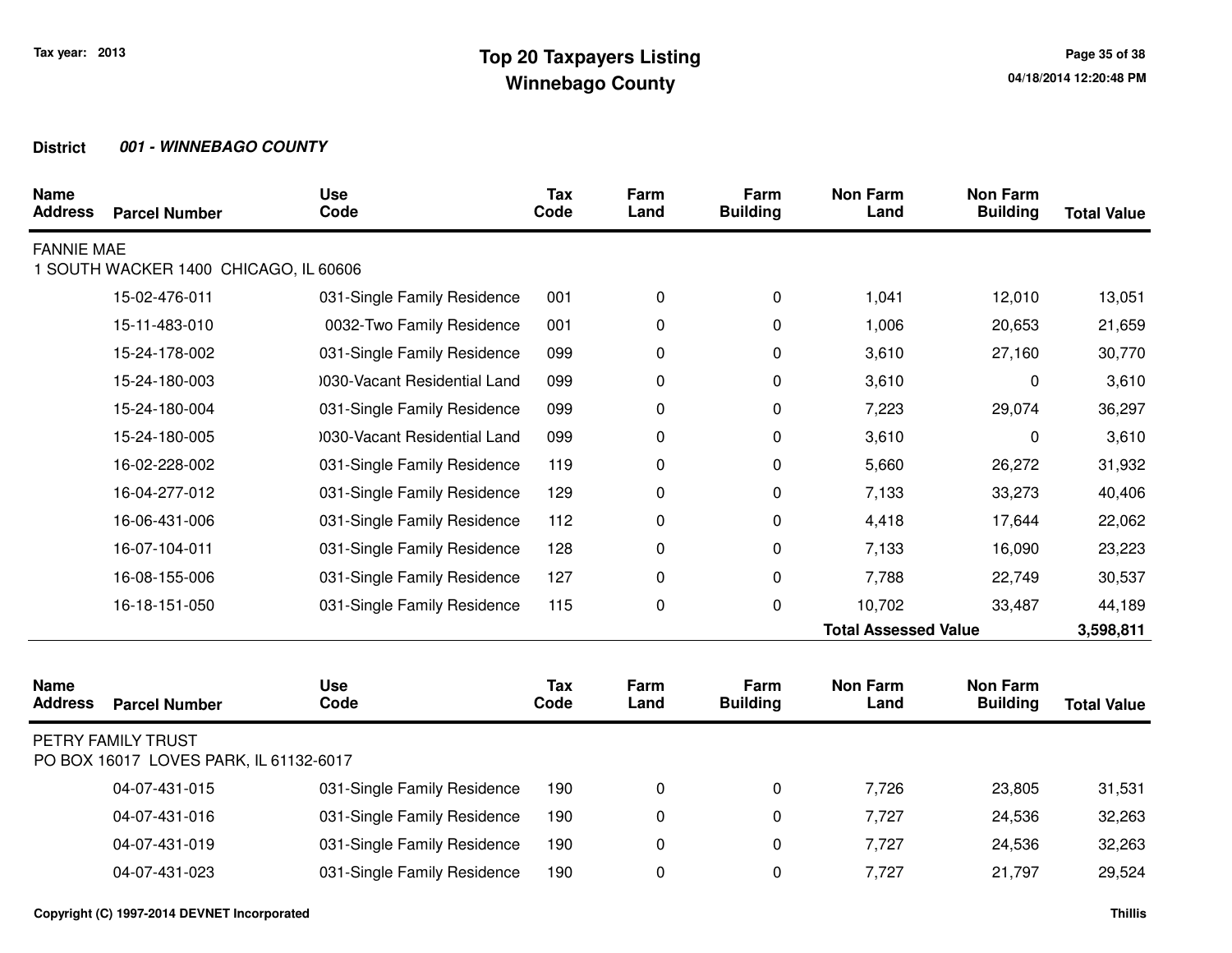# Top 20 Taxpayers Listing
# Winnebago County

Tax year: 2013

04/18/2014 12:20:48 PM

**District** ***001 - WINNEBAGO COUNTY***

| Name Address | Parcel Number | Use Code | Tax Code | Farm Land | Farm Building | Non Farm Land | Non Farm Building | Total Value |
|---|---|---|---|---|---|---|---|---|
| FANNIE MAE<br>1 SOUTH WACKER 1400 CHICAGO, IL 60606 | | | | | | | | |
| | 15-02-476-011 | 031-Single Family Residence | 001 | 0 | 0 | 1,041 | 12,010 | 13,051 |
| | 15-11-483-010 | 0032-Two Family Residence | 001 | 0 | 0 | 1,006 | 20,653 | 21,659 |
| | 15-24-178-002 | 031-Single Family Residence | 099 | 0 | 0 | 3,610 | 27,160 | 30,770 |
| | 15-24-180-003 | )030-Vacant Residential Land | 099 | 0 | 0 | 3,610 | 0 | 3,610 |
| | 15-24-180-004 | 031-Single Family Residence | 099 | 0 | 0 | 7,223 | 29,074 | 36,297 |
| | 15-24-180-005 | )030-Vacant Residential Land | 099 | 0 | 0 | 3,610 | 0 | 3,610 |
| | 16-02-228-002 | 031-Single Family Residence | 119 | 0 | 0 | 5,660 | 26,272 | 31,932 |
| | 16-04-277-012 | 031-Single Family Residence | 129 | 0 | 0 | 7,133 | 33,273 | 40,406 |
| | 16-06-431-006 | 031-Single Family Residence | 112 | 0 | 0 | 4,418 | 17,644 | 22,062 |
| | 16-07-104-011 | 031-Single Family Residence | 128 | 0 | 0 | 7,133 | 16,090 | 23,223 |
| | 16-08-155-006 | 031-Single Family Residence | 127 | 0 | 0 | 7,788 | 22,749 | 30,537 |
| | 16-18-151-050 | 031-Single Family Residence | 115 | 0 | 0 | 10,702 | 33,487 | 44,189 |
| | | | | | | **Total Assessed Value** | | **3,598,811** |

| Name Address | Parcel Number | Use Code | Tax Code | Farm Land | Farm Building | Non Farm Land | Non Farm Building | Total Value |
|---|---|---|---|---|---|---|---|---|
| PETRY FAMILY TRUST<br>PO BOX 16017 LOVES PARK, IL 61132-6017 | | | | | | | | |
| | 04-07-431-015 | 031-Single Family Residence | 190 | 0 | 0 | 7,726 | 23,805 | 31,531 |
| | 04-07-431-016 | 031-Single Family Residence | 190 | 0 | 0 | 7,727 | 24,536 | 32,263 |
| | 04-07-431-019 | 031-Single Family Residence | 190 | 0 | 0 | 7,727 | 24,536 | 32,263 |
| | 04-07-431-023 | 031-Single Family Residence | 190 | 0 | 0 | 7,727 | 21,797 | 29,524 |

Copyright (C) 1997-2014 DEVNET Incorporated

Thillis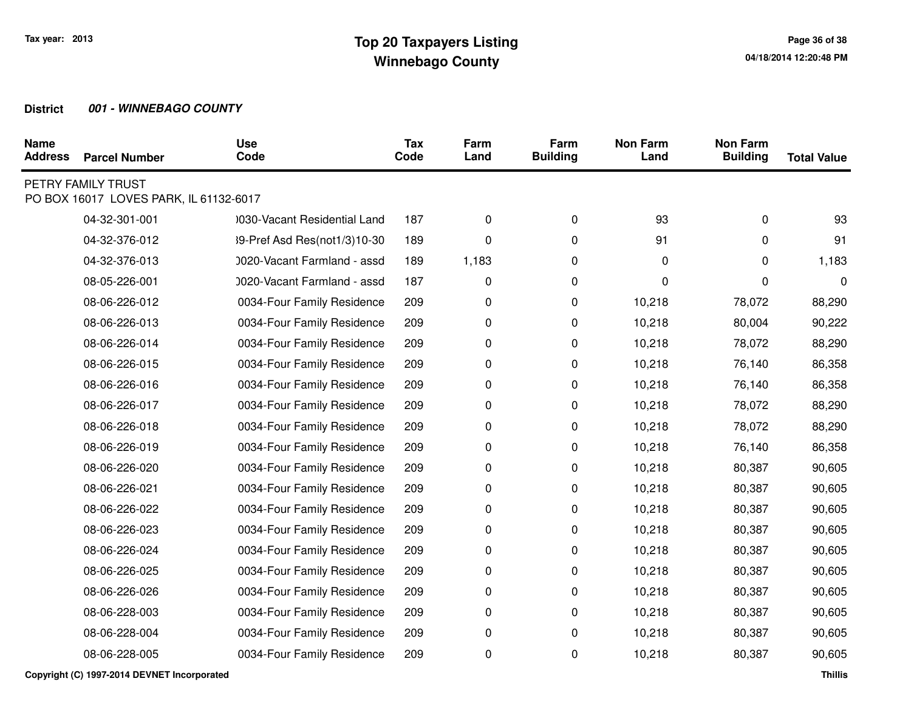# Top 20 Taxpayers Listing
## Winnebago County

Tax year: 2013

**District** ***001 - WINNEBAGO COUNTY***

| Name / Address | Parcel Number | Use Code | Tax Code | Farm Land | Farm Building | Non Farm Land | Non Farm Building | Total Value |
|---|---|---|---|---|---|---|---|---|
| PETRY FAMILY TRUST<br>PO BOX 16017 LOVES PARK, IL 61132-6017 | | | | | | | | |
| | 04-32-301-001 | )030-Vacant Residential Land | 187 | 0 | 0 | 93 | 0 | 93 |
| | 04-32-376-012 | 39-Pref Asd Res(not1/3)10-30 | 189 | 0 | 0 | 91 | 0 | 91 |
| | 04-32-376-013 | )020-Vacant Farmland - assd | 189 | 1,183 | 0 | 0 | 0 | 1,183 |
| | 08-05-226-001 | )020-Vacant Farmland - assd | 187 | 0 | 0 | 0 | 0 | 0 |
| | 08-06-226-012 | 0034-Four Family Residence | 209 | 0 | 0 | 10,218 | 78,072 | 88,290 |
| | 08-06-226-013 | 0034-Four Family Residence | 209 | 0 | 0 | 10,218 | 80,004 | 90,222 |
| | 08-06-226-014 | 0034-Four Family Residence | 209 | 0 | 0 | 10,218 | 78,072 | 88,290 |
| | 08-06-226-015 | 0034-Four Family Residence | 209 | 0 | 0 | 10,218 | 76,140 | 86,358 |
| | 08-06-226-016 | 0034-Four Family Residence | 209 | 0 | 0 | 10,218 | 76,140 | 86,358 |
| | 08-06-226-017 | 0034-Four Family Residence | 209 | 0 | 0 | 10,218 | 78,072 | 88,290 |
| | 08-06-226-018 | 0034-Four Family Residence | 209 | 0 | 0 | 10,218 | 78,072 | 88,290 |
| | 08-06-226-019 | 0034-Four Family Residence | 209 | 0 | 0 | 10,218 | 76,140 | 86,358 |
| | 08-06-226-020 | 0034-Four Family Residence | 209 | 0 | 0 | 10,218 | 80,387 | 90,605 |
| | 08-06-226-021 | 0034-Four Family Residence | 209 | 0 | 0 | 10,218 | 80,387 | 90,605 |
| | 08-06-226-022 | 0034-Four Family Residence | 209 | 0 | 0 | 10,218 | 80,387 | 90,605 |
| | 08-06-226-023 | 0034-Four Family Residence | 209 | 0 | 0 | 10,218 | 80,387 | 90,605 |
| | 08-06-226-024 | 0034-Four Family Residence | 209 | 0 | 0 | 10,218 | 80,387 | 90,605 |
| | 08-06-226-025 | 0034-Four Family Residence | 209 | 0 | 0 | 10,218 | 80,387 | 90,605 |
| | 08-06-226-026 | 0034-Four Family Residence | 209 | 0 | 0 | 10,218 | 80,387 | 90,605 |
| | 08-06-228-003 | 0034-Four Family Residence | 209 | 0 | 0 | 10,218 | 80,387 | 90,605 |
| | 08-06-228-004 | 0034-Four Family Residence | 209 | 0 | 0 | 10,218 | 80,387 | 90,605 |
| | 08-06-228-005 | 0034-Four Family Residence | 209 | 0 | 0 | 10,218 | 80,387 | 90,605 |

Copyright (C) 1997-2014 DEVNET Incorporated

Thillis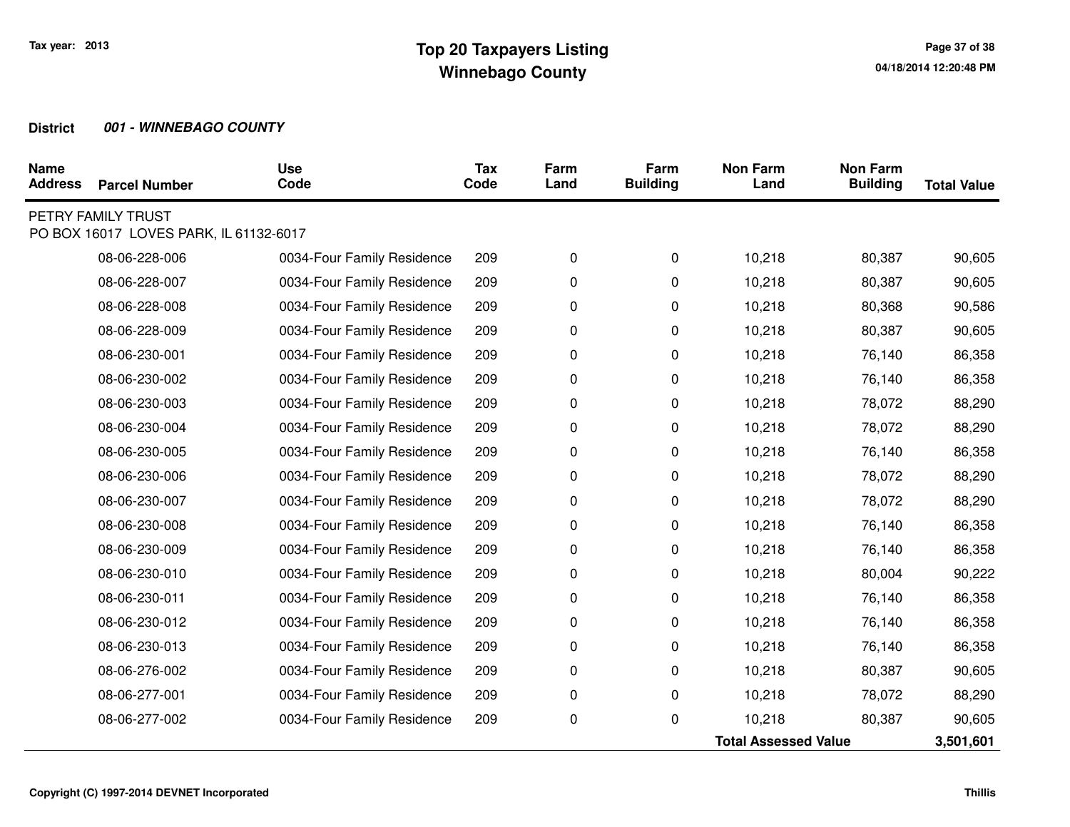**Tax year: 2013**

# Top 20 Taxpayers Listing
## Winnebago County

**District** ***001 - WINNEBAGO COUNTY***

| Name Address | Parcel Number | Use Code | Tax Code | Farm Land | Farm Building | Non Farm Land | Non Farm Building | Total Value |
|---|---|---|---|---|---|---|---|---|
| PETRY FAMILY TRUST<br>PO BOX 16017 LOVES PARK, IL 61132-6017 | | | | | | | | |
| | 08-06-228-006 | 0034-Four Family Residence | 209 | 0 | 0 | 10,218 | 80,387 | 90,605 |
| | 08-06-228-007 | 0034-Four Family Residence | 209 | 0 | 0 | 10,218 | 80,387 | 90,605 |
| | 08-06-228-008 | 0034-Four Family Residence | 209 | 0 | 0 | 10,218 | 80,368 | 90,586 |
| | 08-06-228-009 | 0034-Four Family Residence | 209 | 0 | 0 | 10,218 | 80,387 | 90,605 |
| | 08-06-230-001 | 0034-Four Family Residence | 209 | 0 | 0 | 10,218 | 76,140 | 86,358 |
| | 08-06-230-002 | 0034-Four Family Residence | 209 | 0 | 0 | 10,218 | 76,140 | 86,358 |
| | 08-06-230-003 | 0034-Four Family Residence | 209 | 0 | 0 | 10,218 | 78,072 | 88,290 |
| | 08-06-230-004 | 0034-Four Family Residence | 209 | 0 | 0 | 10,218 | 78,072 | 88,290 |
| | 08-06-230-005 | 0034-Four Family Residence | 209 | 0 | 0 | 10,218 | 76,140 | 86,358 |
| | 08-06-230-006 | 0034-Four Family Residence | 209 | 0 | 0 | 10,218 | 78,072 | 88,290 |
| | 08-06-230-007 | 0034-Four Family Residence | 209 | 0 | 0 | 10,218 | 78,072 | 88,290 |
| | 08-06-230-008 | 0034-Four Family Residence | 209 | 0 | 0 | 10,218 | 76,140 | 86,358 |
| | 08-06-230-009 | 0034-Four Family Residence | 209 | 0 | 0 | 10,218 | 76,140 | 86,358 |
| | 08-06-230-010 | 0034-Four Family Residence | 209 | 0 | 0 | 10,218 | 80,004 | 90,222 |
| | 08-06-230-011 | 0034-Four Family Residence | 209 | 0 | 0 | 10,218 | 76,140 | 86,358 |
| | 08-06-230-012 | 0034-Four Family Residence | 209 | 0 | 0 | 10,218 | 76,140 | 86,358 |
| | 08-06-230-013 | 0034-Four Family Residence | 209 | 0 | 0 | 10,218 | 76,140 | 86,358 |
| | 08-06-276-002 | 0034-Four Family Residence | 209 | 0 | 0 | 10,218 | 80,387 | 90,605 |
| | 08-06-277-001 | 0034-Four Family Residence | 209 | 0 | 0 | 10,218 | 78,072 | 88,290 |
| | 08-06-277-002 | 0034-Four Family Residence | 209 | 0 | 0 | 10,218 | 80,387 | 90,605 |
| | | | | | | **Total Assessed Value** | | **3,501,601** |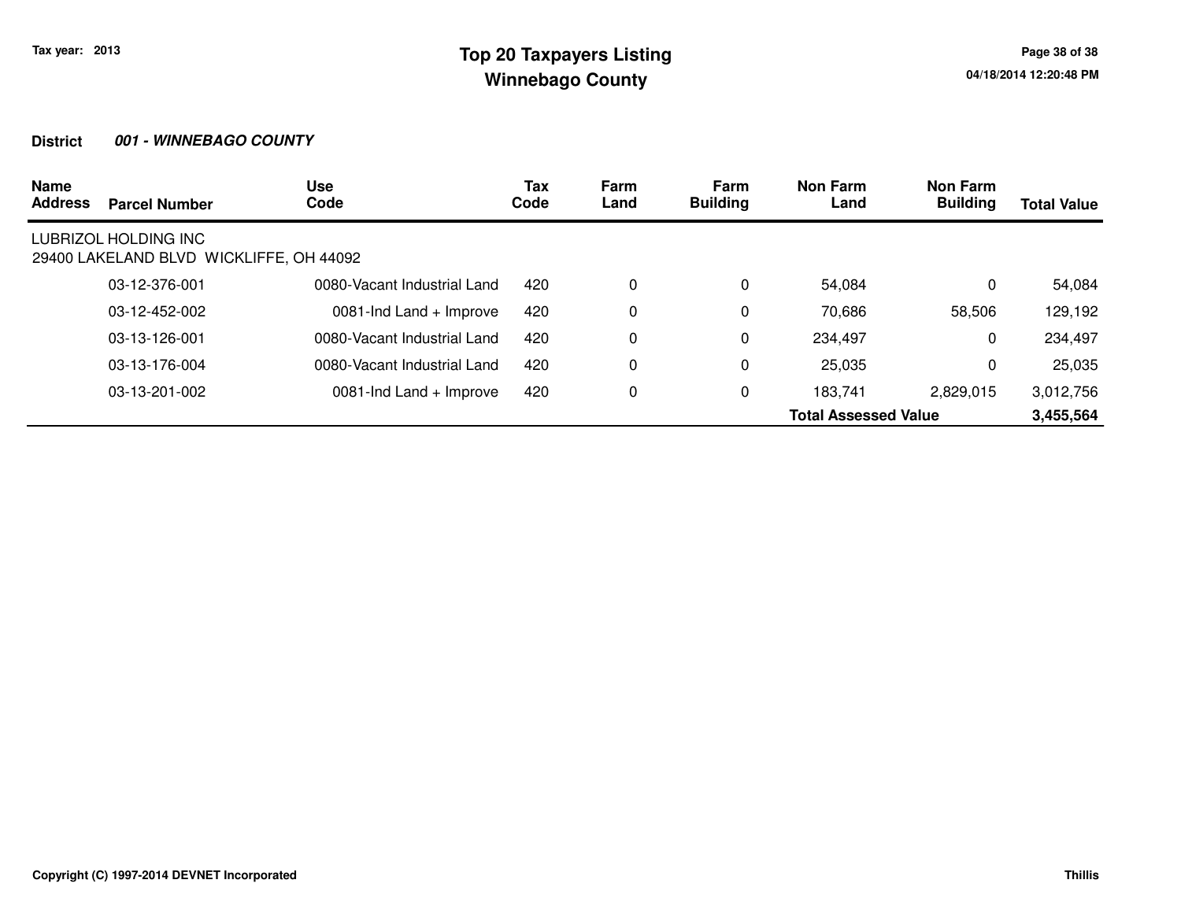Tax year: 2013

# Top 20 Taxpayers Listing
# Winnebago County

04/18/2014 12:20:48 PM

**District** ***001 - WINNEBAGO COUNTY***

| Name Address | Parcel Number | Use Code | Tax Code | Farm Land | Farm Building | Non Farm Land | Non Farm Building | Total Value |
|---|---|---|---|---|---|---|---|---|
| LUBRIZOL HOLDING INC<br>29400 LAKELAND BLVD WICKLIFFE, OH 44092 | | | | | | | | |
| | 03-12-376-001 | 0080-Vacant Industrial Land | 420 | 0 | 0 | 54,084 | 0 | 54,084 |
| | 03-12-452-002 | 0081-Ind Land + Improve | 420 | 0 | 0 | 70,686 | 58,506 | 129,192 |
| | 03-13-126-001 | 0080-Vacant Industrial Land | 420 | 0 | 0 | 234,497 | 0 | 234,497 |
| | 03-13-176-004 | 0080-Vacant Industrial Land | 420 | 0 | 0 | 25,035 | 0 | 25,035 |
| | 03-13-201-002 | 0081-Ind Land + Improve | 420 | 0 | 0 | 183,741 | 2,829,015 | 3,012,756 |
| | | | | | | **Total Assessed Value** | | **3,455,564** |

**Copyright (C) 1997-2014 DEVNET Incorporated**

**Thillis**